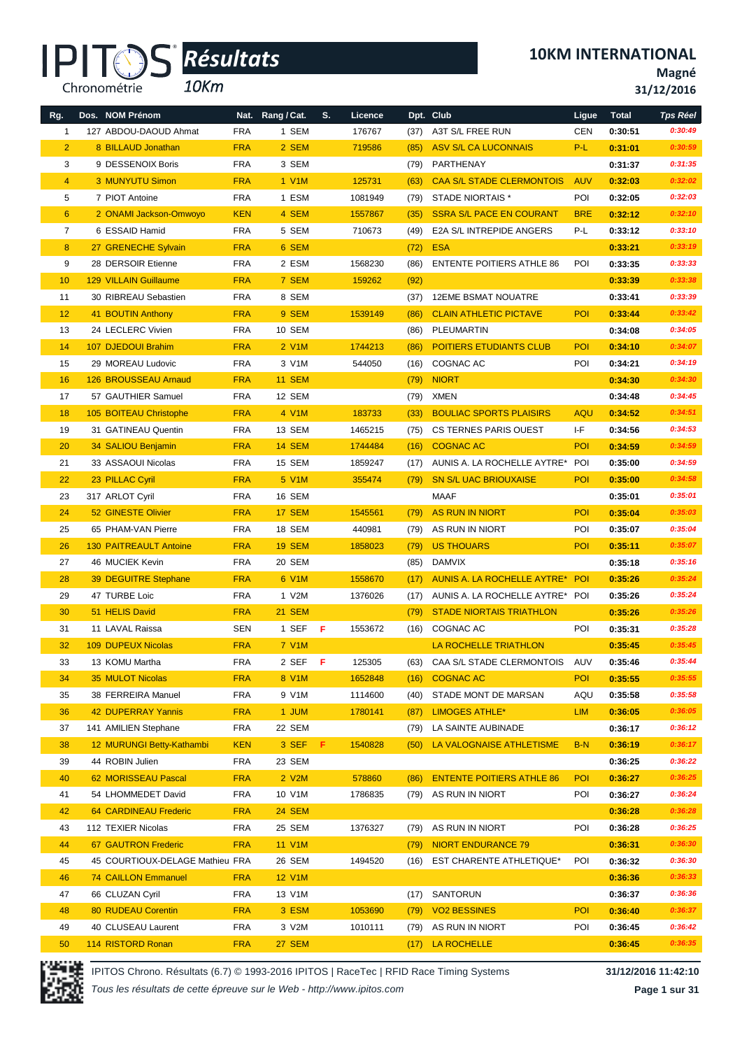# IPITOS Résultats 10Km

## 10KM INTERNATIONAL

**Magné**

**31/12/2016**

| Rg. | Dos. | NOM Prénom | Nat. | Rang / Cat. | S. | Licence | Dpt. | Club | Ligue | Total | Tps Réel |
|---|---|---|---|---|---|---|---|---|---|---|---|
| 1 | 127 | ABDOU-DAOUD Ahmat | FRA | 1 SEM | | 176767 | (37) | A3T S/L FREE RUN | CEN | 0:30:51 | 0:30:49 |
| 2 | 8 | BILLAUD Jonathan | FRA | 2 SEM | | 719586 | (85) | ASV S/L CA LUCONNAIS | P-L | 0:31:01 | 0:30:59 |
| 3 | 9 | DESSENOIX Boris | FRA | 3 SEM | | | (79) | PARTHENAY | | 0:31:37 | 0:31:35 |
| 4 | 3 | MUNYUTU Simon | FRA | 1 V1M | | 125731 | (63) | CAA S/L STADE CLERMONTOIS | AUV | 0:32:03 | 0:32:02 |
| 5 | 7 | PIOT Antoine | FRA | 1 ESM | | 1081949 | (79) | STADE NIORTAIS * | POI | 0:32:05 | 0:32:03 |
| 6 | 2 | ONAMI Jackson-Omwoyo | KEN | 4 SEM | | 1557867 | (35) | SSRA S/L PACE EN COURANT | BRE | 0:32:12 | 0:32:10 |
| 7 | 6 | ESSAID Hamid | FRA | 5 SEM | | 710673 | (49) | E2A S/L INTREPIDE ANGERS | P-L | 0:33:12 | 0:33:10 |
| 8 | 27 | GRENECHE Sylvain | FRA | 6 SEM | | | (72) | ESA | | 0:33:21 | 0:33:19 |
| 9 | 28 | DERSOIR Etienne | FRA | 2 ESM | | 1568230 | (86) | ENTENTE POITIERS ATHLE 86 | POI | 0:33:35 | 0:33:33 |
| 10 | 129 | VILLAIN Guillaume | FRA | 7 SEM | | 159262 | (92) | | | 0:33:39 | 0:33:38 |
| 11 | 30 | RIBREAU Sebastien | FRA | 8 SEM | | | (37) | 12EME BSMAT NOUATRE | | 0:33:41 | 0:33:39 |
| 12 | 41 | BOUTIN Anthony | FRA | 9 SEM | | 1539149 | (86) | CLAIN ATHLETIC PICTAVE | POI | 0:33:44 | 0:33:42 |
| 13 | 24 | LECLERC Vivien | FRA | 10 SEM | | | (86) | PLEUMARTIN | | 0:34:08 | 0:34:05 |
| 14 | 107 | DJEDOUI Brahim | FRA | 2 V1M | | 1744213 | (86) | POITIERS ETUDIANTS CLUB | POI | 0:34:10 | 0:34:07 |
| 15 | 29 | MOREAU Ludovic | FRA | 3 V1M | | 544050 | (16) | COGNAC AC | POI | 0:34:21 | 0:34:19 |
| 16 | 126 | BROUSSEAU Arnaud | FRA | 11 SEM | | | (79) | NIORT | | 0:34:30 | 0:34:30 |
| 17 | 57 | GAUTHIER Samuel | FRA | 12 SEM | | | (79) | XMEN | | 0:34:48 | 0:34:45 |
| 18 | 105 | BOITEAU Christophe | FRA | 4 V1M | | 183733 | (33) | BOULIAC SPORTS PLAISIRS | AQU | 0:34:52 | 0:34:51 |
| 19 | 31 | GATINEAU Quentin | FRA | 13 SEM | | 1465215 | (75) | CS TERNES PARIS OUEST | I-F | 0:34:56 | 0:34:53 |
| 20 | 34 | SALIOU Benjamin | FRA | 14 SEM | | 1744484 | (16) | COGNAC AC | POI | 0:34:59 | 0:34:59 |
| 21 | 33 | ASSAOUI Nicolas | FRA | 15 SEM | | 1859247 | (17) | AUNIS A. LA ROCHELLE AYTRE* | POI | 0:35:00 | 0:34:59 |
| 22 | 23 | PILLAC Cyril | FRA | 5 V1M | | 355474 | (79) | SN S/L UAC BRIOUXAISE | POI | 0:35:00 | 0:34:58 |
| 23 | 317 | ARLOT Cyril | FRA | 16 SEM | | | | MAAF | | 0:35:01 | 0:35:01 |
| 24 | 52 | GINESTE Olivier | FRA | 17 SEM | | 1545561 | (79) | AS RUN IN NIORT | POI | 0:35:04 | 0:35:03 |
| 25 | 65 | PHAM-VAN Pierre | FRA | 18 SEM | | 440981 | (79) | AS RUN IN NIORT | POI | 0:35:07 | 0:35:04 |
| 26 | 130 | PAITREAULT Antoine | FRA | 19 SEM | | 1858023 | (79) | US THOUARS | POI | 0:35:11 | 0:35:07 |
| 27 | 46 | MUCIEK Kevin | FRA | 20 SEM | | | (85) | DAMVIX | | 0:35:18 | 0:35:16 |
| 28 | 39 | DEGUITRE Stephane | FRA | 6 V1M | | 1558670 | (17) | AUNIS A. LA ROCHELLE AYTRE* | POI | 0:35:26 | 0:35:24 |
| 29 | 47 | TURBE Loic | FRA | 1 V2M | | 1376026 | (17) | AUNIS A. LA ROCHELLE AYTRE* | POI | 0:35:26 | 0:35:24 |
| 30 | 51 | HELIS David | FRA | 21 SEM | | | (79) | STADE NIORTAIS TRIATHLON | | 0:35:26 | 0:35:26 |
| 31 | 11 | LAVAL Raissa | SEN | 1 SEF | F | 1553672 | (16) | COGNAC AC | POI | 0:35:31 | 0:35:28 |
| 32 | 109 | DUPEUX Nicolas | FRA | 7 V1M | | | | LA ROCHELLE TRIATHLON | | 0:35:45 | 0:35:45 |
| 33 | 13 | KOMU Martha | FRA | 2 SEF | F | 125305 | (63) | CAA S/L STADE CLERMONTOIS | AUV | 0:35:46 | 0:35:44 |
| 34 | 35 | MULOT Nicolas | FRA | 8 V1M | | 1652848 | (16) | COGNAC AC | POI | 0:35:55 | 0:35:55 |
| 35 | 38 | FERREIRA Manuel | FRA | 9 V1M | | 1114600 | (40) | STADE MONT DE MARSAN | AQU | 0:35:58 | 0:35:58 |
| 36 | 42 | DUPERRAY Yannis | FRA | 1 JUM | | 1780141 | (87) | LIMOGES ATHLE* | LIM | 0:36:05 | 0:36:05 |
| 37 | 141 | AMILIEN Stephane | FRA | 22 SEM | | | (79) | LA SAINTE AUBINADE | | 0:36:17 | 0:36:12 |
| 38 | 12 | MURUNGI Betty-Kathambi | KEN | 3 SEF | F | 1540828 | (50) | LA VALOGNAISE ATHLETISME | B-N | 0:36:19 | 0:36:17 |
| 39 | 44 | ROBIN Julien | FRA | 23 SEM | | | | | | 0:36:25 | 0:36:22 |
| 40 | 62 | MORISSEAU Pascal | FRA | 2 V2M | | 578860 | (86) | ENTENTE POITIERS ATHLE 86 | POI | 0:36:27 | 0:36:25 |
| 41 | 54 | LHOMMEDET David | FRA | 10 V1M | | 1786835 | (79) | AS RUN IN NIORT | POI | 0:36:27 | 0:36:24 |
| 42 | 64 | CARDINEAU Frederic | FRA | 24 SEM | | | | | | 0:36:28 | 0:36:28 |
| 43 | 112 | TEXIER Nicolas | FRA | 25 SEM | | 1376327 | (79) | AS RUN IN NIORT | POI | 0:36:28 | 0:36:25 |
| 44 | 67 | GAUTRON Frederic | FRA | 11 V1M | | | (79) | NIORT ENDURANCE 79 | | 0:36:31 | 0:36:30 |
| 45 | 45 | COURTIOUX-DELAGE Mathieu | FRA | 26 SEM | | 1494520 | (16) | EST CHARENTE ATHLETIQUE* | POI | 0:36:32 | 0:36:30 |
| 46 | 74 | CAILLON Emmanuel | FRA | 12 V1M | | | | | | 0:36:36 | 0:36:33 |
| 47 | 66 | CLUZAN Cyril | FRA | 13 V1M | | | (17) | SANTORUN | | 0:36:37 | 0:36:36 |
| 48 | 80 | RUDEAU Corentin | FRA | 3 ESM | | 1053690 | (79) | VO2 BESSINES | POI | 0:36:40 | 0:36:37 |
| 49 | 40 | CLUSEAU Laurent | FRA | 3 V2M | | 1010111 | (79) | AS RUN IN NIORT | POI | 0:36:45 | 0:36:42 |
| 50 | 114 | RISTORD Ronan | FRA | 27 SEM | | | (17) | LA ROCHELLE | | 0:36:45 | 0:36:35 |

IPITOS Chrono. Résultats (6.7) © 1993-2016 IPITOS | RaceTec | RFID Race Timing Systems — 31/12/2016 11:42:10

*Tous les résultats de cette épreuve sur le Web - http://www.ipitos.com*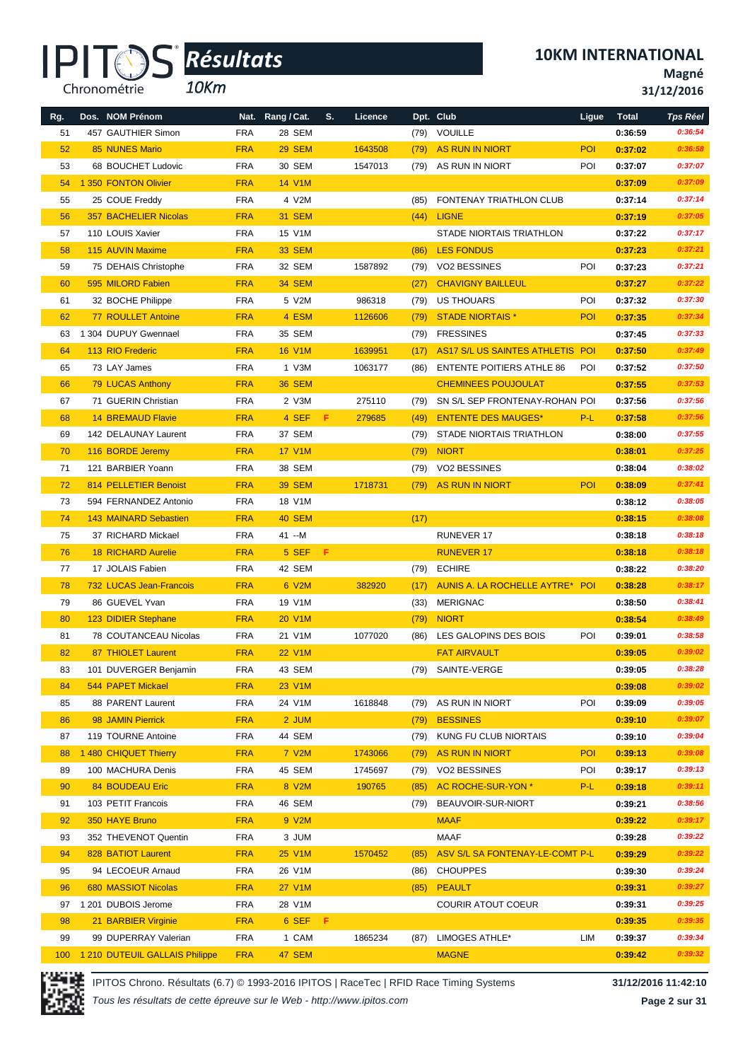# IPITOS Résultats 10Km

## 10KM INTERNATIONAL

**Magné**

**31/12/2016**

| Rg. | Dos. | NOM Prénom | Nat. | Rang / Cat. | S. | Licence | Dpt. | Club | Ligue | Total | Tps Réel |
|---|---|---|---|---|---|---|---|---|---|---|---|
| 51 | 457 | GAUTHIER Simon | FRA | 28 SEM | | | (79) | VOUILLE | | 0:36:59 | 0:36:54 |
| 52 | 85 | NUNES Mario | FRA | 29 SEM | | 1643508 | (79) | AS RUN IN NIORT | POI | 0:37:02 | 0:36:58 |
| 53 | 68 | BOUCHET Ludovic | FRA | 30 SEM | | 1547013 | (79) | AS RUN IN NIORT | POI | 0:37:07 | 0:37:07 |
| 54 | 1 350 | FONTON Olivier | FRA | 14 V1M | | | | | | 0:37:09 | 0:37:09 |
| 55 | 25 | COUE Freddy | FRA | 4 V2M | | | (85) | FONTENAY TRIATHLON CLUB | | 0:37:14 | 0:37:14 |
| 56 | 357 | BACHELIER Nicolas | FRA | 31 SEM | | | (44) | LIGNE | | 0:37:19 | 0:37:05 |
| 57 | 110 | LOUIS Xavier | FRA | 15 V1M | | | | STADE NIORTAIS TRIATHLON | | 0:37:22 | 0:37:17 |
| 58 | 115 | AUVIN Maxime | FRA | 33 SEM | | | (86) | LES FONDUS | | 0:37:23 | 0:37:21 |
| 59 | 75 | DEHAIS Christophe | FRA | 32 SEM | | 1587892 | (79) | VO2 BESSINES | POI | 0:37:23 | 0:37:21 |
| 60 | 595 | MILORD Fabien | FRA | 34 SEM | | | (27) | CHAVIGNY BAILLEUL | | 0:37:27 | 0:37:22 |
| 61 | 32 | BOCHE Philippe | FRA | 5 V2M | | 986318 | (79) | US THOUARS | POI | 0:37:32 | 0:37:30 |
| 62 | 77 | ROULLET Antoine | FRA | 4 ESM | | 1126606 | (79) | STADE NIORTAIS * | POI | 0:37:35 | 0:37:34 |
| 63 | 1 304 | DUPUY Gwennael | FRA | 35 SEM | | | (79) | FRESSINES | | 0:37:45 | 0:37:33 |
| 64 | 113 | RIO Frederic | FRA | 16 V1M | | 1639951 | (17) | AS17 S/L US SAINTES ATHLETIS | POI | 0:37:50 | 0:37:49 |
| 65 | 73 | LAY James | FRA | 1 V3M | | 1063177 | (86) | ENTENTE POITIERS ATHLE 86 | POI | 0:37:52 | 0:37:50 |
| 66 | 79 | LUCAS Anthony | FRA | 36 SEM | | | | CHEMINEES POUJOULAT | | 0:37:55 | 0:37:53 |
| 67 | 71 | GUERIN Christian | FRA | 2 V3M | | 275110 | (79) | SN S/L SEP FRONTENAY-ROHAN | POI | 0:37:56 | 0:37:56 |
| 68 | 14 | BREMAUD Flavie | FRA | 4 SEF | F | 279685 | (49) | ENTENTE DES MAUGES* | P-L | 0:37:58 | 0:37:56 |
| 69 | 142 | DELAUNAY Laurent | FRA | 37 SEM | | | (79) | STADE NIORTAIS TRIATHLON | | 0:38:00 | 0:37:55 |
| 70 | 116 | BORDE Jeremy | FRA | 17 V1M | | | (79) | NIORT | | 0:38:01 | 0:37:25 |
| 71 | 121 | BARBIER Yoann | FRA | 38 SEM | | | (79) | VO2 BESSINES | | 0:38:04 | 0:38:02 |
| 72 | 814 | PELLETIER Benoist | FRA | 39 SEM | | 1718731 | (79) | AS RUN IN NIORT | POI | 0:38:09 | 0:37:41 |
| 73 | 594 | FERNANDEZ Antonio | FRA | 18 V1M | | | | | | 0:38:12 | 0:38:05 |
| 74 | 143 | MAINARD Sebastien | FRA | 40 SEM | | | (17) | | | 0:38:15 | 0:38:08 |
| 75 | 37 | RICHARD Mickael | FRA | 41 --M | | | | RUNEVER 17 | | 0:38:18 | 0:38:18 |
| 76 | 18 | RICHARD Aurelie | FRA | 5 SEF | F | | | RUNEVER 17 | | 0:38:18 | 0:38:18 |
| 77 | 17 | JOLAIS Fabien | FRA | 42 SEM | | | (79) | ECHIRE | | 0:38:22 | 0:38:20 |
| 78 | 732 | LUCAS Jean-Francois | FRA | 6 V2M | | 382920 | (17) | AUNIS A. LA ROCHELLE AYTRE* | POI | 0:38:28 | 0:38:17 |
| 79 | 86 | GUEVEL Yvan | FRA | 19 V1M | | | (33) | MERIGNAC | | 0:38:50 | 0:38:41 |
| 80 | 123 | DIDIER Stephane | FRA | 20 V1M | | | (79) | NIORT | | 0:38:54 | 0:38:49 |
| 81 | 78 | COUTANCEAU Nicolas | FRA | 21 V1M | | 1077020 | (86) | LES GALOPINS DES BOIS | POI | 0:39:01 | 0:38:58 |
| 82 | 87 | THIOLET Laurent | FRA | 22 V1M | | | | FAT AIRVAULT | | 0:39:05 | 0:39:02 |
| 83 | 101 | DUVERGER Benjamin | FRA | 43 SEM | | | (79) | SAINTE-VERGE | | 0:39:05 | 0:38:28 |
| 84 | 544 | PAPET Mickael | FRA | 23 V1M | | | | | | 0:39:08 | 0:39:02 |
| 85 | 88 | PARENT Laurent | FRA | 24 V1M | | 1618848 | (79) | AS RUN IN NIORT | POI | 0:39:09 | 0:39:05 |
| 86 | 98 | JAMIN Pierrick | FRA | 2 JUM | | | (79) | BESSINES | | 0:39:10 | 0:39:07 |
| 87 | 119 | TOURNE Antoine | FRA | 44 SEM | | | (79) | KUNG FU CLUB NIORTAIS | | 0:39:10 | 0:39:04 |
| 88 | 1 480 | CHIQUET Thierry | FRA | 7 V2M | | 1743066 | (79) | AS RUN IN NIORT | POI | 0:39:13 | 0:39:08 |
| 89 | 100 | MACHURA Denis | FRA | 45 SEM | | 1745697 | (79) | VO2 BESSINES | POI | 0:39:17 | 0:39:13 |
| 90 | 84 | BOUDEAU Eric | FRA | 8 V2M | | 190765 | (85) | AC ROCHE-SUR-YON * | P-L | 0:39:18 | 0:39:11 |
| 91 | 103 | PETIT Francois | FRA | 46 SEM | | | (79) | BEAUVOIR-SUR-NIORT | | 0:39:21 | 0:38:56 |
| 92 | 350 | HAYE Bruno | FRA | 9 V2M | | | | MAAF | | 0:39:22 | 0:39:17 |
| 93 | 352 | THEVENOT Quentin | FRA | 3 JUM | | | | MAAF | | 0:39:28 | 0:39:22 |
| 94 | 828 | BATIOT Laurent | FRA | 25 V1M | | 1570452 | (85) | ASV S/L SA FONTENAY-LE-COMT | P-L | 0:39:29 | 0:39:22 |
| 95 | 94 | LECOEUR Arnaud | FRA | 26 V1M | | | (86) | CHOUPPES | | 0:39:30 | 0:39:24 |
| 96 | 680 | MASSIOT Nicolas | FRA | 27 V1M | | | (85) | PEAULT | | 0:39:31 | 0:39:27 |
| 97 | 1 201 | DUBOIS Jerome | FRA | 28 V1M | | | | COURIR ATOUT COEUR | | 0:39:31 | 0:39:25 |
| 98 | 21 | BARBIER Virginie | FRA | 6 SEF | F | | | | | 0:39:35 | 0:39:35 |
| 99 | 99 | DUPERRAY Valerian | FRA | 1 CAM | | 1865234 | (87) | LIMOGES ATHLE* | LIM | 0:39:37 | 0:39:34 |
| 100 | 1 210 | DUTEUIL GALLAIS Philippe | FRA | 47 SEM | | | | MAGNE | | 0:39:42 | 0:39:32 |

IPITOS Chrono. Résultats (6.7) © 1993-2016 IPITOS | RaceTec | RFID Race Timing Systems — 31/12/2016 11:42:10

*Tous les résultats de cette épreuve sur le Web - http://www.ipitos.com*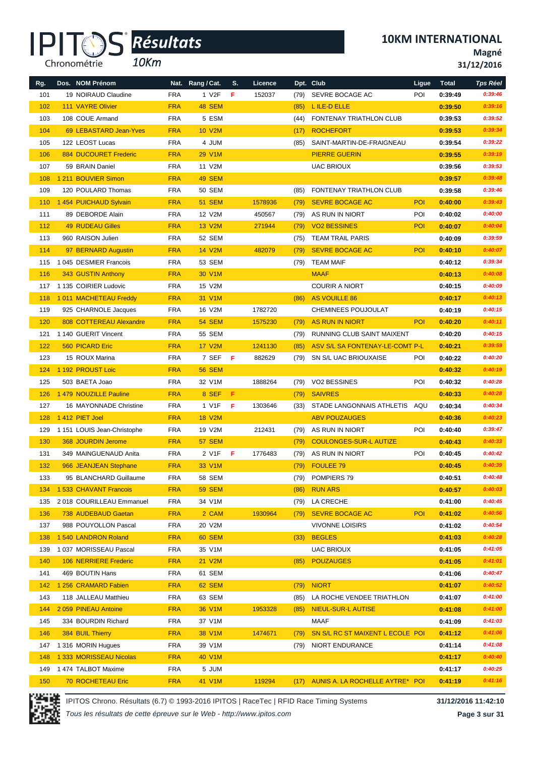# IPITOS Résultats

10Km

## 10KM INTERNATIONAL

**Magné**

**31/12/2016**

| Rg. | Dos. | NOM Prénom | Nat. | Rang / Cat. | S. | Licence | Dpt. | Club | Ligue | Total | Tps Réel |
|---|---|---|---|---|---|---|---|---|---|---|---|
| 101 | 19 | NOIRAUD Claudine | FRA | 1 V2F | F | 152037 | (79) | SEVRE BOCAGE AC | POI | 0:39:49 | 0:39:46 |
| 102 | 111 | VAYRE Olivier | FRA | 48 SEM | | | (85) | L ILE-D ELLE | | 0:39:50 | 0:39:16 |
| 103 | 108 | COUE Armand | FRA | 5 ESM | | | (44) | FONTENAY TRIATHLON CLUB | | 0:39:53 | 0:39:52 |
| 104 | 69 | LEBASTARD Jean-Yves | FRA | 10 V2M | | | (17) | ROCHEFORT | | 0:39:53 | 0:39:34 |
| 105 | 122 | LEOST Lucas | FRA | 4 JUM | | | (85) | SAINT-MARTIN-DE-FRAIGNEAU | | 0:39:54 | 0:39:22 |
| 106 | 884 | DUCOURET Frederic | FRA | 29 V1M | | | | PIERRE GUERIN | | 0:39:55 | 0:39:19 |
| 107 | 59 | BRAIN Daniel | FRA | 11 V2M | | | | UAC BRIOUX | | 0:39:56 | 0:39:53 |
| 108 | 1 211 | BOUVIER Simon | FRA | 49 SEM | | | | | | 0:39:57 | 0:39:48 |
| 109 | 120 | POULARD Thomas | FRA | 50 SEM | | | (85) | FONTENAY TRIATHLON CLUB | | 0:39:58 | 0:39:46 |
| 110 | 1 454 | PUICHAUD Sylvain | FRA | 51 SEM | | 1578936 | (79) | SEVRE BOCAGE AC | POI | 0:40:00 | 0:39:43 |
| 111 | 89 | DEBORDE Alain | FRA | 12 V2M | | 450567 | (79) | AS RUN IN NIORT | POI | 0:40:02 | 0:40:00 |
| 112 | 49 | RUDEAU Gilles | FRA | 13 V2M | | 271944 | (79) | VO2 BESSINES | POI | 0:40:07 | 0:40:04 |
| 113 | 960 | RAISON Julien | FRA | 52 SEM | | | (75) | TEAM TRAIL PARIS | | 0:40:09 | 0:39:59 |
| 114 | 97 | BERNARD Augustin | FRA | 14 V2M | | 482079 | (79) | SEVRE BOCAGE AC | POI | 0:40:10 | 0:40:07 |
| 115 | 1 045 | DESMIER Francois | FRA | 53 SEM | | | (79) | TEAM MAIF | | 0:40:12 | 0:39:34 |
| 116 | 343 | GUSTIN Anthony | FRA | 30 V1M | | | | MAAF | | 0:40:13 | 0:40:08 |
| 117 | 1 135 | COIRIER Ludovic | FRA | 15 V2M | | | | COURIR A NIORT | | 0:40:15 | 0:40:09 |
| 118 | 1 011 | MACHETEAU Freddy | FRA | 31 V1M | | | (86) | AS VOUILLE 86 | | 0:40:17 | 0:40:13 |
| 119 | 925 | CHARNOLE Jacques | FRA | 16 V2M | | 1782720 | | CHEMINEES POUJOULAT | | 0:40:19 | 0:40:15 |
| 120 | 808 | COTTEREAU Alexandre | FRA | 54 SEM | | 1575230 | (79) | AS RUN IN NIORT | POI | 0:40:20 | 0:40:11 |
| 121 | 1 140 | GUERIT Vincent | FRA | 55 SEM | | | (79) | RUNNING CLUB SAINT MAIXENT | | 0:40:20 | 0:40:15 |
| 122 | 560 | PICARD Eric | FRA | 17 V2M | | 1241130 | (85) | ASV S/L SA FONTENAY-LE-COMT | P-L | 0:40:21 | 0:39:59 |
| 123 | 15 | ROUX Marina | FRA | 7 SEF | F | 882629 | (79) | SN S/L UAC BRIOUXAISE | POI | 0:40:22 | 0:40:20 |
| 124 | 1 192 | PROUST Loic | FRA | 56 SEM | | | | | | 0:40:32 | 0:40:19 |
| 125 | 503 | BAETA Joao | FRA | 32 V1M | | 1888264 | (79) | VO2 BESSINES | POI | 0:40:32 | 0:40:28 |
| 126 | 1 479 | NOUZILLE Pauline | FRA | 8 SEF | F | | (79) | SAIVRES | | 0:40:33 | 0:40:28 |
| 127 | 16 | MAYONNADE Christine | FRA | 1 V1F | F | 1303646 | (33) | STADE LANGONNAIS ATHLETIS | AQU | 0:40:34 | 0:40:34 |
| 128 | 1 412 | PIET Joel | FRA | 18 V2M | | | | ABV POUZAUGES | | 0:40:36 | 0:40:23 |
| 129 | 1 151 | LOUIS Jean-Christophe | FRA | 19 V2M | | 212431 | (79) | AS RUN IN NIORT | POI | 0:40:40 | 0:39:47 |
| 130 | 368 | JOURDIN Jerome | FRA | 57 SEM | | | (79) | COULONGES-SUR-L AUTIZE | | 0:40:43 | 0:40:33 |
| 131 | 349 | MAINGUENAUD Anita | FRA | 2 V1F | F | 1776483 | (79) | AS RUN IN NIORT | POI | 0:40:45 | 0:40:42 |
| 132 | 966 | JEANJEAN Stephane | FRA | 33 V1M | | | (79) | FOULEE 79 | | 0:40:45 | 0:40:39 |
| 133 | 95 | BLANCHARD Guillaume | FRA | 58 SEM | | | (79) | POMPIERS 79 | | 0:40:51 | 0:40:48 |
| 134 | 1 533 | CHAVANT Francois | FRA | 59 SEM | | | (86) | RUN ARS | | 0:40:57 | 0:40:03 |
| 135 | 2 018 | COURILLEAU Emmanuel | FRA | 34 V1M | | | (79) | LA CRECHE | | 0:41:00 | 0:40:45 |
| 136 | 738 | AUDEBAUD Gaetan | FRA | 2 CAM | | 1930964 | (79) | SEVRE BOCAGE AC | POI | 0:41:02 | 0:40:56 |
| 137 | 988 | POUYOLLON Pascal | FRA | 20 V2M | | | | VIVONNE LOISIRS | | 0:41:02 | 0:40:54 |
| 138 | 1 540 | LANDRON Roland | FRA | 60 SEM | | | (33) | BEGLES | | 0:41:03 | 0:40:28 |
| 139 | 1 037 | MORISSEAU Pascal | FRA | 35 V1M | | | | UAC BRIOUX | | 0:41:05 | 0:41:05 |
| 140 | 106 | NERRIERE Frederic | FRA | 21 V2M | | | (85) | POUZAUGES | | 0:41:05 | 0:41:01 |
| 141 | 469 | BOUTIN Hans | FRA | 61 SEM | | | | | | 0:41:06 | 0:40:47 |
| 142 | 1 256 | CRAMARD Fabien | FRA | 62 SEM | | | (79) | NIORT | | 0:41:07 | 0:40:52 |
| 143 | 118 | JALLEAU Matthieu | FRA | 63 SEM | | | (85) | LA ROCHE VENDEE TRIATHLON | | 0:41:07 | 0:41:00 |
| 144 | 2 059 | PINEAU Antoine | FRA | 36 V1M | | 1953328 | (85) | NIEUL-SUR-L AUTISE | | 0:41:08 | 0:41:00 |
| 145 | 334 | BOURDIN Richard | FRA | 37 V1M | | | | MAAF | | 0:41:09 | 0:41:03 |
| 146 | 384 | BUIL Thierry | FRA | 38 V1M | | 1474671 | (79) | SN S/L RC ST MAIXENT L ECOLE | POI | 0:41:12 | 0:41:06 |
| 147 | 1 316 | MORIN Hugues | FRA | 39 V1M | | | (79) | NIORT ENDURANCE | | 0:41:14 | 0:41:08 |
| 148 | 1 333 | MORISSEAU Nicolas | FRA | 40 V1M | | | | | | 0:41:17 | 0:40:40 |
| 149 | 1 474 | TALBOT Maxime | FRA | 5 JUM | | | | | | 0:41:17 | 0:40:25 |
| 150 | 70 | ROCHETEAU Eric | FRA | 41 V1M | | 119294 | (17) | AUNIS A. LA ROCHELLE AYTRE* | POI | 0:41:19 | 0:41:16 |

IPITOS Chrono. Résultats (6.7) © 1993-2016 IPITOS | RaceTec | RFID Race Timing Systems — 31/12/2016 11:42:10

*Tous les résultats de cette épreuve sur le Web - http://www.ipitos.com*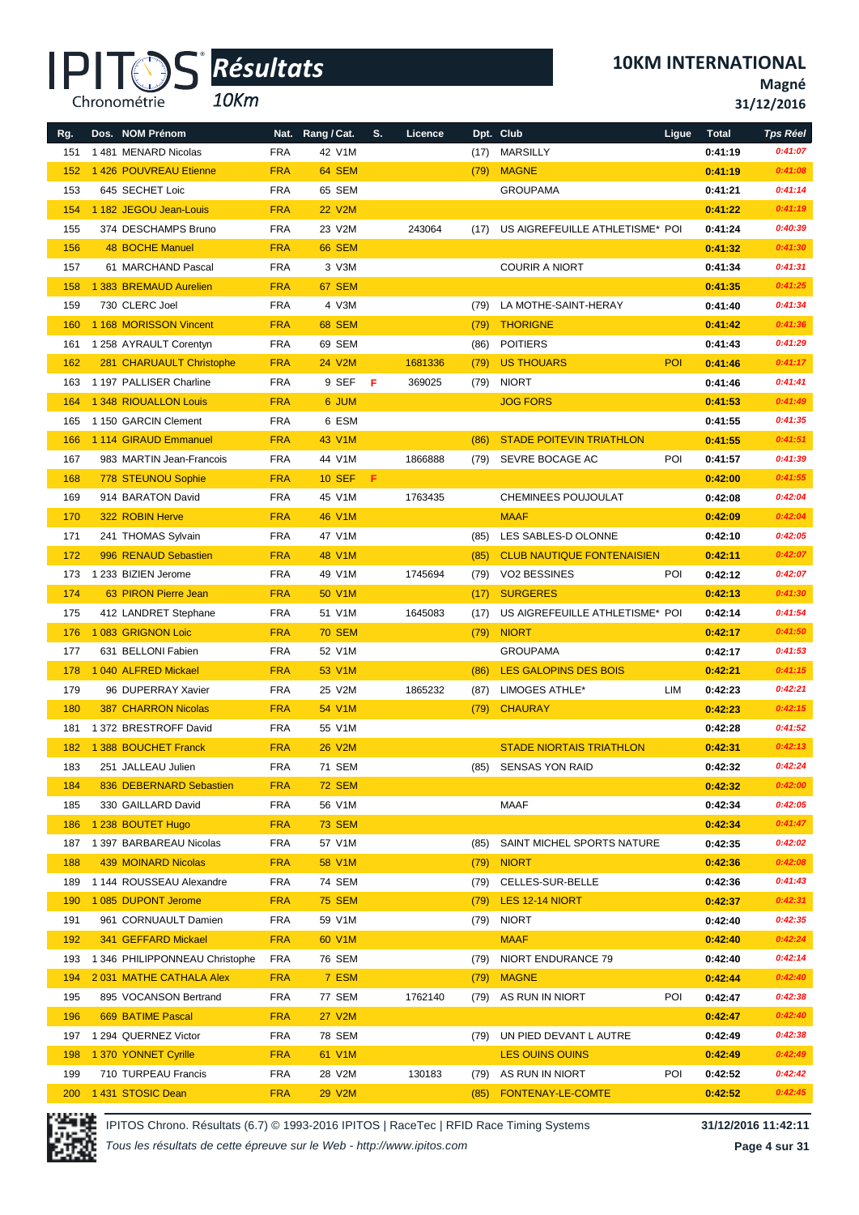# IPITOS Résultats 10Km

## 10KM INTERNATIONAL

**Magné**

**31/12/2016**

| Rg. | Dos. | NOM Prénom | Nat. | Rang / Cat. | S. | Licence | Dpt. | Club | Ligue | Total | Tps Réel |
|---|---|---|---|---|---|---|---|---|---|---|---|
| 151 | 1 481 | MENARD Nicolas | FRA | 42 V1M | | | (17) | MARSILLY | | 0:41:19 | 0:41:07 |
| 152 | 1 426 | POUVREAU Etienne | FRA | 64 SEM | | | (79) | MAGNE | | 0:41:19 | 0:41:08 |
| 153 | 645 | SECHET Loic | FRA | 65 SEM | | | | GROUPAMA | | 0:41:21 | 0:41:14 |
| 154 | 1 182 | JEGOU Jean-Louis | FRA | 22 V2M | | | | | | 0:41:22 | 0:41:19 |
| 155 | 374 | DESCHAMPS Bruno | FRA | 23 V2M | | 243064 | (17) | US AIGREFEUILLE ATHLETISME* | POI | 0:41:24 | 0:40:39 |
| 156 | 48 | BOCHE Manuel | FRA | 66 SEM | | | | | | 0:41:32 | 0:41:30 |
| 157 | 61 | MARCHAND Pascal | FRA | 3 V3M | | | | COURIR A NIORT | | 0:41:34 | 0:41:31 |
| 158 | 1 383 | BREMAUD Aurelien | FRA | 67 SEM | | | | | | 0:41:35 | 0:41:25 |
| 159 | 730 | CLERC Joel | FRA | 4 V3M | | | (79) | LA MOTHE-SAINT-HERAY | | 0:41:40 | 0:41:34 |
| 160 | 1 168 | MORISSON Vincent | FRA | 68 SEM | | | (79) | THORIGNE | | 0:41:42 | 0:41:36 |
| 161 | 1 258 | AYRAULT Corentyn | FRA | 69 SEM | | | (86) | POITIERS | | 0:41:43 | 0:41:29 |
| 162 | 281 | CHARUAULT Christophe | FRA | 24 V2M | | 1681336 | (79) | US THOUARS | POI | 0:41:46 | 0:41:17 |
| 163 | 1 197 | PALLISER Charline | FRA | 9 SEF | F | 369025 | (79) | NIORT | | 0:41:46 | 0:41:41 |
| 164 | 1 348 | RIOUALLON Louis | FRA | 6 JUM | | | | JOG FORS | | 0:41:53 | 0:41:49 |
| 165 | 1 150 | GARCIN Clement | FRA | 6 ESM | | | | | | 0:41:55 | 0:41:35 |
| 166 | 1 114 | GIRAUD Emmanuel | FRA | 43 V1M | | | (86) | STADE POITEVIN TRIATHLON | | 0:41:55 | 0:41:51 |
| 167 | 983 | MARTIN Jean-Francois | FRA | 44 V1M | | 1866888 | (79) | SEVRE BOCAGE AC | POI | 0:41:57 | 0:41:39 |
| 168 | 778 | STEUNOU Sophie | FRA | 10 SEF | F | | | | | 0:42:00 | 0:41:55 |
| 169 | 914 | BARATON David | FRA | 45 V1M | | 1763435 | | CHEMINEES POUJOULAT | | 0:42:08 | 0:42:04 |
| 170 | 322 | ROBIN Herve | FRA | 46 V1M | | | | MAAF | | 0:42:09 | 0:42:04 |
| 171 | 241 | THOMAS Sylvain | FRA | 47 V1M | | | (85) | LES SABLES-D OLONNE | | 0:42:10 | 0:42:05 |
| 172 | 996 | RENAUD Sebastien | FRA | 48 V1M | | | (85) | CLUB NAUTIQUE FONTENAISIEN | | 0:42:11 | 0:42:07 |
| 173 | 1 233 | BIZIEN Jerome | FRA | 49 V1M | | 1745694 | (79) | VO2 BESSINES | POI | 0:42:12 | 0:42:07 |
| 174 | 63 | PIRON Pierre Jean | FRA | 50 V1M | | | (17) | SURGERES | | 0:42:13 | 0:41:30 |
| 175 | 412 | LANDRET Stephane | FRA | 51 V1M | | 1645083 | (17) | US AIGREFEUILLE ATHLETISME* | POI | 0:42:14 | 0:41:54 |
| 176 | 1 083 | GRIGNON Loic | FRA | 70 SEM | | | (79) | NIORT | | 0:42:17 | 0:41:50 |
| 177 | 631 | BELLONI Fabien | FRA | 52 V1M | | | | GROUPAMA | | 0:42:17 | 0:41:53 |
| 178 | 1 040 | ALFRED Mickael | FRA | 53 V1M | | | (86) | LES GALOPINS DES BOIS | | 0:42:21 | 0:41:15 |
| 179 | 96 | DUPERRAY Xavier | FRA | 25 V2M | | 1865232 | (87) | LIMOGES ATHLE* | LIM | 0:42:23 | 0:42:21 |
| 180 | 387 | CHARRON Nicolas | FRA | 54 V1M | | | (79) | CHAURAY | | 0:42:23 | 0:42:15 |
| 181 | 1 372 | BRESTROFF David | FRA | 55 V1M | | | | | | 0:42:28 | 0:41:52 |
| 182 | 1 388 | BOUCHET Franck | FRA | 26 V2M | | | | STADE NIORTAIS TRIATHLON | | 0:42:31 | 0:42:13 |
| 183 | 251 | JALLEAU Julien | FRA | 71 SEM | | | (85) | SENSAS YON RAID | | 0:42:32 | 0:42:24 |
| 184 | 836 | DEBERNARD Sebastien | FRA | 72 SEM | | | | | | 0:42:32 | 0:42:00 |
| 185 | 330 | GAILLARD David | FRA | 56 V1M | | | | MAAF | | 0:42:34 | 0:42:05 |
| 186 | 1 238 | BOUTET Hugo | FRA | 73 SEM | | | | | | 0:42:34 | 0:41:47 |
| 187 | 1 397 | BARBAREAU Nicolas | FRA | 57 V1M | | | (85) | SAINT MICHEL SPORTS NATURE | | 0:42:35 | 0:42:02 |
| 188 | 439 | MOINARD Nicolas | FRA | 58 V1M | | | (79) | NIORT | | 0:42:36 | 0:42:08 |
| 189 | 1 144 | ROUSSEAU Alexandre | FRA | 74 SEM | | | (79) | CELLES-SUR-BELLE | | 0:42:36 | 0:41:43 |
| 190 | 1 085 | DUPONT Jerome | FRA | 75 SEM | | | (79) | LES 12-14 NIORT | | 0:42:37 | 0:42:31 |
| 191 | 961 | CORNUAULT Damien | FRA | 59 V1M | | | (79) | NIORT | | 0:42:40 | 0:42:35 |
| 192 | 341 | GEFFARD Mickael | FRA | 60 V1M | | | | MAAF | | 0:42:40 | 0:42:24 |
| 193 | 1 346 | PHILIPPONNEAU Christophe | FRA | 76 SEM | | | (79) | NIORT ENDURANCE 79 | | 0:42:40 | 0:42:14 |
| 194 | 2 031 | MATHE CATHALA Alex | FRA | 7 ESM | | | (79) | MAGNE | | 0:42:44 | 0:42:40 |
| 195 | 895 | VOCANSON Bertrand | FRA | 77 SEM | | 1762140 | (79) | AS RUN IN NIORT | POI | 0:42:47 | 0:42:38 |
| 196 | 669 | BATIME Pascal | FRA | 27 V2M | | | | | | 0:42:47 | 0:42:40 |
| 197 | 1 294 | QUERNEZ Victor | FRA | 78 SEM | | | (79) | UN PIED DEVANT L AUTRE | | 0:42:49 | 0:42:38 |
| 198 | 1 370 | YONNET Cyrille | FRA | 61 V1M | | | | LES OUINS OUINS | | 0:42:49 | 0:42:49 |
| 199 | 710 | TURPEAU Francis | FRA | 28 V2M | | 130183 | (79) | AS RUN IN NIORT | POI | 0:42:52 | 0:42:42 |
| 200 | 1 431 | STOSIC Dean | FRA | 29 V2M | | | (85) | FONTENAY-LE-COMTE | | 0:42:52 | 0:42:45 |

IPITOS Chrono. Résultats (6.7) © 1993-2016 IPITOS | RaceTec | RFID Race Timing Systems — 31/12/2016 11:42:11

*Tous les résultats de cette épreuve sur le Web - http://www.ipitos.com*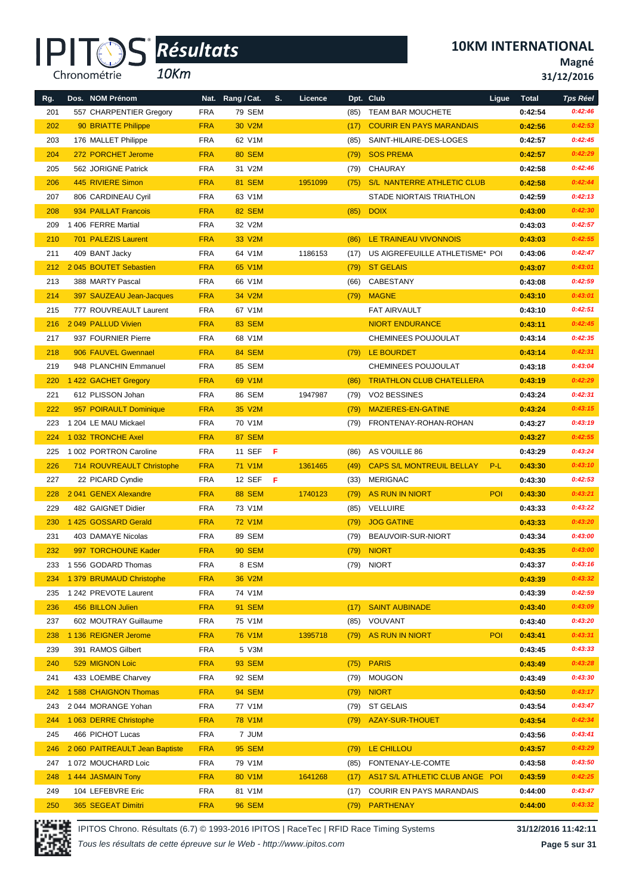# IPITOS Résultats 10Km

## 10KM INTERNATIONAL

**Magné**

**31/12/2016**

| Rg. | Dos. | NOM Prénom | Nat. | Rang / Cat. | S. | Licence | Dpt. | Club | Ligue | Total | Tps Réel |
|---|---|---|---|---|---|---|---|---|---|---|---|
| 201 | 557 | CHARPENTIER Gregory | FRA | 79 SEM | | | (85) | TEAM BAR MOUCHETE | | 0:42:54 | 0:42:46 |
| 202 | 90 | BRIATTE Philippe | FRA | 30 V2M | | | (17) | COURIR EN PAYS MARANDAIS | | 0:42:56 | 0:42:53 |
| 203 | 176 | MALLET Philippe | FRA | 62 V1M | | | (85) | SAINT-HILAIRE-DES-LOGES | | 0:42:57 | 0:42:45 |
| 204 | 272 | PORCHET Jerome | FRA | 80 SEM | | | (79) | SOS PREMA | | 0:42:57 | 0:42:29 |
| 205 | 562 | JORIGNE Patrick | FRA | 31 V2M | | | (79) | CHAURAY | | 0:42:58 | 0:42:46 |
| 206 | 445 | RIVIERE Simon | FRA | 81 SEM | | 1951099 | (75) | S/L NANTERRE ATHLETIC CLUB | | 0:42:58 | 0:42:44 |
| 207 | 806 | CARDINEAU Cyril | FRA | 63 V1M | | | | STADE NIORTAIS TRIATHLON | | 0:42:59 | 0:42:13 |
| 208 | 934 | PAILLAT Francois | FRA | 82 SEM | | | (85) | DOIX | | 0:43:00 | 0:42:30 |
| 209 | 1 406 | FERRE Martial | FRA | 32 V2M | | | | | | 0:43:03 | 0:42:57 |
| 210 | 701 | PALEZIS Laurent | FRA | 33 V2M | | | (86) | LE TRAINEAU VIVONNOIS | | 0:43:03 | 0:42:55 |
| 211 | 409 | BANT Jacky | FRA | 64 V1M | | 1186153 | (17) | US AIGREFEUILLE ATHLETISME* | POI | 0:43:06 | 0:42:47 |
| 212 | 2 045 | BOUTET Sebastien | FRA | 65 V1M | | | (79) | ST GELAIS | | 0:43:07 | 0:43:01 |
| 213 | 388 | MARTY Pascal | FRA | 66 V1M | | | (66) | CABESTANY | | 0:43:08 | 0:42:59 |
| 214 | 397 | SAUZEAU Jean-Jacques | FRA | 34 V2M | | | (79) | MAGNE | | 0:43:10 | 0:43:01 |
| 215 | 777 | ROUVREAULT Laurent | FRA | 67 V1M | | | | FAT AIRVAULT | | 0:43:10 | 0:42:51 |
| 216 | 2 049 | PALLUD Vivien | FRA | 83 SEM | | | | NIORT ENDURANCE | | 0:43:11 | 0:42:45 |
| 217 | 937 | FOURNIER Pierre | FRA | 68 V1M | | | | CHEMINEES POUJOULAT | | 0:43:14 | 0:42:35 |
| 218 | 906 | FAUVEL Gwennael | FRA | 84 SEM | | | (79) | LE BOURDET | | 0:43:14 | 0:42:31 |
| 219 | 948 | PLANCHIN Emmanuel | FRA | 85 SEM | | | | CHEMINEES POUJOULAT | | 0:43:18 | 0:43:04 |
| 220 | 1 422 | GACHET Gregory | FRA | 69 V1M | | | (86) | TRIATHLON CLUB CHATELLERA | | 0:43:19 | 0:42:29 |
| 221 | 612 | PLISSON Johan | FRA | 86 SEM | | 1947987 | (79) | VO2 BESSINES | | 0:43:24 | 0:42:31 |
| 222 | 957 | POIRAULT Dominique | FRA | 35 V2M | | | (79) | MAZIERES-EN-GATINE | | 0:43:24 | 0:43:15 |
| 223 | 1 204 | LE MAU Mickael | FRA | 70 V1M | | | (79) | FRONTENAY-ROHAN-ROHAN | | 0:43:27 | 0:43:19 |
| 224 | 1 032 | TRONCHE Axel | FRA | 87 SEM | | | | | | 0:43:27 | 0:42:55 |
| 225 | 1 002 | PORTRON Caroline | FRA | 11 SEF | F | | (86) | AS VOUILLE 86 | | 0:43:29 | 0:43:24 |
| 226 | 714 | ROUVREAULT Christophe | FRA | 71 V1M | | 1361465 | (49) | CAPS S/L MONTREUIL BELLAY | P-L | 0:43:30 | 0:43:10 |
| 227 | 22 | PICARD Cyndie | FRA | 12 SEF | F | | (33) | MERIGNAC | | 0:43:30 | 0:42:53 |
| 228 | 2 041 | GENEX Alexandre | FRA | 88 SEM | | 1740123 | (79) | AS RUN IN NIORT | POI | 0:43:30 | 0:43:21 |
| 229 | 482 | GAIGNET Didier | FRA | 73 V1M | | | (85) | VELLUIRE | | 0:43:33 | 0:43:22 |
| 230 | 1 425 | GOSSARD Gerald | FRA | 72 V1M | | | (79) | JOG GATINE | | 0:43:33 | 0:43:20 |
| 231 | 403 | DAMAYE Nicolas | FRA | 89 SEM | | | (79) | BEAUVOIR-SUR-NIORT | | 0:43:34 | 0:43:00 |
| 232 | 997 | TORCHOUNE Kader | FRA | 90 SEM | | | (79) | NIORT | | 0:43:35 | 0:43:00 |
| 233 | 1 556 | GODARD Thomas | FRA | 8 ESM | | | (79) | NIORT | | 0:43:37 | 0:43:16 |
| 234 | 1 379 | BRUMAUD Christophe | FRA | 36 V2M | | | | | | 0:43:39 | 0:43:32 |
| 235 | 1 242 | PREVOTE Laurent | FRA | 74 V1M | | | | | | 0:43:39 | 0:42:59 |
| 236 | 456 | BILLON Julien | FRA | 91 SEM | | | (17) | SAINT AUBINADE | | 0:43:40 | 0:43:09 |
| 237 | 602 | MOUTRAY Guillaume | FRA | 75 V1M | | | (85) | VOUVANT | | 0:43:40 | 0:43:20 |
| 238 | 1 136 | REIGNER Jerome | FRA | 76 V1M | | 1395718 | (79) | AS RUN IN NIORT | POI | 0:43:41 | 0:43:31 |
| 239 | 391 | RAMOS Gilbert | FRA | 5 V3M | | | | | | 0:43:45 | 0:43:33 |
| 240 | 529 | MIGNON Loic | FRA | 93 SEM | | | (75) | PARIS | | 0:43:49 | 0:43:28 |
| 241 | 433 | LOEMBE Charvey | FRA | 92 SEM | | | (79) | MOUGON | | 0:43:49 | 0:43:30 |
| 242 | 1 588 | CHAIGNON Thomas | FRA | 94 SEM | | | (79) | NIORT | | 0:43:50 | 0:43:17 |
| 243 | 2 044 | MORANGE Yohan | FRA | 77 V1M | | | (79) | ST GELAIS | | 0:43:54 | 0:43:47 |
| 244 | 1 063 | DERRE Christophe | FRA | 78 V1M | | | (79) | AZAY-SUR-THOUET | | 0:43:54 | 0:42:34 |
| 245 | 466 | PICHOT Lucas | FRA | 7 JUM | | | | | | 0:43:56 | 0:43:41 |
| 246 | 2 060 | PAITREAULT Jean Baptiste | FRA | 95 SEM | | | (79) | LE CHILLOU | | 0:43:57 | 0:43:29 |
| 247 | 1 072 | MOUCHARD Loic | FRA | 79 V1M | | | (85) | FONTENAY-LE-COMTE | | 0:43:58 | 0:43:50 |
| 248 | 1 444 | JASMAIN Tony | FRA | 80 V1M | | 1641268 | (17) | AS17 S/L ATHLETIC CLUB ANGE | POI | 0:43:59 | 0:42:25 |
| 249 | 104 | LEFEBVRE Eric | FRA | 81 V1M | | | (17) | COURIR EN PAYS MARANDAIS | | 0:44:00 | 0:43:47 |
| 250 | 365 | SEGEAT Dimitri | FRA | 96 SEM | | | (79) | PARTHENAY | | 0:44:00 | 0:43:32 |

IPITOS Chrono. Résultats (6.7) © 1993-2016 IPITOS | RaceTec | RFID Race Timing Systems — 31/12/2016 11:42:11

*Tous les résultats de cette épreuve sur le Web - http://www.ipitos.com*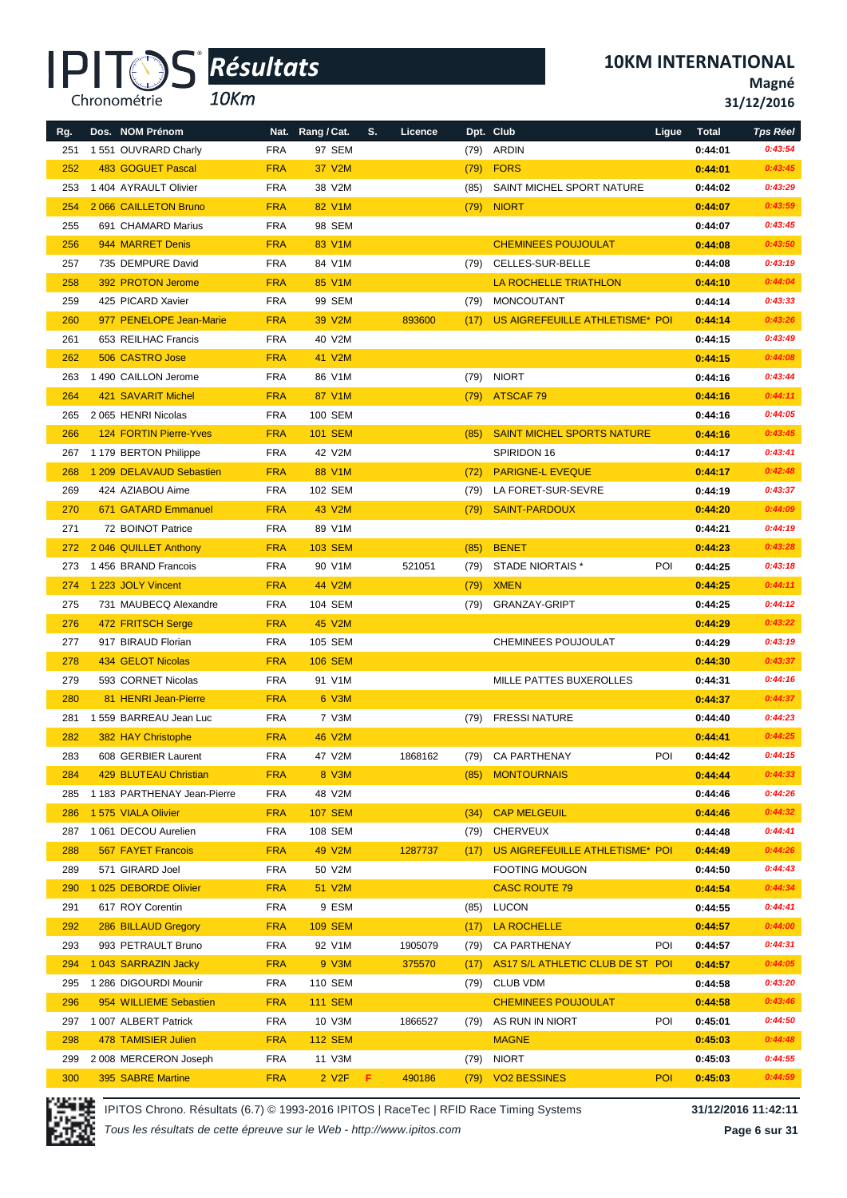# Résultats

10Km

## 10KM INTERNATIONAL

**Magné**

**31/12/2016**

| Rg. | Dos. | NOM Prénom | Nat. | Rang / Cat. | S. | Licence | Dpt. | Club | Ligue | Total | Tps Réel |
|---|---|---|---|---|---|---|---|---|---|---|---|
| 251 | 1 551 | OUVRARD Charly | FRA | 97 SEM | | | (79) | ARDIN | | 0:44:01 | 0:43:54 |
| 252 | 483 | GOGUET Pascal | FRA | 37 V2M | | | (79) | FORS | | 0:44:01 | 0:43:45 |
| 253 | 1 404 | AYRAULT Olivier | FRA | 38 V2M | | | (85) | SAINT MICHEL SPORT NATURE | | 0:44:02 | 0:43:29 |
| 254 | 2 066 | CAILLETON Bruno | FRA | 82 V1M | | | (79) | NIORT | | 0:44:07 | 0:43:59 |
| 255 | 691 | CHAMARD Marius | FRA | 98 SEM | | | | | | 0:44:07 | 0:43:45 |
| 256 | 944 | MARRET Denis | FRA | 83 V1M | | | | CHEMINEES POUJOULAT | | 0:44:08 | 0:43:50 |
| 257 | 735 | DEMPURE David | FRA | 84 V1M | | | (79) | CELLES-SUR-BELLE | | 0:44:08 | 0:43:19 |
| 258 | 392 | PROTON Jerome | FRA | 85 V1M | | | | LA ROCHELLE TRIATHLON | | 0:44:10 | 0:44:04 |
| 259 | 425 | PICARD Xavier | FRA | 99 SEM | | | (79) | MONCOUTANT | | 0:44:14 | 0:43:33 |
| 260 | 977 | PENELOPE Jean-Marie | FRA | 39 V2M | | 893600 | (17) | US AIGREFEUILLE ATHLETISME* | POI | 0:44:14 | 0:43:26 |
| 261 | 653 | REILHAC Francis | FRA | 40 V2M | | | | | | 0:44:15 | 0:43:49 |
| 262 | 506 | CASTRO Jose | FRA | 41 V2M | | | | | | 0:44:15 | 0:44:08 |
| 263 | 1 490 | CAILLON Jerome | FRA | 86 V1M | | | (79) | NIORT | | 0:44:16 | 0:43:44 |
| 264 | 421 | SAVARIT Michel | FRA | 87 V1M | | | (79) | ATSCAF 79 | | 0:44:16 | 0:44:11 |
| 265 | 2 065 | HENRI Nicolas | FRA | 100 SEM | | | | | | 0:44:16 | 0:44:05 |
| 266 | 124 | FORTIN Pierre-Yves | FRA | 101 SEM | | | (85) | SAINT MICHEL SPORTS NATURE | | 0:44:16 | 0:43:45 |
| 267 | 1 179 | BERTON Philippe | FRA | 42 V2M | | | | SPIRIDON 16 | | 0:44:17 | 0:43:41 |
| 268 | 1 209 | DELAVAUD Sebastien | FRA | 88 V1M | | | (72) | PARIGNE-L EVEQUE | | 0:44:17 | 0:42:48 |
| 269 | 424 | AZIABOU Aime | FRA | 102 SEM | | | (79) | LA FORET-SUR-SEVRE | | 0:44:19 | 0:43:37 |
| 270 | 671 | GATARD Emmanuel | FRA | 43 V2M | | | (79) | SAINT-PARDOUX | | 0:44:20 | 0:44:09 |
| 271 | 72 | BOINOT Patrice | FRA | 89 V1M | | | | | | 0:44:21 | 0:44:19 |
| 272 | 2 046 | QUILLET Anthony | FRA | 103 SEM | | | (85) | BENET | | 0:44:23 | 0:43:28 |
| 273 | 1 456 | BRAND Francois | FRA | 90 V1M | | 521051 | (79) | STADE NIORTAIS * | POI | 0:44:25 | 0:43:18 |
| 274 | 1 223 | JOLY Vincent | FRA | 44 V2M | | | (79) | XMEN | | 0:44:25 | 0:44:11 |
| 275 | 731 | MAUBECQ Alexandre | FRA | 104 SEM | | | (79) | GRANZAY-GRIPT | | 0:44:25 | 0:44:12 |
| 276 | 472 | FRITSCH Serge | FRA | 45 V2M | | | | | | 0:44:29 | 0:43:22 |
| 277 | 917 | BIRAUD Florian | FRA | 105 SEM | | | | CHEMINEES POUJOULAT | | 0:44:29 | 0:43:19 |
| 278 | 434 | GELOT Nicolas | FRA | 106 SEM | | | | | | 0:44:30 | 0:43:37 |
| 279 | 593 | CORNET Nicolas | FRA | 91 V1M | | | | MILLE PATTES BUXEROLLES | | 0:44:31 | 0:44:16 |
| 280 | 81 | HENRI Jean-Pierre | FRA | 6 V3M | | | | | | 0:44:37 | 0:44:37 |
| 281 | 1 559 | BARREAU Jean Luc | FRA | 7 V3M | | | (79) | FRESSI NATURE | | 0:44:40 | 0:44:23 |
| 282 | 382 | HAY Christophe | FRA | 46 V2M | | | | | | 0:44:41 | 0:44:25 |
| 283 | 608 | GERBIER Laurent | FRA | 47 V2M | | 1868162 | (79) | CA PARTHENAY | POI | 0:44:42 | 0:44:15 |
| 284 | 429 | BLUTEAU Christian | FRA | 8 V3M | | | (85) | MONTOURNAIS | | 0:44:44 | 0:44:33 |
| 285 | 1 183 | PARTHENAY Jean-Pierre | FRA | 48 V2M | | | | | | 0:44:46 | 0:44:26 |
| 286 | 1 575 | VIALA Olivier | FRA | 107 SEM | | | (34) | CAP MELGEUIL | | 0:44:46 | 0:44:32 |
| 287 | 1 061 | DECOU Aurelien | FRA | 108 SEM | | | (79) | CHERVEUX | | 0:44:48 | 0:44:41 |
| 288 | 567 | FAYET Francois | FRA | 49 V2M | | 1287737 | (17) | US AIGREFEUILLE ATHLETISME* | POI | 0:44:49 | 0:44:26 |
| 289 | 571 | GIRARD Joel | FRA | 50 V2M | | | | FOOTING MOUGON | | 0:44:50 | 0:44:43 |
| 290 | 1 025 | DEBORDE Olivier | FRA | 51 V2M | | | | CASC ROUTE 79 | | 0:44:54 | 0:44:34 |
| 291 | 617 | ROY Corentin | FRA | 9 ESM | | | (85) | LUCON | | 0:44:55 | 0:44:41 |
| 292 | 286 | BILLAUD Gregory | FRA | 109 SEM | | | (17) | LA ROCHELLE | | 0:44:57 | 0:44:00 |
| 293 | 993 | PETRAULT Bruno | FRA | 92 V1M | | 1905079 | (79) | CA PARTHENAY | POI | 0:44:57 | 0:44:31 |
| 294 | 1 043 | SARRAZIN Jacky | FRA | 9 V3M | | 375570 | (17) | AS17 S/L ATHLETIC CLUB DE ST | POI | 0:44:57 | 0:44:05 |
| 295 | 1 286 | DIGOURDI Mounir | FRA | 110 SEM | | | (79) | CLUB VDM | | 0:44:58 | 0:43:20 |
| 296 | 954 | WILLIEME Sebastien | FRA | 111 SEM | | | | CHEMINEES POUJOULAT | | 0:44:58 | 0:43:46 |
| 297 | 1 007 | ALBERT Patrick | FRA | 10 V3M | | 1866527 | (79) | AS RUN IN NIORT | POI | 0:45:01 | 0:44:50 |
| 298 | 478 | TAMISIER Julien | FRA | 112 SEM | | | | MAGNE | | 0:45:03 | 0:44:48 |
| 299 | 2 008 | MERCERON Joseph | FRA | 11 V3M | | | (79) | NIORT | | 0:45:03 | 0:44:55 |
| 300 | 395 | SABRE Martine | FRA | 2 V2F | F | 490186 | (79) | VO2 BESSINES | POI | 0:45:03 | 0:44:59 |

IPITOS Chrono. Résultats (6.7) © 1993-2016 IPITOS | RaceTec | RFID Race Timing Systems

*Tous les résultats de cette épreuve sur le Web - http://www.ipitos.com*

31/12/2016 11:42:11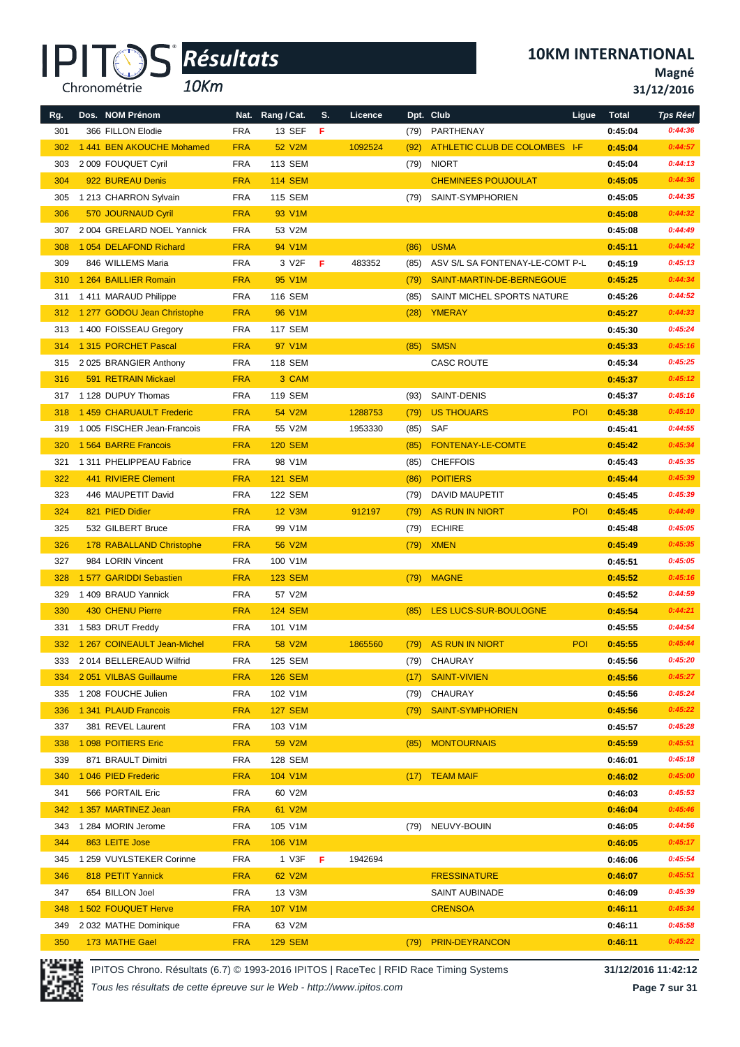# IPITOS Résultats 10Km

## 10KM INTERNATIONAL

**Magné**

**31/12/2016**

| Rg. | Dos. | NOM Prénom | Nat. | Rang / Cat. | S. | Licence | Dpt. | Club | Ligue | Total | Tps Réel |
|---|---|---|---|---|---|---|---|---|---|---|---|
| 301 | 366 | FILLON Elodie | FRA | 13 SEF | F | | (79) | PARTHENAY | | 0:45:04 | 0:44:36 |
| 302 | 1 441 | BEN AKOUCHE Mohamed | FRA | 52 V2M | | 1092524 | (92) | ATHLETIC CLUB DE COLOMBES | I-F | 0:45:04 | 0:44:57 |
| 303 | 2 009 | FOUQUET Cyril | FRA | 113 SEM | | | (79) | NIORT | | 0:45:04 | 0:44:13 |
| 304 | 922 | BUREAU Denis | FRA | 114 SEM | | | | CHEMINEES POUJOULAT | | 0:45:05 | 0:44:36 |
| 305 | 1 213 | CHARRON Sylvain | FRA | 115 SEM | | | (79) | SAINT-SYMPHORIEN | | 0:45:05 | 0:44:35 |
| 306 | 570 | JOURNAUD Cyril | FRA | 93 V1M | | | | | | 0:45:08 | 0:44:32 |
| 307 | 2 004 | GRELARD NOEL Yannick | FRA | 53 V2M | | | | | | 0:45:08 | 0:44:49 |
| 308 | 1 054 | DELAFOND Richard | FRA | 94 V1M | | | (86) | USMA | | 0:45:11 | 0:44:42 |
| 309 | 846 | WILLEMS Maria | FRA | 3 V2F | F | 483352 | (85) | ASV S/L SA FONTENAY-LE-COMT | P-L | 0:45:19 | 0:45:13 |
| 310 | 1 264 | BAILLIER Romain | FRA | 95 V1M | | | (79) | SAINT-MARTIN-DE-BERNEGOUE | | 0:45:25 | 0:44:34 |
| 311 | 1 411 | MARAUD Philippe | FRA | 116 SEM | | | (85) | SAINT MICHEL SPORTS NATURE | | 0:45:26 | 0:44:52 |
| 312 | 1 277 | GODOU Jean Christophe | FRA | 96 V1M | | | (28) | YMERAY | | 0:45:27 | 0:44:33 |
| 313 | 1 400 | FOISSEAU Gregory | FRA | 117 SEM | | | | | | 0:45:30 | 0:45:24 |
| 314 | 1 315 | PORCHET Pascal | FRA | 97 V1M | | | (85) | SMSN | | 0:45:33 | 0:45:16 |
| 315 | 2 025 | BRANGIER Anthony | FRA | 118 SEM | | | | CASC ROUTE | | 0:45:34 | 0:45:25 |
| 316 | 591 | RETRAIN Mickael | FRA | 3 CAM | | | | | | 0:45:37 | 0:45:12 |
| 317 | 1 128 | DUPUY Thomas | FRA | 119 SEM | | | (93) | SAINT-DENIS | | 0:45:37 | 0:45:16 |
| 318 | 1 459 | CHARUAULT Frederic | FRA | 54 V2M | | 1288753 | (79) | US THOUARS | POI | 0:45:38 | 0:45:10 |
| 319 | 1 005 | FISCHER Jean-Francois | FRA | 55 V2M | | 1953330 | (85) | SAF | | 0:45:41 | 0:44:55 |
| 320 | 1 564 | BARRE Francois | FRA | 120 SEM | | | (85) | FONTENAY-LE-COMTE | | 0:45:42 | 0:45:34 |
| 321 | 1 311 | PHELIPPEAU Fabrice | FRA | 98 V1M | | | (85) | CHEFFOIS | | 0:45:43 | 0:45:35 |
| 322 | 441 | RIVIERE Clement | FRA | 121 SEM | | | (86) | POITIERS | | 0:45:44 | 0:45:39 |
| 323 | 446 | MAUPETIT David | FRA | 122 SEM | | | (79) | DAVID MAUPETIT | | 0:45:45 | 0:45:39 |
| 324 | 821 | PIED Didier | FRA | 12 V3M | | 912197 | (79) | AS RUN IN NIORT | POI | 0:45:45 | 0:44:49 |
| 325 | 532 | GILBERT Bruce | FRA | 99 V1M | | | (79) | ECHIRE | | 0:45:48 | 0:45:05 |
| 326 | 178 | RABALLAND Christophe | FRA | 56 V2M | | | (79) | XMEN | | 0:45:49 | 0:45:35 |
| 327 | 984 | LORIN Vincent | FRA | 100 V1M | | | | | | 0:45:51 | 0:45:05 |
| 328 | 1 577 | GARIDDI Sebastien | FRA | 123 SEM | | | (79) | MAGNE | | 0:45:52 | 0:45:16 |
| 329 | 1 409 | BRAUD Yannick | FRA | 57 V2M | | | | | | 0:45:52 | 0:44:59 |
| 330 | 430 | CHENU Pierre | FRA | 124 SEM | | | (85) | LES LUCS-SUR-BOULOGNE | | 0:45:54 | 0:44:21 |
| 331 | 1 583 | DRUT Freddy | FRA | 101 V1M | | | | | | 0:45:55 | 0:44:54 |
| 332 | 1 267 | COINEAULT Jean-Michel | FRA | 58 V2M | | 1865560 | (79) | AS RUN IN NIORT | POI | 0:45:55 | 0:45:44 |
| 333 | 2 014 | BELLEREAUD Wilfrid | FRA | 125 SEM | | | (79) | CHAURAY | | 0:45:56 | 0:45:20 |
| 334 | 2 051 | VILBAS Guillaume | FRA | 126 SEM | | | (17) | SAINT-VIVIEN | | 0:45:56 | 0:45:27 |
| 335 | 1 208 | FOUCHE Julien | FRA | 102 V1M | | | (79) | CHAURAY | | 0:45:56 | 0:45:24 |
| 336 | 1 341 | PLAUD Francois | FRA | 127 SEM | | | (79) | SAINT-SYMPHORIEN | | 0:45:56 | 0:45:22 |
| 337 | 381 | REVEL Laurent | FRA | 103 V1M | | | | | | 0:45:57 | 0:45:28 |
| 338 | 1 098 | POITIERS Eric | FRA | 59 V2M | | | (85) | MONTOURNAIS | | 0:45:59 | 0:45:51 |
| 339 | 871 | BRAULT Dimitri | FRA | 128 SEM | | | | | | 0:46:01 | 0:45:18 |
| 340 | 1 046 | PIED Frederic | FRA | 104 V1M | | | (17) | TEAM MAIF | | 0:46:02 | 0:45:00 |
| 341 | 566 | PORTAIL Eric | FRA | 60 V2M | | | | | | 0:46:03 | 0:45:53 |
| 342 | 1 357 | MARTINEZ Jean | FRA | 61 V2M | | | | | | 0:46:04 | 0:45:46 |
| 343 | 1 284 | MORIN Jerome | FRA | 105 V1M | | | (79) | NEUVY-BOUIN | | 0:46:05 | 0:44:56 |
| 344 | 863 | LEITE Jose | FRA | 106 V1M | | | | | | 0:46:05 | 0:45:17 |
| 345 | 1 259 | VUYLSTEKER Corinne | FRA | 1 V3F | F | 1942694 | | | | 0:46:06 | 0:45:54 |
| 346 | 818 | PETIT Yannick | FRA | 62 V2M | | | | FRESSINATURE | | 0:46:07 | 0:45:51 |
| 347 | 654 | BILLON Joel | FRA | 13 V3M | | | | SAINT AUBINADE | | 0:46:09 | 0:45:39 |
| 348 | 1 502 | FOUQUET Herve | FRA | 107 V1M | | | | CRENSOA | | 0:46:11 | 0:45:34 |
| 349 | 2 032 | MATHE Dominique | FRA | 63 V2M | | | | | | 0:46:11 | 0:45:58 |
| 350 | 173 | MATHE Gael | FRA | 129 SEM | | | (79) | PRIN-DEYRANCON | | 0:46:11 | 0:45:22 |

IPITOS Chrono. Résultats (6.7) © 1993-2016 IPITOS | RaceTec | RFID Race Timing Systems — 31/12/2016 11:42:12

*Tous les résultats de cette épreuve sur le Web - http://www.ipitos.com*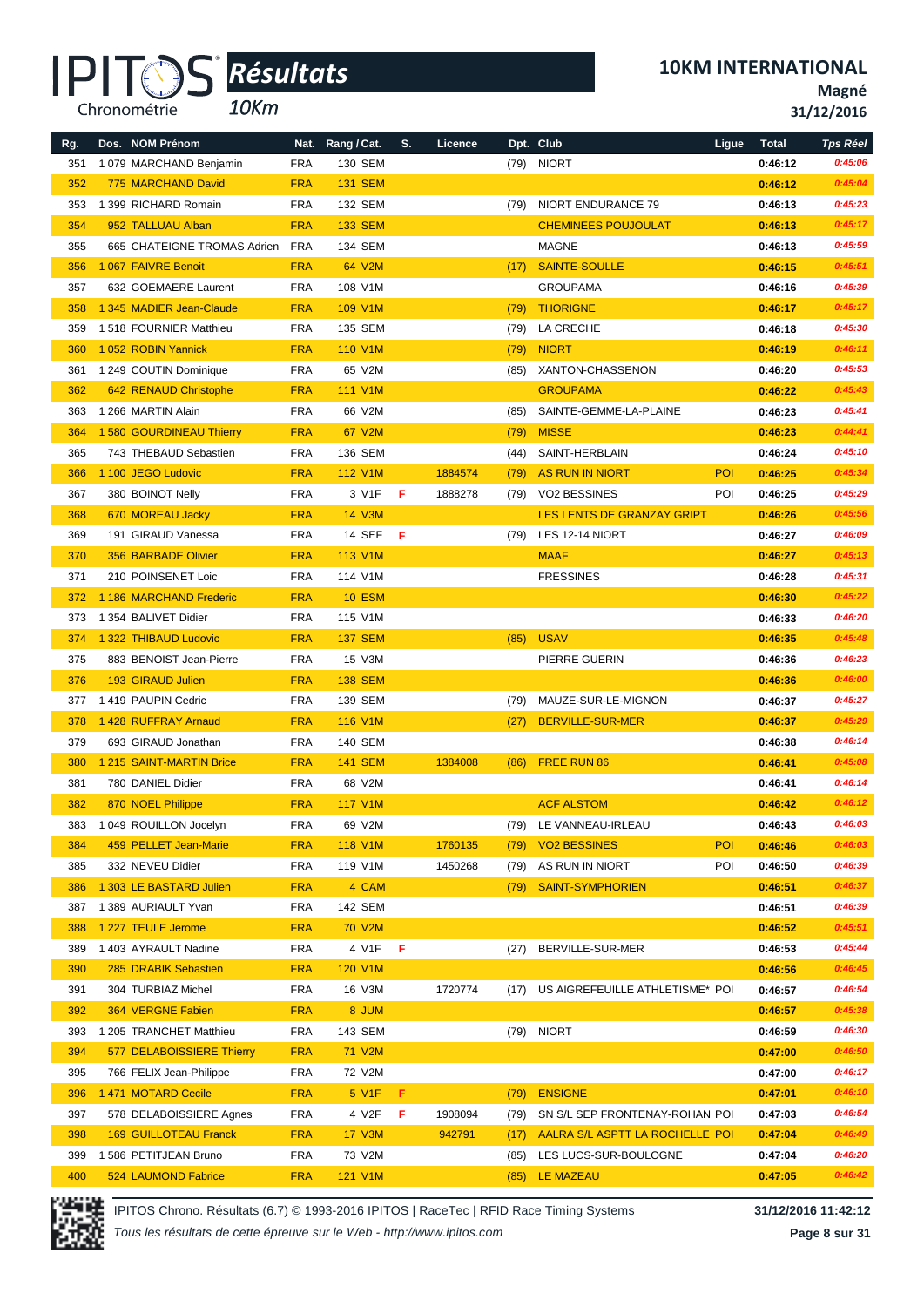# IPITOS Résultats 10Km

## 10KM INTERNATIONAL

**Magné**

**31/12/2016**

| Rg. | Dos. | NOM Prénom | Nat. | Rang / Cat. | S. | Licence | Dpt. | Club | Ligue | Total | Tps Réel |
|---|---|---|---|---|---|---|---|---|---|---|---|
| 351 | 1 079 | MARCHAND Benjamin | FRA | 130 SEM | | | (79) | NIORT | | 0:46:12 | 0:45:06 |
| 352 | 775 | MARCHAND David | FRA | 131 SEM | | | | | | 0:46:12 | 0:45:04 |
| 353 | 1 399 | RICHARD Romain | FRA | 132 SEM | | | (79) | NIORT ENDURANCE 79 | | 0:46:13 | 0:45:23 |
| 354 | 952 | TALLUAU Alban | FRA | 133 SEM | | | | CHEMINEES POUJOULAT | | 0:46:13 | 0:45:17 |
| 355 | 665 | CHATEIGNE TROMAS Adrien | FRA | 134 SEM | | | | MAGNE | | 0:46:13 | 0:45:59 |
| 356 | 1 067 | FAIVRE Benoit | FRA | 64 V2M | | | (17) | SAINTE-SOULLE | | 0:46:15 | 0:45:51 |
| 357 | 632 | GOEMAERE Laurent | FRA | 108 V1M | | | | GROUPAMA | | 0:46:16 | 0:45:39 |
| 358 | 1 345 | MADIER Jean-Claude | FRA | 109 V1M | | | (79) | THORIGNE | | 0:46:17 | 0:45:17 |
| 359 | 1 518 | FOURNIER Matthieu | FRA | 135 SEM | | | (79) | LA CRECHE | | 0:46:18 | 0:45:30 |
| 360 | 1 052 | ROBIN Yannick | FRA | 110 V1M | | | (79) | NIORT | | 0:46:19 | 0:46:11 |
| 361 | 1 249 | COUTIN Dominique | FRA | 65 V2M | | | (85) | XANTON-CHASSENON | | 0:46:20 | 0:45:53 |
| 362 | 642 | RENAUD Christophe | FRA | 111 V1M | | | | GROUPAMA | | 0:46:22 | 0:45:43 |
| 363 | 1 266 | MARTIN Alain | FRA | 66 V2M | | | (85) | SAINTE-GEMME-LA-PLAINE | | 0:46:23 | 0:45:41 |
| 364 | 1 580 | GOURDINEAU Thierry | FRA | 67 V2M | | | (79) | MISSE | | 0:46:23 | 0:44:41 |
| 365 | 743 | THEBAUD Sebastien | FRA | 136 SEM | | | (44) | SAINT-HERBLAIN | | 0:46:24 | 0:45:10 |
| 366 | 1 100 | JEGO Ludovic | FRA | 112 V1M | | 1884574 | (79) | AS RUN IN NIORT | POI | 0:46:25 | 0:45:34 |
| 367 | 380 | BOINOT Nelly | FRA | 3 V1F | F | 1888278 | (79) | VO2 BESSINES | POI | 0:46:25 | 0:45:29 |
| 368 | 670 | MOREAU Jacky | FRA | 14 V3M | | | | LES LENTS DE GRANZAY GRIPT | | 0:46:26 | 0:45:56 |
| 369 | 191 | GIRAUD Vanessa | FRA | 14 SEF | F | | (79) | LES 12-14 NIORT | | 0:46:27 | 0:46:09 |
| 370 | 356 | BARBADE Olivier | FRA | 113 V1M | | | | MAAF | | 0:46:27 | 0:45:13 |
| 371 | 210 | POINSENET Loic | FRA | 114 V1M | | | | FRESSINES | | 0:46:28 | 0:45:31 |
| 372 | 1 186 | MARCHAND Frederic | FRA | 10 ESM | | | | | | 0:46:30 | 0:45:22 |
| 373 | 1 354 | BALIVET Didier | FRA | 115 V1M | | | | | | 0:46:33 | 0:46:20 |
| 374 | 1 322 | THIBAUD Ludovic | FRA | 137 SEM | | | (85) | USAV | | 0:46:35 | 0:45:48 |
| 375 | 883 | BENOIST Jean-Pierre | FRA | 15 V3M | | | | PIERRE GUERIN | | 0:46:36 | 0:46:23 |
| 376 | 193 | GIRAUD Julien | FRA | 138 SEM | | | | | | 0:46:36 | 0:46:00 |
| 377 | 1 419 | PAUPIN Cedric | FRA | 139 SEM | | | (79) | MAUZE-SUR-LE-MIGNON | | 0:46:37 | 0:45:27 |
| 378 | 1 428 | RUFFRAY Arnaud | FRA | 116 V1M | | | (27) | BERVILLE-SUR-MER | | 0:46:37 | 0:45:29 |
| 379 | 693 | GIRAUD Jonathan | FRA | 140 SEM | | | | | | 0:46:38 | 0:46:14 |
| 380 | 1 215 | SAINT-MARTIN Brice | FRA | 141 SEM | | 1384008 | (86) | FREE RUN 86 | | 0:46:41 | 0:45:08 |
| 381 | 780 | DANIEL Didier | FRA | 68 V2M | | | | | | 0:46:41 | 0:46:14 |
| 382 | 870 | NOEL Philippe | FRA | 117 V1M | | | | ACF ALSTOM | | 0:46:42 | 0:46:12 |
| 383 | 1 049 | ROUILLON Jocelyn | FRA | 69 V2M | | | (79) | LE VANNEAU-IRLEAU | | 0:46:43 | 0:46:03 |
| 384 | 459 | PELLET Jean-Marie | FRA | 118 V1M | | 1760135 | (79) | VO2 BESSINES | POI | 0:46:46 | 0:46:03 |
| 385 | 332 | NEVEU Didier | FRA | 119 V1M | | 1450268 | (79) | AS RUN IN NIORT | POI | 0:46:50 | 0:46:39 |
| 386 | 1 303 | LE BASTARD Julien | FRA | 4 CAM | | | (79) | SAINT-SYMPHORIEN | | 0:46:51 | 0:46:37 |
| 387 | 1 389 | AURIAULT Yvan | FRA | 142 SEM | | | | | | 0:46:51 | 0:46:39 |
| 388 | 1 227 | TEULE Jerome | FRA | 70 V2M | | | | | | 0:46:52 | 0:45:51 |
| 389 | 1 403 | AYRAULT Nadine | FRA | 4 V1F | F | | (27) | BERVILLE-SUR-MER | | 0:46:53 | 0:45:44 |
| 390 | 285 | DRABIK Sebastien | FRA | 120 V1M | | | | | | 0:46:56 | 0:46:45 |
| 391 | 304 | TURBIAZ Michel | FRA | 16 V3M | | 1720774 | (17) | US AIGREFEUILLE ATHLETISME* | POI | 0:46:57 | 0:46:54 |
| 392 | 364 | VERGNE Fabien | FRA | 8 JUM | | | | | | 0:46:57 | 0:45:38 |
| 393 | 1 205 | TRANCHET Matthieu | FRA | 143 SEM | | | (79) | NIORT | | 0:46:59 | 0:46:30 |
| 394 | 577 | DELABOISSIERE Thierry | FRA | 71 V2M | | | | | | 0:47:00 | 0:46:50 |
| 395 | 766 | FELIX Jean-Philippe | FRA | 72 V2M | | | | | | 0:47:00 | 0:46:17 |
| 396 | 1 471 | MOTARD Cecile | FRA | 5 V1F | F | | (79) | ENSIGNE | | 0:47:01 | 0:46:10 |
| 397 | 578 | DELABOISSIERE Agnes | FRA | 4 V2F | F | 1908094 | (79) | SN S/L SEP FRONTENAY-ROHAN | POI | 0:47:03 | 0:46:54 |
| 398 | 169 | GUILLOTEAU Franck | FRA | 17 V3M | | 942791 | (17) | AALRA S/L ASPTT LA ROCHELLE | POI | 0:47:04 | 0:46:49 |
| 399 | 1 586 | PETITJEAN Bruno | FRA | 73 V2M | | | (85) | LES LUCS-SUR-BOULOGNE | | 0:47:04 | 0:46:20 |
| 400 | 524 | LAUMOND Fabrice | FRA | 121 V1M | | | (85) | LE MAZEAU | | 0:47:05 | 0:46:42 |

IPITOS Chrono. Résultats (6.7) © 1993-2016 IPITOS | RaceTec | RFID Race Timing Systems — 31/12/2016 11:42:12

*Tous les résultats de cette épreuve sur le Web - http://www.ipitos.com*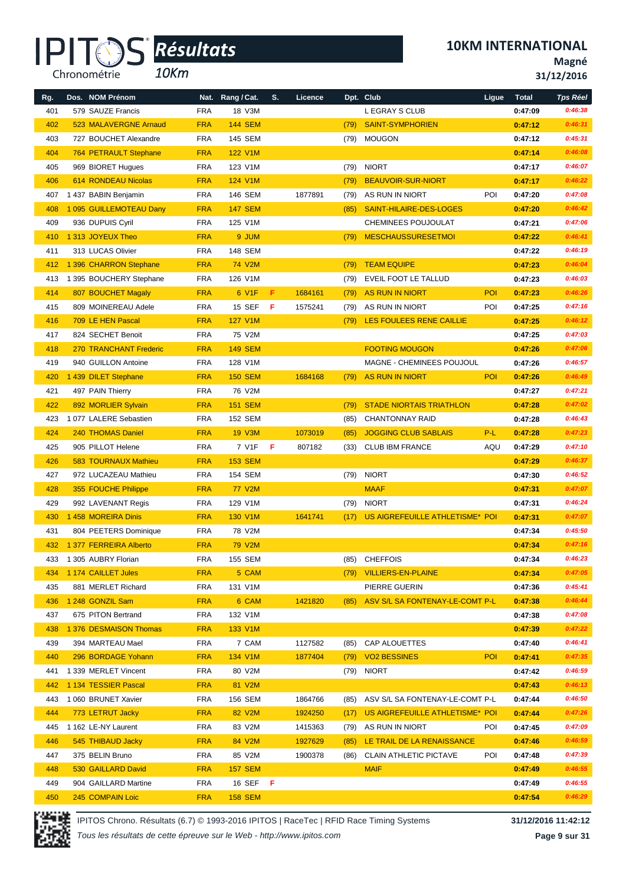# Résultats

10Km

**10KM INTERNATIONAL**

**Magné**

**31/12/2016**

| Rg. | Dos. | NOM Prénom | Nat. | Rang / Cat. | S. | Licence | Dpt. | Club | Ligue | Total | Tps Réel |
|---|---|---|---|---|---|---|---|---|---|---|---|
| 401 | 579 | SAUZE Francis | FRA | 18 V3M | | | | L EGRAY S CLUB | | 0:47:09 | 0:46:38 |
| 402 | 523 | MALAVERGNE Arnaud | FRA | 144 SEM | | | (79) | SAINT-SYMPHORIEN | | 0:47:12 | 0:46:31 |
| 403 | 727 | BOUCHET Alexandre | FRA | 145 SEM | | | (79) | MOUGON | | 0:47:12 | 0:45:31 |
| 404 | 764 | PETRAULT Stephane | FRA | 122 V1M | | | | | | 0:47:14 | 0:46:08 |
| 405 | 969 | BIORET Hugues | FRA | 123 V1M | | | (79) | NIORT | | 0:47:17 | 0:46:07 |
| 406 | 614 | RONDEAU Nicolas | FRA | 124 V1M | | | (79) | BEAUVOIR-SUR-NIORT | | 0:47:17 | 0:46:22 |
| 407 | 1 437 | BABIN Benjamin | FRA | 146 SEM | | 1877891 | (79) | AS RUN IN NIORT | POI | 0:47:20 | 0:47:08 |
| 408 | 1 095 | GUILLEMOTEAU Dany | FRA | 147 SEM | | | (85) | SAINT-HILAIRE-DES-LOGES | | 0:47:20 | 0:46:42 |
| 409 | 936 | DUPUIS Cyril | FRA | 125 V1M | | | | CHEMINEES POUJOULAT | | 0:47:21 | 0:47:06 |
| 410 | 1 313 | JOYEUX Theo | FRA | 9 JUM | | | (79) | MESCHAUSSURESETMOI | | 0:47:22 | 0:46:41 |
| 411 | 313 | LUCAS Olivier | FRA | 148 SEM | | | | | | 0:47:22 | 0:46:19 |
| 412 | 1 396 | CHARRON Stephane | FRA | 74 V2M | | | (79) | TEAM EQUIPE | | 0:47:23 | 0:46:04 |
| 413 | 1 395 | BOUCHERY Stephane | FRA | 126 V1M | | | (79) | EVEIL FOOT LE TALLUD | | 0:47:23 | 0:46:03 |
| 414 | 807 | BOUCHET Magaly | FRA | 6 V1F | F | 1684161 | (79) | AS RUN IN NIORT | POI | 0:47:23 | 0:46:26 |
| 415 | 809 | MOINEREAU Adele | FRA | 15 SEF | F | 1575241 | (79) | AS RUN IN NIORT | POI | 0:47:25 | 0:47:16 |
| 416 | 709 | LE HEN Pascal | FRA | 127 V1M | | | (79) | LES FOULEES RENE CAILLIE | | 0:47:25 | 0:46:12 |
| 417 | 824 | SECHET Benoit | FRA | 75 V2M | | | | | | 0:47:25 | 0:47:03 |
| 418 | 270 | TRANCHANT Frederic | FRA | 149 SEM | | | | FOOTING MOUGON | | 0:47:26 | 0:47:06 |
| 419 | 940 | GUILLON Antoine | FRA | 128 V1M | | | | MAGNE - CHEMINEES POUJOUL | | 0:47:26 | 0:46:57 |
| 420 | 1 439 | DILET Stephane | FRA | 150 SEM | | 1684168 | (79) | AS RUN IN NIORT | POI | 0:47:26 | 0:46:49 |
| 421 | 497 | PAIN Thierry | FRA | 76 V2M | | | | | | 0:47:27 | 0:47:21 |
| 422 | 892 | MORLIER Sylvain | FRA | 151 SEM | | | (79) | STADE NIORTAIS TRIATHLON | | 0:47:28 | 0:47:02 |
| 423 | 1 077 | LALERE Sebastien | FRA | 152 SEM | | | (85) | CHANTONNAY RAID | | 0:47:28 | 0:46:43 |
| 424 | 240 | THOMAS Daniel | FRA | 19 V3M | | 1073019 | (85) | JOGGING CLUB SABLAIS | P-L | 0:47:28 | 0:47:23 |
| 425 | 905 | PILLOT Helene | FRA | 7 V1F | F | 807182 | (33) | CLUB IBM FRANCE | AQU | 0:47:29 | 0:47:10 |
| 426 | 583 | TOURNAUX Mathieu | FRA | 153 SEM | | | | | | 0:47:29 | 0:46:37 |
| 427 | 972 | LUCAZEAU Mathieu | FRA | 154 SEM | | | (79) | NIORT | | 0:47:30 | 0:46:52 |
| 428 | 355 | FOUCHE Philippe | FRA | 77 V2M | | | | MAAF | | 0:47:31 | 0:47:07 |
| 429 | 992 | LAVENANT Regis | FRA | 129 V1M | | | (79) | NIORT | | 0:47:31 | 0:46:24 |
| 430 | 1 458 | MOREIRA Dinis | FRA | 130 V1M | | 1641741 | (17) | US AIGREFEUILLE ATHLETISME* | POI | 0:47:31 | 0:47:07 |
| 431 | 804 | PEETERS Dominique | FRA | 78 V2M | | | | | | 0:47:34 | 0:45:50 |
| 432 | 1 377 | FERREIRA Alberto | FRA | 79 V2M | | | | | | 0:47:34 | 0:47:16 |
| 433 | 1 305 | AUBRY Florian | FRA | 155 SEM | | | (85) | CHEFFOIS | | 0:47:34 | 0:46:23 |
| 434 | 1 174 | CAILLET Jules | FRA | 5 CAM | | | (79) | VILLIERS-EN-PLAINE | | 0:47:34 | 0:47:05 |
| 435 | 881 | MERLET Richard | FRA | 131 V1M | | | | PIERRE GUERIN | | 0:47:36 | 0:45:41 |
| 436 | 1 248 | GONZIL Sam | FRA | 6 CAM | | 1421820 | (85) | ASV S/L SA FONTENAY-LE-COMT | P-L | 0:47:38 | 0:46:44 |
| 437 | 675 | PITON Bertrand | FRA | 132 V1M | | | | | | 0:47:38 | 0:47:08 |
| 438 | 1 376 | DESMAISON Thomas | FRA | 133 V1M | | | | | | 0:47:39 | 0:47:22 |
| 439 | 394 | MARTEAU Mael | FRA | 7 CAM | | 1127582 | (85) | CAP ALOUETTES | | 0:47:40 | 0:46:41 |
| 440 | 296 | BORDAGE Yohann | FRA | 134 V1M | | 1877404 | (79) | VO2 BESSINES | POI | 0:47:41 | 0:47:35 |
| 441 | 1 339 | MERLET Vincent | FRA | 80 V2M | | | (79) | NIORT | | 0:47:42 | 0:46:59 |
| 442 | 1 134 | TESSIER Pascal | FRA | 81 V2M | | | | | | 0:47:43 | 0:46:13 |
| 443 | 1 060 | BRUNET Xavier | FRA | 156 SEM | | 1864766 | (85) | ASV S/L SA FONTENAY-LE-COMT | P-L | 0:47:44 | 0:46:50 |
| 444 | 773 | LETRUT Jacky | FRA | 82 V2M | | 1924250 | (17) | US AIGREFEUILLE ATHLETISME* | POI | 0:47:44 | 0:47:26 |
| 445 | 1 162 | LE-NY Laurent | FRA | 83 V2M | | 1415363 | (79) | AS RUN IN NIORT | POI | 0:47:45 | 0:47:09 |
| 446 | 545 | THIBAUD Jacky | FRA | 84 V2M | | 1927629 | (85) | LE TRAIL DE LA RENAISSANCE | | 0:47:46 | 0:46:59 |
| 447 | 375 | BELIN Bruno | FRA | 85 V2M | | 1900378 | (86) | CLAIN ATHLETIC PICTAVE | POI | 0:47:48 | 0:47:39 |
| 448 | 530 | GAILLARD David | FRA | 157 SEM | | | | MAIF | | 0:47:49 | 0:46:55 |
| 449 | 904 | GAILLARD Martine | FRA | 16 SEF | F | | | | | 0:47:49 | 0:46:55 |
| 450 | 245 | COMPAIN Loic | FRA | 158 SEM | | | | | | 0:47:54 | 0:46:29 |

IPITOS Chrono. Résultats (6.7) © 1993-2016 IPITOS | RaceTec | RFID Race Timing Systems — 31/12/2016 11:42:12

*Tous les résultats de cette épreuve sur le Web - http://www.ipitos.com*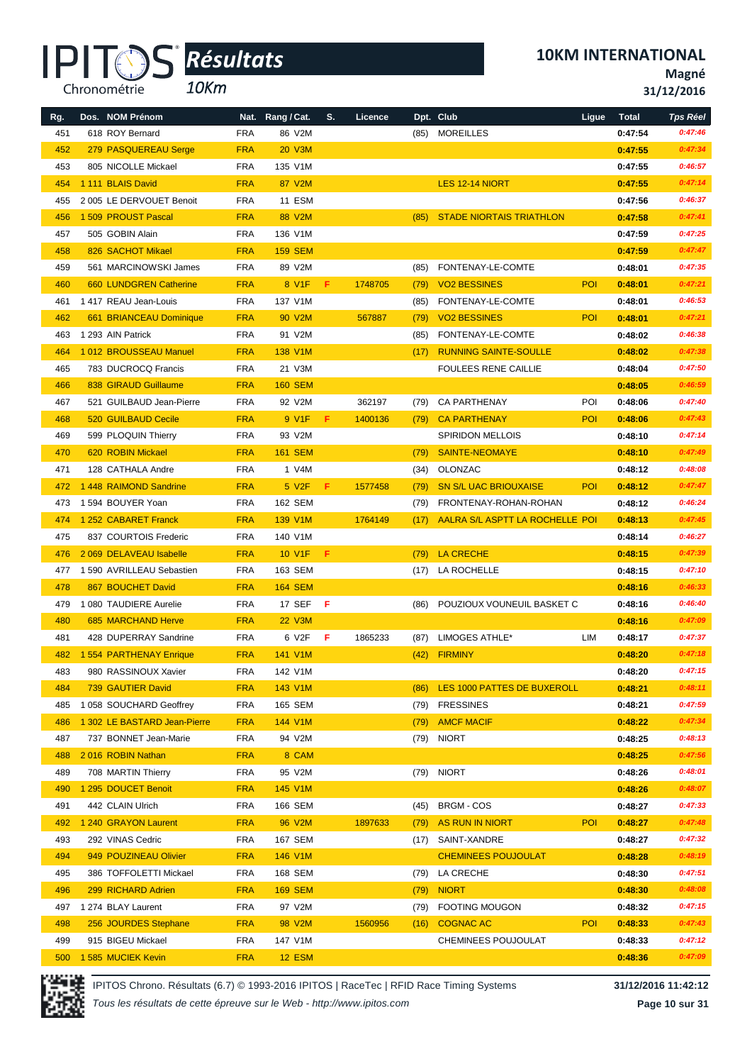# IPITOS Résultats 10Km

## 10KM INTERNATIONAL

**Magné**

**31/12/2016**

| Rg. | Dos. | NOM Prénom | Nat. | Rang / Cat. | S. | Licence | Dpt. | Club | Ligue | Total | Tps Réel |
|---|---|---|---|---|---|---|---|---|---|---|---|
| 451 | 618 | ROY Bernard | FRA | 86 V2M | | | (85) | MOREILLES | | 0:47:54 | 0:47:46 |
| 452 | 279 | PASQUEREAU Serge | FRA | 20 V3M | | | | | | 0:47:55 | 0:47:34 |
| 453 | 805 | NICOLLE Mickael | FRA | 135 V1M | | | | | | 0:47:55 | 0:46:57 |
| 454 | 1 111 | BLAIS David | FRA | 87 V2M | | | | LES 12-14 NIORT | | 0:47:55 | 0:47:14 |
| 455 | 2 005 | LE DERVOUET Benoit | FRA | 11 ESM | | | | | | 0:47:56 | 0:46:37 |
| 456 | 1 509 | PROUST Pascal | FRA | 88 V2M | | | (85) | STADE NIORTAIS TRIATHLON | | 0:47:58 | 0:47:41 |
| 457 | 505 | GOBIN Alain | FRA | 136 V1M | | | | | | 0:47:59 | 0:47:25 |
| 458 | 826 | SACHOT Mikael | FRA | 159 SEM | | | | | | 0:47:59 | 0:47:47 |
| 459 | 561 | MARCINOWSKI James | FRA | 89 V2M | | | (85) | FONTENAY-LE-COMTE | | 0:48:01 | 0:47:35 |
| 460 | 660 | LUNDGREN Catherine | FRA | 8 V1F | F | 1748705 | (79) | VO2 BESSINES | POI | 0:48:01 | 0:47:21 |
| 461 | 1 417 | REAU Jean-Louis | FRA | 137 V1M | | | (85) | FONTENAY-LE-COMTE | | 0:48:01 | 0:46:53 |
| 462 | 661 | BRIANCEAU Dominique | FRA | 90 V2M | | 567887 | (79) | VO2 BESSINES | POI | 0:48:01 | 0:47:21 |
| 463 | 1 293 | AIN Patrick | FRA | 91 V2M | | | (85) | FONTENAY-LE-COMTE | | 0:48:02 | 0:46:38 |
| 464 | 1 012 | BROUSSEAU Manuel | FRA | 138 V1M | | | (17) | RUNNING SAINTE-SOULLE | | 0:48:02 | 0:47:38 |
| 465 | 783 | DUCROCQ Francis | FRA | 21 V3M | | | | FOULEES RENE CAILLIE | | 0:48:04 | 0:47:50 |
| 466 | 838 | GIRAUD Guillaume | FRA | 160 SEM | | | | | | 0:48:05 | 0:46:59 |
| 467 | 521 | GUILBAUD Jean-Pierre | FRA | 92 V2M | | 362197 | (79) | CA PARTHENAY | POI | 0:48:06 | 0:47:40 |
| 468 | 520 | GUILBAUD Cecile | FRA | 9 V1F | F | 1400136 | (79) | CA PARTHENAY | POI | 0:48:06 | 0:47:43 |
| 469 | 599 | PLOQUIN Thierry | FRA | 93 V2M | | | | SPIRIDON MELLOIS | | 0:48:10 | 0:47:14 |
| 470 | 620 | ROBIN Mickael | FRA | 161 SEM | | | (79) | SAINTE-NEOMAYE | | 0:48:10 | 0:47:49 |
| 471 | 128 | CATHALA Andre | FRA | 1 V4M | | | (34) | OLONZAC | | 0:48:12 | 0:48:08 |
| 472 | 1 448 | RAIMOND Sandrine | FRA | 5 V2F | F | 1577458 | (79) | SN S/L UAC BRIOUXAISE | POI | 0:48:12 | 0:47:47 |
| 473 | 1 594 | BOUYER Yoan | FRA | 162 SEM | | | (79) | FRONTENAY-ROHAN-ROHAN | | 0:48:12 | 0:46:24 |
| 474 | 1 252 | CABARET Franck | FRA | 139 V1M | | 1764149 | (17) | AALRA S/L ASPTT LA ROCHELLE | POI | 0:48:13 | 0:47:45 |
| 475 | 837 | COURTOIS Frederic | FRA | 140 V1M | | | | | | 0:48:14 | 0:46:27 |
| 476 | 2 069 | DELAVEAU Isabelle | FRA | 10 V1F | F | | (79) | LA CRECHE | | 0:48:15 | 0:47:39 |
| 477 | 1 590 | AVRILLEAU Sebastien | FRA | 163 SEM | | | (17) | LA ROCHELLE | | 0:48:15 | 0:47:10 |
| 478 | 867 | BOUCHET David | FRA | 164 SEM | | | | | | 0:48:16 | 0:46:33 |
| 479 | 1 080 | TAUDIERE Aurelie | FRA | 17 SEF | F | | (86) | POUZIOUX VOUNEUIL BASKET C | | 0:48:16 | 0:46:40 |
| 480 | 685 | MARCHAND Herve | FRA | 22 V3M | | | | | | 0:48:16 | 0:47:09 |
| 481 | 428 | DUPERRAY Sandrine | FRA | 6 V2F | F | 1865233 | (87) | LIMOGES ATHLE* | LIM | 0:48:17 | 0:47:37 |
| 482 | 1 554 | PARTHENAY Enrique | FRA | 141 V1M | | | (42) | FIRMINY | | 0:48:20 | 0:47:18 |
| 483 | 980 | RASSINOUX Xavier | FRA | 142 V1M | | | | | | 0:48:20 | 0:47:15 |
| 484 | 739 | GAUTIER David | FRA | 143 V1M | | | (86) | LES 1000 PATTES DE BUXEROLL | | 0:48:21 | 0:48:11 |
| 485 | 1 058 | SOUCHARD Geoffrey | FRA | 165 SEM | | | (79) | FRESSINES | | 0:48:21 | 0:47:59 |
| 486 | 1 302 | LE BASTARD Jean-Pierre | FRA | 144 V1M | | | (79) | AMCF MACIF | | 0:48:22 | 0:47:34 |
| 487 | 737 | BONNET Jean-Marie | FRA | 94 V2M | | | (79) | NIORT | | 0:48:25 | 0:48:13 |
| 488 | 2 016 | ROBIN Nathan | FRA | 8 CAM | | | | | | 0:48:25 | 0:47:56 |
| 489 | 708 | MARTIN Thierry | FRA | 95 V2M | | | (79) | NIORT | | 0:48:26 | 0:48:01 |
| 490 | 1 295 | DOUCET Benoit | FRA | 145 V1M | | | | | | 0:48:26 | 0:48:07 |
| 491 | 442 | CLAIN Ulrich | FRA | 166 SEM | | | (45) | BRGM - COS | | 0:48:27 | 0:47:33 |
| 492 | 1 240 | GRAYON Laurent | FRA | 96 V2M | | 1897633 | (79) | AS RUN IN NIORT | POI | 0:48:27 | 0:47:48 |
| 493 | 292 | VINAS Cedric | FRA | 167 SEM | | | (17) | SAINT-XANDRE | | 0:48:27 | 0:47:32 |
| 494 | 949 | POUZINEAU Olivier | FRA | 146 V1M | | | | CHEMINEES POUJOULAT | | 0:48:28 | 0:48:19 |
| 495 | 386 | TOFFOLETTI Mickael | FRA | 168 SEM | | | (79) | LA CRECHE | | 0:48:30 | 0:47:51 |
| 496 | 299 | RICHARD Adrien | FRA | 169 SEM | | | (79) | NIORT | | 0:48:30 | 0:48:08 |
| 497 | 1 274 | BLAY Laurent | FRA | 97 V2M | | | (79) | FOOTING MOUGON | | 0:48:32 | 0:47:15 |
| 498 | 256 | JOURDES Stephane | FRA | 98 V2M | | 1560956 | (16) | COGNAC AC | POI | 0:48:33 | 0:47:43 |
| 499 | 915 | BIGEU Mickael | FRA | 147 V1M | | | | CHEMINEES POUJOULAT | | 0:48:33 | 0:47:12 |
| 500 | 1 585 | MUCIEK Kevin | FRA | 12 ESM | | | | | | 0:48:36 | 0:47:09 |

IPITOS Chrono. Résultats (6.7) © 1993-2016 IPITOS | RaceTec | RFID Race Timing Systems — 31/12/2016 11:42:12

*Tous les résultats de cette épreuve sur le Web - http://www.ipitos.com*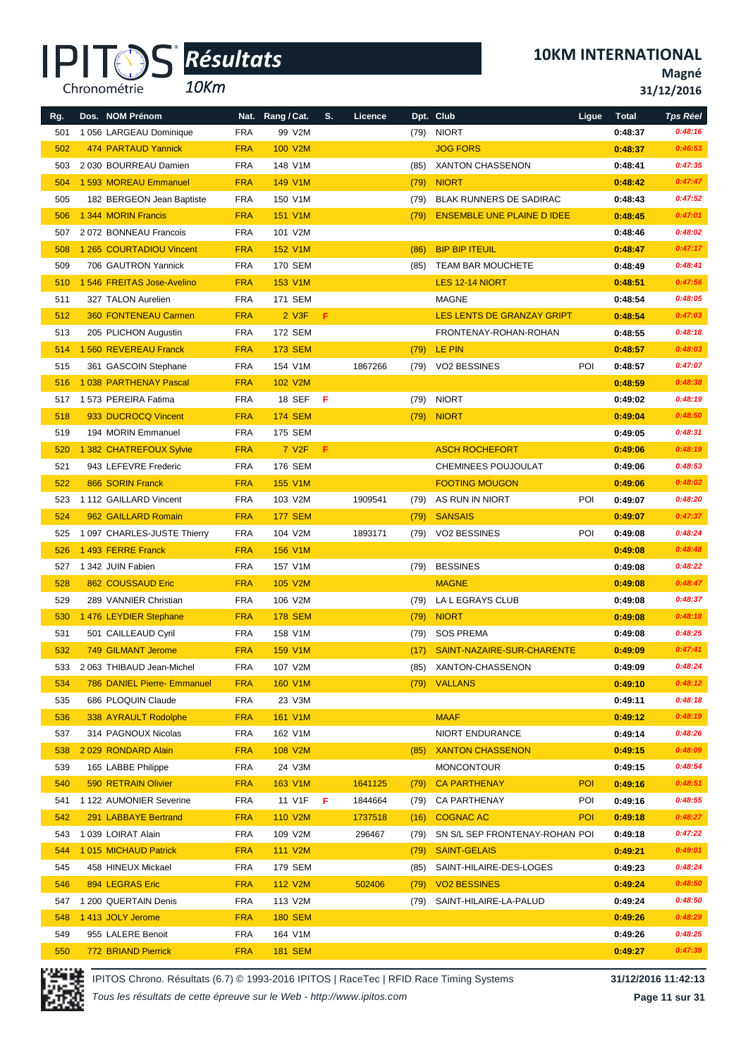# IPITOS Résultats 10Km

## 10KM INTERNATIONAL

**Magné**

**31/12/2016**

| Rg. | Dos. | NOM Prénom | Nat. | Rang / Cat. | S. | Licence | Dpt. | Club | Ligue | Total | Tps Réel |
|---|---|---|---|---|---|---|---|---|---|---|---|
| 501 | 1 056 | LARGEAU Dominique | FRA | 99 V2M | | | (79) | NIORT | | 0:48:37 | 0:48:16 |
| 502 | 474 | PARTAUD Yannick | FRA | 100 V2M | | | | JOG FORS | | 0:48:37 | 0:46:53 |
| 503 | 2 030 | BOURREAU Damien | FRA | 148 V1M | | | (85) | XANTON CHASSENON | | 0:48:41 | 0:47:35 |
| 504 | 1 593 | MOREAU Emmanuel | FRA | 149 V1M | | | (79) | NIORT | | 0:48:42 | 0:47:47 |
| 505 | 182 | BERGEON Jean Baptiste | FRA | 150 V1M | | | (79) | BLAK RUNNERS DE SADIRAC | | 0:48:43 | 0:47:52 |
| 506 | 1 344 | MORIN Francis | FRA | 151 V1M | | | (79) | ENSEMBLE UNE PLAINE D IDEE | | 0:48:45 | 0:47:01 |
| 507 | 2 072 | BONNEAU Francois | FRA | 101 V2M | | | | | | 0:48:46 | 0:48:02 |
| 508 | 1 265 | COURTADIOU Vincent | FRA | 152 V1M | | | (86) | BIP BIP ITEUIL | | 0:48:47 | 0:47:17 |
| 509 | 706 | GAUTRON Yannick | FRA | 170 SEM | | | (85) | TEAM BAR MOUCHETE | | 0:48:49 | 0:48:41 |
| 510 | 1 546 | FREITAS Jose-Avelino | FRA | 153 V1M | | | | LES 12-14 NIORT | | 0:48:51 | 0:47:56 |
| 511 | 327 | TALON Aurelien | FRA | 171 SEM | | | | MAGNE | | 0:48:54 | 0:48:05 |
| 512 | 360 | FONTENEAU Carmen | FRA | 2 V3F | F | | | LES LENTS DE GRANZAY GRIPT | | 0:48:54 | 0:47:03 |
| 513 | 205 | PLICHON Augustin | FRA | 172 SEM | | | | FRONTENAY-ROHAN-ROHAN | | 0:48:55 | 0:48:18 |
| 514 | 1 560 | REVEREAU Franck | FRA | 173 SEM | | | (79) | LE PIN | | 0:48:57 | 0:48:03 |
| 515 | 361 | GASCOIN Stephane | FRA | 154 V1M | | 1867266 | (79) | VO2 BESSINES | POI | 0:48:57 | 0:47:07 |
| 516 | 1 038 | PARTHENAY Pascal | FRA | 102 V2M | | | | | | 0:48:59 | 0:48:38 |
| 517 | 1 573 | PEREIRA Fatima | FRA | 18 SEF | F | | (79) | NIORT | | 0:49:02 | 0:48:19 |
| 518 | 933 | DUCROCQ Vincent | FRA | 174 SEM | | | (79) | NIORT | | 0:49:04 | 0:48:50 |
| 519 | 194 | MORIN Emmanuel | FRA | 175 SEM | | | | | | 0:49:05 | 0:48:31 |
| 520 | 1 382 | CHATREFOUX Sylvie | FRA | 7 V2F | F | | | ASCH ROCHEFORT | | 0:49:06 | 0:48:19 |
| 521 | 943 | LEFEVRE Frederic | FRA | 176 SEM | | | | CHEMINEES POUJOULAT | | 0:49:06 | 0:48:53 |
| 522 | 866 | SORIN Franck | FRA | 155 V1M | | | | FOOTING MOUGON | | 0:49:06 | 0:48:02 |
| 523 | 1 112 | GAILLARD Vincent | FRA | 103 V2M | | 1909541 | (79) | AS RUN IN NIORT | POI | 0:49:07 | 0:48:20 |
| 524 | 962 | GAILLARD Romain | FRA | 177 SEM | | | (79) | SANSAIS | | 0:49:07 | 0:47:37 |
| 525 | 1 097 | CHARLES-JUSTE Thierry | FRA | 104 V2M | | 1893171 | (79) | VO2 BESSINES | POI | 0:49:08 | 0:48:24 |
| 526 | 1 493 | FERRE Franck | FRA | 156 V1M | | | | | | 0:49:08 | 0:48:48 |
| 527 | 1 342 | JUIN Fabien | FRA | 157 V1M | | | (79) | BESSINES | | 0:49:08 | 0:48:22 |
| 528 | 862 | COUSSAUD Eric | FRA | 105 V2M | | | | MAGNE | | 0:49:08 | 0:48:47 |
| 529 | 289 | VANNIER Christian | FRA | 106 V2M | | | (79) | LA L EGRAYS CLUB | | 0:49:08 | 0:48:37 |
| 530 | 1 476 | LEYDIER Stephane | FRA | 178 SEM | | | (79) | NIORT | | 0:49:08 | 0:48:18 |
| 531 | 501 | CAILLEAUD Cyril | FRA | 158 V1M | | | (79) | SOS PREMA | | 0:49:08 | 0:48:25 |
| 532 | 749 | GILMANT Jerome | FRA | 159 V1M | | | (17) | SAINT-NAZAIRE-SUR-CHARENTE | | 0:49:09 | 0:47:41 |
| 533 | 2 063 | THIBAUD Jean-Michel | FRA | 107 V2M | | | (85) | XANTON-CHASSENON | | 0:49:09 | 0:48:24 |
| 534 | 786 | DANIEL Pierre- Emmanuel | FRA | 160 V1M | | | (79) | VALLANS | | 0:49:10 | 0:48:12 |
| 535 | 686 | PLOQUIN Claude | FRA | 23 V3M | | | | | | 0:49:11 | 0:48:18 |
| 536 | 338 | AYRAULT Rodolphe | FRA | 161 V1M | | | | MAAF | | 0:49:12 | 0:48:19 |
| 537 | 314 | PAGNOUX Nicolas | FRA | 162 V1M | | | | NIORT ENDURANCE | | 0:49:14 | 0:48:26 |
| 538 | 2 029 | RONDARD Alain | FRA | 108 V2M | | | (85) | XANTON CHASSENON | | 0:49:15 | 0:48:09 |
| 539 | 165 | LABBE Philippe | FRA | 24 V3M | | | | MONCONTOUR | | 0:49:15 | 0:48:54 |
| 540 | 590 | RETRAIN Olivier | FRA | 163 V1M | | 1641125 | (79) | CA PARTHENAY | POI | 0:49:16 | 0:48:51 |
| 541 | 1 122 | AUMONIER Severine | FRA | 11 V1F | F | 1844664 | (79) | CA PARTHENAY | POI | 0:49:16 | 0:48:55 |
| 542 | 291 | LABBAYE Bertrand | FRA | 110 V2M | | 1737518 | (16) | COGNAC AC | POI | 0:49:18 | 0:48:27 |
| 543 | 1 039 | LOIRAT Alain | FRA | 109 V2M | | 296467 | (79) | SN S/L SEP FRONTENAY-ROHAN | POI | 0:49:18 | 0:47:22 |
| 544 | 1 015 | MICHAUD Patrick | FRA | 111 V2M | | | (79) | SAINT-GELAIS | | 0:49:21 | 0:49:01 |
| 545 | 458 | HINEUX Mickael | FRA | 179 SEM | | | (85) | SAINT-HILAIRE-DES-LOGES | | 0:49:23 | 0:48:24 |
| 546 | 894 | LEGRAS Eric | FRA | 112 V2M | | 502406 | (79) | VO2 BESSINES | | 0:49:24 | 0:48:50 |
| 547 | 1 200 | QUERTAIN Denis | FRA | 113 V2M | | | (79) | SAINT-HILAIRE-LA-PALUD | | 0:49:24 | 0:48:50 |
| 548 | 1 413 | JOLY Jerome | FRA | 180 SEM | | | | | | 0:49:26 | 0:48:29 |
| 549 | 955 | LALERE Benoit | FRA | 164 V1M | | | | | | 0:49:26 | 0:48:25 |
| 550 | 772 | BRIAND Pierrick | FRA | 181 SEM | | | | | | 0:49:27 | 0:47:39 |

IPITOS Chrono. Résultats (6.7) © 1993-2016 IPITOS | RaceTec | RFID Race Timing Systems — 31/12/2016 11:42:13

*Tous les résultats de cette épreuve sur le Web - http://www.ipitos.com*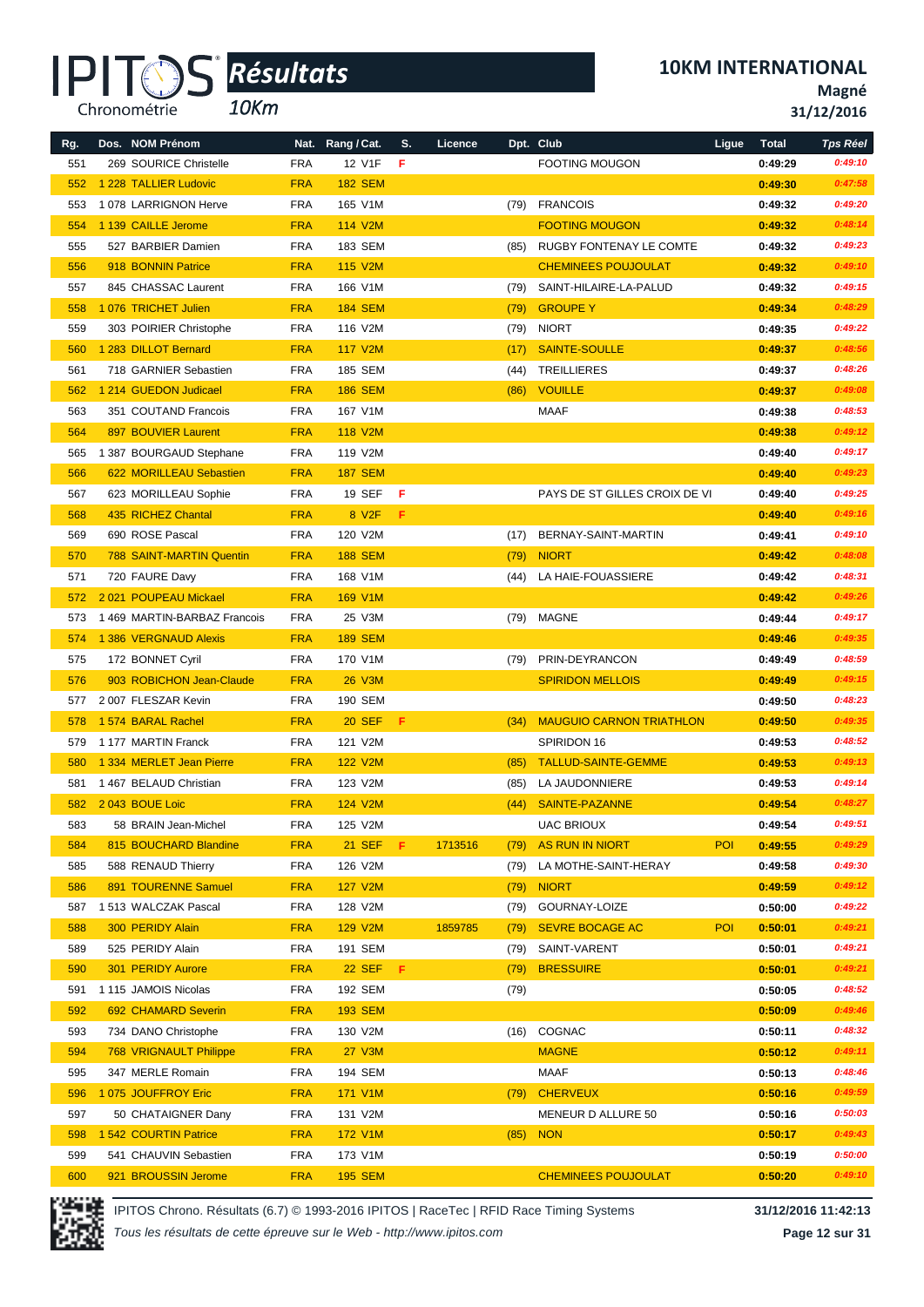# 10KM INTERNATIONAL

**Magné**

**31/12/2016**

IPITOS Chronométrie *Résultats* *10Km*

| Rg. | Dos. NOM Prénom | Nat. | Rang / Cat. | S. | Licence | Dpt. | Club | Ligue | Total | Tps Réel |
|---|---|---|---|---|---|---|---|---|---|---|
| 551 | 269 SOURICE Christelle | FRA | 12 V1F | F | | | FOOTING MOUGON | | 0:49:29 | 0:49:10 |
| 552 | 1 228 TALLIER Ludovic | FRA | 182 SEM | | | | | | 0:49:30 | 0:47:58 |
| 553 | 1 078 LARRIGNON Herve | FRA | 165 V1M | | | (79) | FRANCOIS | | 0:49:32 | 0:49:20 |
| 554 | 1 139 CAILLE Jerome | FRA | 114 V2M | | | | FOOTING MOUGON | | 0:49:32 | 0:48:14 |
| 555 | 527 BARBIER Damien | FRA | 183 SEM | | | (85) | RUGBY FONTENAY LE COMTE | | 0:49:32 | 0:49:23 |
| 556 | 918 BONNIN Patrice | FRA | 115 V2M | | | | CHEMINEES POUJOULAT | | 0:49:32 | 0:49:10 |
| 557 | 845 CHASSAC Laurent | FRA | 166 V1M | | | (79) | SAINT-HILAIRE-LA-PALUD | | 0:49:32 | 0:49:15 |
| 558 | 1 076 TRICHET Julien | FRA | 184 SEM | | | (79) | GROUPE Y | | 0:49:34 | 0:48:29 |
| 559 | 303 POIRIER Christophe | FRA | 116 V2M | | | (79) | NIORT | | 0:49:35 | 0:49:22 |
| 560 | 1 283 DILLOT Bernard | FRA | 117 V2M | | | (17) | SAINTE-SOULLE | | 0:49:37 | 0:48:56 |
| 561 | 718 GARNIER Sebastien | FRA | 185 SEM | | | (44) | TREILLIERES | | 0:49:37 | 0:48:26 |
| 562 | 1 214 GUEDON Judicael | FRA | 186 SEM | | | (86) | VOUILLE | | 0:49:37 | 0:49:08 |
| 563 | 351 COUTAND Francois | FRA | 167 V1M | | | | MAAF | | 0:49:38 | 0:48:53 |
| 564 | 897 BOUVIER Laurent | FRA | 118 V2M | | | | | | 0:49:38 | 0:49:12 |
| 565 | 1 387 BOURGAUD Stephane | FRA | 119 V2M | | | | | | 0:49:40 | 0:49:17 |
| 566 | 622 MORILLEAU Sebastien | FRA | 187 SEM | | | | | | 0:49:40 | 0:49:23 |
| 567 | 623 MORILLEAU Sophie | FRA | 19 SEF | F | | | PAYS DE ST GILLES CROIX DE VI | | 0:49:40 | 0:49:25 |
| 568 | 435 RICHEZ Chantal | FRA | 8 V2F | F | | | | | 0:49:40 | 0:49:16 |
| 569 | 690 ROSE Pascal | FRA | 120 V2M | | | (17) | BERNAY-SAINT-MARTIN | | 0:49:41 | 0:49:10 |
| 570 | 788 SAINT-MARTIN Quentin | FRA | 188 SEM | | | (79) | NIORT | | 0:49:42 | 0:48:08 |
| 571 | 720 FAURE Davy | FRA | 168 V1M | | | (44) | LA HAIE-FOUASSIERE | | 0:49:42 | 0:48:31 |
| 572 | 2 021 POUPEAU Mickael | FRA | 169 V1M | | | | | | 0:49:42 | 0:49:26 |
| 573 | 1 469 MARTIN-BARBAZ Francois | FRA | 25 V3M | | | (79) | MAGNE | | 0:49:44 | 0:49:17 |
| 574 | 1 386 VERGNAUD Alexis | FRA | 189 SEM | | | | | | 0:49:46 | 0:49:35 |
| 575 | 172 BONNET Cyril | FRA | 170 V1M | | | (79) | PRIN-DEYRANCON | | 0:49:49 | 0:48:59 |
| 576 | 903 ROBICHON Jean-Claude | FRA | 26 V3M | | | | SPIRIDON MELLOIS | | 0:49:49 | 0:49:15 |
| 577 | 2 007 FLESZAR Kevin | FRA | 190 SEM | | | | | | 0:49:50 | 0:48:23 |
| 578 | 1 574 BARAL Rachel | FRA | 20 SEF | F | | (34) | MAUGUIO CARNON TRIATHLON | | 0:49:50 | 0:49:35 |
| 579 | 1 177 MARTIN Franck | FRA | 121 V2M | | | | SPIRIDON 16 | | 0:49:53 | 0:48:52 |
| 580 | 1 334 MERLET Jean Pierre | FRA | 122 V2M | | | (85) | TALLUD-SAINTE-GEMME | | 0:49:53 | 0:49:13 |
| 581 | 1 467 BELAUD Christian | FRA | 123 V2M | | | (85) | LA JAUDONNIERE | | 0:49:53 | 0:49:14 |
| 582 | 2 043 BOUE Loic | FRA | 124 V2M | | | (44) | SAINTE-PAZANNE | | 0:49:54 | 0:48:27 |
| 583 | 58 BRAIN Jean-Michel | FRA | 125 V2M | | | | UAC BRIOUX | | 0:49:54 | 0:49:51 |
| 584 | 815 BOUCHARD Blandine | FRA | 21 SEF | F | 1713516 | (79) | AS RUN IN NIORT | POI | 0:49:55 | 0:49:29 |
| 585 | 588 RENAUD Thierry | FRA | 126 V2M | | | (79) | LA MOTHE-SAINT-HERAY | | 0:49:58 | 0:49:30 |
| 586 | 891 TOURENNE Samuel | FRA | 127 V2M | | | (79) | NIORT | | 0:49:59 | 0:49:12 |
| 587 | 1 513 WALCZAK Pascal | FRA | 128 V2M | | | (79) | GOURNAY-LOIZE | | 0:50:00 | 0:49:22 |
| 588 | 300 PERIDY Alain | FRA | 129 V2M | | 1859785 | (79) | SEVRE BOCAGE AC | POI | 0:50:01 | 0:49:21 |
| 589 | 525 PERIDY Alain | FRA | 191 SEM | | | (79) | SAINT-VARENT | | 0:50:01 | 0:49:21 |
| 590 | 301 PERIDY Aurore | FRA | 22 SEF | F | | (79) | BRESSUIRE | | 0:50:01 | 0:49:21 |
| 591 | 1 115 JAMOIS Nicolas | FRA | 192 SEM | | | (79) | | | 0:50:05 | 0:48:52 |
| 592 | 692 CHAMARD Severin | FRA | 193 SEM | | | | | | 0:50:09 | 0:49:46 |
| 593 | 734 DANO Christophe | FRA | 130 V2M | | | (16) | COGNAC | | 0:50:11 | 0:48:32 |
| 594 | 768 VRIGNAULT Philippe | FRA | 27 V3M | | | | MAGNE | | 0:50:12 | 0:49:11 |
| 595 | 347 MERLE Romain | FRA | 194 SEM | | | | MAAF | | 0:50:13 | 0:48:46 |
| 596 | 1 075 JOUFFROY Eric | FRA | 171 V1M | | | (79) | CHERVEUX | | 0:50:16 | 0:49:59 |
| 597 | 50 CHATAIGNER Dany | FRA | 131 V2M | | | | MENEUR D ALLURE 50 | | 0:50:16 | 0:50:03 |
| 598 | 1 542 COURTIN Patrice | FRA | 172 V1M | | | (85) | NON | | 0:50:17 | 0:49:43 |
| 599 | 541 CHAUVIN Sebastien | FRA | 173 V1M | | | | | | 0:50:19 | 0:50:00 |
| 600 | 921 BROUSSIN Jerome | FRA | 195 SEM | | | | CHEMINEES POUJOULAT | | 0:50:20 | 0:49:10 |

IPITOS Chrono. Résultats (6.7) © 1993-2016 IPITOS | RaceTec | RFID Race Timing Systems

*Tous les résultats de cette épreuve sur le Web - http://www.ipitos.com*

**31/12/2016 11:42:13**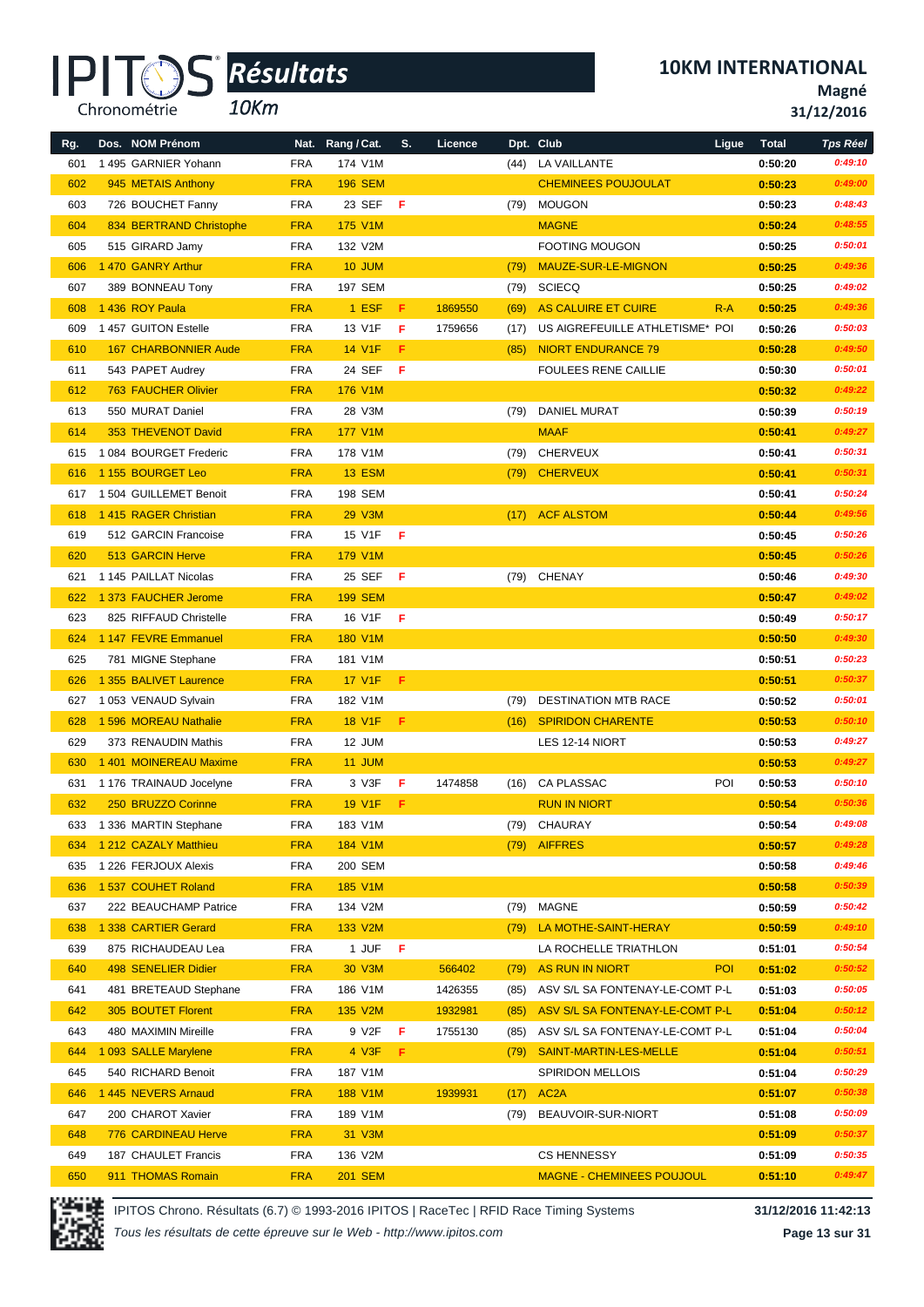# IPITOS Résultats 10Km

## 10KM INTERNATIONAL

**Magné**

**31/12/2016**

| Rg. | Dos. | NOM Prénom | Nat. | Rang / Cat. | S. | Licence | Dpt. | Club | Ligue | Total | Tps Réel |
|---|---|---|---|---|---|---|---|---|---|---|---|
| 601 | 1 495 | GARNIER Yohann | FRA | 174 V1M | | | (44) | LA VAILLANTE | | 0:50:20 | 0:49:10 |
| 602 | 945 | METAIS Anthony | FRA | 196 SEM | | | | CHEMINEES POUJOULAT | | 0:50:23 | 0:49:00 |
| 603 | 726 | BOUCHET Fanny | FRA | 23 SEF | F | | (79) | MOUGON | | 0:50:23 | 0:48:43 |
| 604 | 834 | BERTRAND Christophe | FRA | 175 V1M | | | | MAGNE | | 0:50:24 | 0:48:55 |
| 605 | 515 | GIRARD Jamy | FRA | 132 V2M | | | | FOOTING MOUGON | | 0:50:25 | 0:50:01 |
| 606 | 1 470 | GANRY Arthur | FRA | 10 JUM | | | (79) | MAUZE-SUR-LE-MIGNON | | 0:50:25 | 0:49:36 |
| 607 | 389 | BONNEAU Tony | FRA | 197 SEM | | | (79) | SCIECQ | | 0:50:25 | 0:49:02 |
| 608 | 1 436 | ROY Paula | FRA | 1 ESF | F | 1869550 | (69) | AS CALUIRE ET CUIRE | R-A | 0:50:25 | 0:49:36 |
| 609 | 1 457 | GUITON Estelle | FRA | 13 V1F | F | 1759656 | (17) | US AIGREFEUILLE ATHLETISME* | POI | 0:50:26 | 0:50:03 |
| 610 | 167 | CHARBONNIER Aude | FRA | 14 V1F | F | | (85) | NIORT ENDURANCE 79 | | 0:50:28 | 0:49:50 |
| 611 | 543 | PAPET Audrey | FRA | 24 SEF | F | | | FOULEES RENE CAILLIE | | 0:50:30 | 0:50:01 |
| 612 | 763 | FAUCHER Olivier | FRA | 176 V1M | | | | | | 0:50:32 | 0:49:22 |
| 613 | 550 | MURAT Daniel | FRA | 28 V3M | | | (79) | DANIEL MURAT | | 0:50:39 | 0:50:19 |
| 614 | 353 | THEVENOT David | FRA | 177 V1M | | | | MAAF | | 0:50:41 | 0:49:27 |
| 615 | 1 084 | BOURGET Frederic | FRA | 178 V1M | | | (79) | CHERVEUX | | 0:50:41 | 0:50:31 |
| 616 | 1 155 | BOURGET Leo | FRA | 13 ESM | | | (79) | CHERVEUX | | 0:50:41 | 0:50:31 |
| 617 | 1 504 | GUILLEMET Benoit | FRA | 198 SEM | | | | | | 0:50:41 | 0:50:24 |
| 618 | 1 415 | RAGER Christian | FRA | 29 V3M | | | (17) | ACF ALSTOM | | 0:50:44 | 0:49:56 |
| 619 | 512 | GARCIN Francoise | FRA | 15 V1F | F | | | | | 0:50:45 | 0:50:26 |
| 620 | 513 | GARCIN Herve | FRA | 179 V1M | | | | | | 0:50:45 | 0:50:26 |
| 621 | 1 145 | PAILLAT Nicolas | FRA | 25 SEF | F | | (79) | CHENAY | | 0:50:46 | 0:49:30 |
| 622 | 1 373 | FAUCHER Jerome | FRA | 199 SEM | | | | | | 0:50:47 | 0:49:02 |
| 623 | 825 | RIFFAUD Christelle | FRA | 16 V1F | F | | | | | 0:50:49 | 0:50:17 |
| 624 | 1 147 | FEVRE Emmanuel | FRA | 180 V1M | | | | | | 0:50:50 | 0:49:30 |
| 625 | 781 | MIGNE Stephane | FRA | 181 V1M | | | | | | 0:50:51 | 0:50:23 |
| 626 | 1 355 | BALIVET Laurence | FRA | 17 V1F | F | | | | | 0:50:51 | 0:50:37 |
| 627 | 1 053 | VENAUD Sylvain | FRA | 182 V1M | | | (79) | DESTINATION MTB RACE | | 0:50:52 | 0:50:01 |
| 628 | 1 596 | MOREAU Nathalie | FRA | 18 V1F | F | | (16) | SPIRIDON CHARENTE | | 0:50:53 | 0:50:10 |
| 629 | 373 | RENAUDIN Mathis | FRA | 12 JUM | | | | LES 12-14 NIORT | | 0:50:53 | 0:49:27 |
| 630 | 1 401 | MOINEREAU Maxime | FRA | 11 JUM | | | | | | 0:50:53 | 0:49:27 |
| 631 | 1 176 | TRAINAUD Jocelyne | FRA | 3 V3F | F | 1474858 | (16) | CA PLASSAC | POI | 0:50:53 | 0:50:10 |
| 632 | 250 | BRUZZO Corinne | FRA | 19 V1F | F | | | RUN IN NIORT | | 0:50:54 | 0:50:36 |
| 633 | 1 336 | MARTIN Stephane | FRA | 183 V1M | | | (79) | CHAURAY | | 0:50:54 | 0:49:08 |
| 634 | 1 212 | CAZALY Matthieu | FRA | 184 V1M | | | (79) | AIFFRES | | 0:50:57 | 0:49:28 |
| 635 | 1 226 | FERJOUX Alexis | FRA | 200 SEM | | | | | | 0:50:58 | 0:49:46 |
| 636 | 1 537 | COUHET Roland | FRA | 185 V1M | | | | | | 0:50:58 | 0:50:39 |
| 637 | 222 | BEAUCHAMP Patrice | FRA | 134 V2M | | | (79) | MAGNE | | 0:50:59 | 0:50:42 |
| 638 | 1 338 | CARTIER Gerard | FRA | 133 V2M | | | (79) | LA MOTHE-SAINT-HERAY | | 0:50:59 | 0:49:10 |
| 639 | 875 | RICHAUDEAU Lea | FRA | 1 JUF | F | | | LA ROCHELLE TRIATHLON | | 0:51:01 | 0:50:54 |
| 640 | 498 | SENELIER Didier | FRA | 30 V3M | | 566402 | (79) | AS RUN IN NIORT | POI | 0:51:02 | 0:50:52 |
| 641 | 481 | BRETEAUD Stephane | FRA | 186 V1M | | 1426355 | (85) | ASV S/L SA FONTENAY-LE-COMT | P-L | 0:51:03 | 0:50:05 |
| 642 | 305 | BOUTET Florent | FRA | 135 V2M | | 1932981 | (85) | ASV S/L SA FONTENAY-LE-COMT | P-L | 0:51:04 | 0:50:12 |
| 643 | 480 | MAXIMIN Mireille | FRA | 9 V2F | F | 1755130 | (85) | ASV S/L SA FONTENAY-LE-COMT | P-L | 0:51:04 | 0:50:04 |
| 644 | 1 093 | SALLE Marylene | FRA | 4 V3F | F | | (79) | SAINT-MARTIN-LES-MELLE | | 0:51:04 | 0:50:51 |
| 645 | 540 | RICHARD Benoit | FRA | 187 V1M | | | | SPIRIDON MELLOIS | | 0:51:04 | 0:50:29 |
| 646 | 1 445 | NEVERS Arnaud | FRA | 188 V1M | | 1939931 | (17) | AC2A | | 0:51:07 | 0:50:38 |
| 647 | 200 | CHAROT Xavier | FRA | 189 V1M | | | (79) | BEAUVOIR-SUR-NIORT | | 0:51:08 | 0:50:09 |
| 648 | 776 | CARDINEAU Herve | FRA | 31 V3M | | | | | | 0:51:09 | 0:50:37 |
| 649 | 187 | CHAULET Francis | FRA | 136 V2M | | | | CS HENNESSY | | 0:51:09 | 0:50:35 |
| 650 | 911 | THOMAS Romain | FRA | 201 SEM | | | | MAGNE - CHEMINEES POUJOUL | | 0:51:10 | 0:49:47 |

IPITOS Chrono. Résultats (6.7) © 1993-2016 IPITOS | RaceTec | RFID Race Timing Systems — 31/12/2016 11:42:13

*Tous les résultats de cette épreuve sur le Web - http://www.ipitos.com*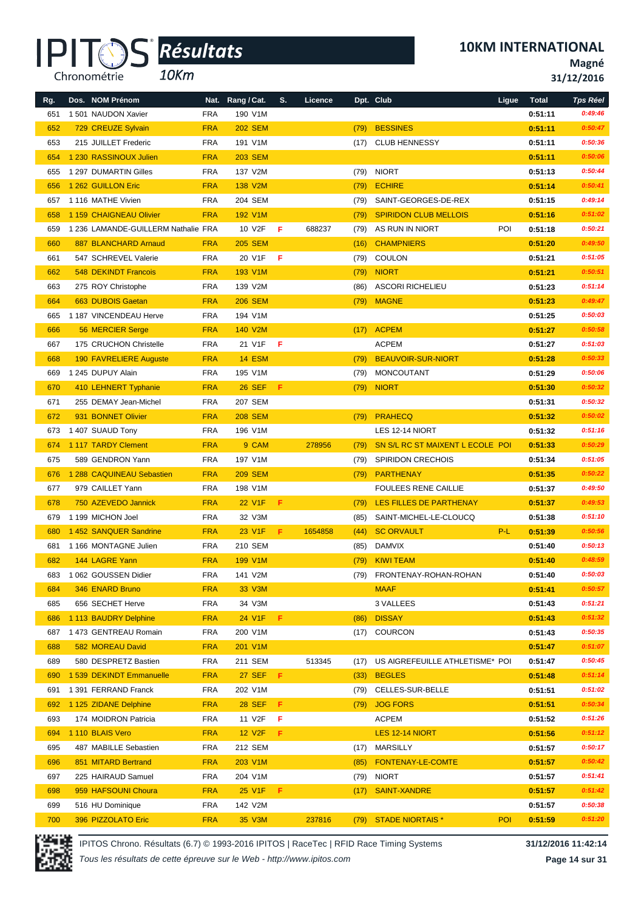# 10KM INTERNATIONAL

**Magné**

**31/12/2016**

*Résultats* *10Km*

| Rg. | Dos. | NOM Prénom | Nat. | Rang / Cat. | S. | Licence | Dpt. | Club | Ligue | Total | Tps Réel |
|---|---|---|---|---|---|---|---|---|---|---|---|
| 651 | 1 501 | NAUDON Xavier | FRA | 190 V1M | | | | | | 0:51:11 | 0:49:46 |
| 652 | 729 | CREUZE Sylvain | FRA | 202 SEM | | | (79) | BESSINES | | 0:51:11 | 0:50:47 |
| 653 | 215 | JUILLET Frederic | FRA | 191 V1M | | | (17) | CLUB HENNESSY | | 0:51:11 | 0:50:36 |
| 654 | 1 230 | RASSINOUX Julien | FRA | 203 SEM | | | | | | 0:51:11 | 0:50:06 |
| 655 | 1 297 | DUMARTIN Gilles | FRA | 137 V2M | | | (79) | NIORT | | 0:51:13 | 0:50:44 |
| 656 | 1 262 | GUILLON Eric | FRA | 138 V2M | | | (79) | ECHIRE | | 0:51:14 | 0:50:41 |
| 657 | 1 116 | MATHE Vivien | FRA | 204 SEM | | | (79) | SAINT-GEORGES-DE-REX | | 0:51:15 | 0:49:14 |
| 658 | 1 159 | CHAIGNEAU Olivier | FRA | 192 V1M | | | (79) | SPIRIDON CLUB MELLOIS | | 0:51:16 | 0:51:02 |
| 659 | 1 236 | LAMANDE-GUILLERM Nathalie | FRA | 10 V2F | F | 688237 | (79) | AS RUN IN NIORT | POI | 0:51:18 | 0:50:21 |
| 660 | 887 | BLANCHARD Arnaud | FRA | 205 SEM | | | (16) | CHAMPNIERS | | 0:51:20 | 0:49:50 |
| 661 | 547 | SCHREVEL Valerie | FRA | 20 V1F | F | | (79) | COULON | | 0:51:21 | 0:51:05 |
| 662 | 548 | DEKINDT Francois | FRA | 193 V1M | | | (79) | NIORT | | 0:51:21 | 0:50:51 |
| 663 | 275 | ROY Christophe | FRA | 139 V2M | | | (86) | ASCORI RICHELIEU | | 0:51:23 | 0:51:14 |
| 664 | 663 | DUBOIS Gaetan | FRA | 206 SEM | | | (79) | MAGNE | | 0:51:23 | 0:49:47 |
| 665 | 1 187 | VINCENDEAU Herve | FRA | 194 V1M | | | | | | 0:51:25 | 0:50:03 |
| 666 | 56 | MERCIER Serge | FRA | 140 V2M | | | (17) | ACPEM | | 0:51:27 | 0:50:58 |
| 667 | 175 | CRUCHON Christelle | FRA | 21 V1F | F | | | ACPEM | | 0:51:27 | 0:51:03 |
| 668 | 190 | FAVRELIERE Auguste | FRA | 14 ESM | | | (79) | BEAUVOIR-SUR-NIORT | | 0:51:28 | 0:50:33 |
| 669 | 1 245 | DUPUY Alain | FRA | 195 V1M | | | (79) | MONCOUTANT | | 0:51:29 | 0:50:06 |
| 670 | 410 | LEHNERT Typhanie | FRA | 26 SEF | F | | (79) | NIORT | | 0:51:30 | 0:50:32 |
| 671 | 255 | DEMAY Jean-Michel | FRA | 207 SEM | | | | | | 0:51:31 | 0:50:32 |
| 672 | 931 | BONNET Olivier | FRA | 208 SEM | | | (79) | PRAHECQ | | 0:51:32 | 0:50:02 |
| 673 | 1 407 | SUAUD Tony | FRA | 196 V1M | | | | LES 12-14 NIORT | | 0:51:32 | 0:51:16 |
| 674 | 1 117 | TARDY Clement | FRA | 9 CAM | | 278956 | (79) | SN S/L RC ST MAIXENT L ECOLE | POI | 0:51:33 | 0:50:29 |
| 675 | 589 | GENDRON Yann | FRA | 197 V1M | | | (79) | SPIRIDON CRECHOIS | | 0:51:34 | 0:51:05 |
| 676 | 1 288 | CAQUINEAU Sebastien | FRA | 209 SEM | | | (79) | PARTHENAY | | 0:51:35 | 0:50:22 |
| 677 | 979 | CAILLET Yann | FRA | 198 V1M | | | | FOULEES RENE CAILLIE | | 0:51:37 | 0:49:50 |
| 678 | 750 | AZEVEDO Jannick | FRA | 22 V1F | F | | (79) | LES FILLES DE PARTHENAY | | 0:51:37 | 0:49:53 |
| 679 | 1 199 | MICHON Joel | FRA | 32 V3M | | | (85) | SAINT-MICHEL-LE-CLOUCQ | | 0:51:38 | 0:51:10 |
| 680 | 1 452 | SANQUER Sandrine | FRA | 23 V1F | F | 1654858 | (44) | SC ORVAULT | P-L | 0:51:39 | 0:50:56 |
| 681 | 1 166 | MONTAGNE Julien | FRA | 210 SEM | | | (85) | DAMVIX | | 0:51:40 | 0:50:13 |
| 682 | 144 | LAGRE Yann | FRA | 199 V1M | | | (79) | KIWI TEAM | | 0:51:40 | 0:48:59 |
| 683 | 1 062 | GOUSSEN Didier | FRA | 141 V2M | | | (79) | FRONTENAY-ROHAN-ROHAN | | 0:51:40 | 0:50:03 |
| 684 | 346 | ENARD Bruno | FRA | 33 V3M | | | | MAAF | | 0:51:41 | 0:50:57 |
| 685 | 656 | SECHET Herve | FRA | 34 V3M | | | | 3 VALLEES | | 0:51:43 | 0:51:21 |
| 686 | 1 113 | BAUDRY Delphine | FRA | 24 V1F | F | | (86) | DISSAY | | 0:51:43 | 0:51:32 |
| 687 | 1 473 | GENTREAU Romain | FRA | 200 V1M | | | (17) | COURCON | | 0:51:43 | 0:50:35 |
| 688 | 582 | MOREAU David | FRA | 201 V1M | | | | | | 0:51:47 | 0:51:07 |
| 689 | 580 | DESPRETZ Bastien | FRA | 211 SEM | | 513345 | (17) | US AIGREFEUILLE ATHLETISME* | POI | 0:51:47 | 0:50:45 |
| 690 | 1 539 | DEKINDT Emmanuelle | FRA | 27 SEF | F | | (33) | BEGLES | | 0:51:48 | 0:51:14 |
| 691 | 1 391 | FERRAND Franck | FRA | 202 V1M | | | (79) | CELLES-SUR-BELLE | | 0:51:51 | 0:51:02 |
| 692 | 1 125 | ZIDANE Delphine | FRA | 28 SEF | F | | (79) | JOG FORS | | 0:51:51 | 0:50:34 |
| 693 | 174 | MOIDRON Patricia | FRA | 11 V2F | F | | | ACPEM | | 0:51:52 | 0:51:26 |
| 694 | 1 110 | BLAIS Vero | FRA | 12 V2F | F | | | LES 12-14 NIORT | | 0:51:56 | 0:51:12 |
| 695 | 487 | MABILLE Sebastien | FRA | 212 SEM | | | (17) | MARSILLY | | 0:51:57 | 0:50:17 |
| 696 | 851 | MITARD Bertrand | FRA | 203 V1M | | | (85) | FONTENAY-LE-COMTE | | 0:51:57 | 0:50:42 |
| 697 | 225 | HAIRAUD Samuel | FRA | 204 V1M | | | (79) | NIORT | | 0:51:57 | 0:51:41 |
| 698 | 959 | HAFSOUNI Choura | FRA | 25 V1F | F | | (17) | SAINT-XANDRE | | 0:51:57 | 0:51:42 |
| 699 | 516 | HU Dominique | FRA | 142 V2M | | | | | | 0:51:57 | 0:50:38 |
| 700 | 396 | PIZZOLATO Eric | FRA | 35 V3M | | 237816 | (79) | STADE NIORTAIS * | POI | 0:51:59 | 0:51:20 |

IPITOS Chrono. Résultats (6.7) © 1993-2016 IPITOS | RaceTec | RFID Race Timing Systems — 31/12/2016 11:42:14

*Tous les résultats de cette épreuve sur le Web - http://www.ipitos.com*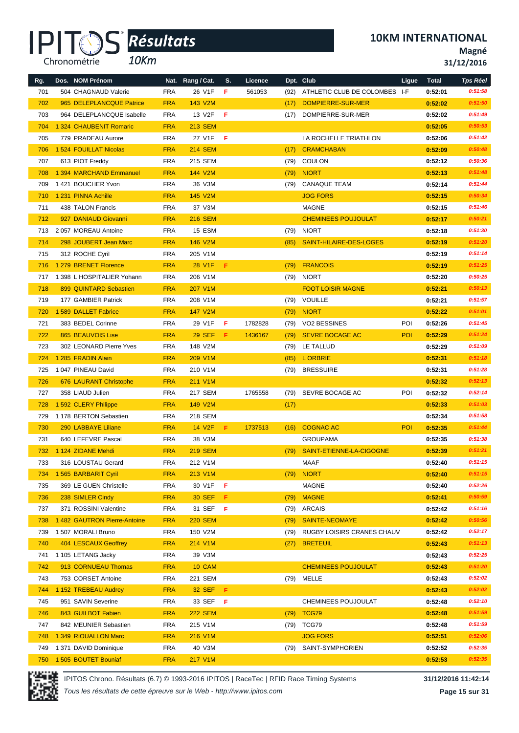# 10KM INTERNATIONAL

**Magné**

**31/12/2016**

IPITOS Chronométrie *Résultats* *10Km*

| Rg. | Dos. | NOM Prénom | Nat. | Rang / Cat. | S. | Licence | Dpt. | Club | Ligue | Total | Tps Réel |
|---|---|---|---|---|---|---|---|---|---|---|---|
| 701 | 504 | CHAGNAUD Valerie | FRA | 26 V1F | F | 561053 | (92) | ATHLETIC CLUB DE COLOMBES | I-F | 0:52:01 | 0:51:58 |
| 702 | 965 | DELEPLANCQUE Patrice | FRA | 143 V2M | | | (17) | DOMPIERRE-SUR-MER | | 0:52:02 | 0:51:50 |
| 703 | 964 | DELEPLANCQUE Isabelle | FRA | 13 V2F | F | | (17) | DOMPIERRE-SUR-MER | | 0:52:02 | 0:51:49 |
| 704 | 1 324 | CHAUBENIT Romaric | FRA | 213 SEM | | | | | | 0:52:05 | 0:50:53 |
| 705 | 779 | PRADEAU Aurore | FRA | 27 V1F | F | | | LA ROCHELLE TRIATHLON | | 0:52:06 | 0:51:42 |
| 706 | 1 524 | FOUILLAT Nicolas | FRA | 214 SEM | | | (17) | CRAMCHABAN | | 0:52:09 | 0:50:48 |
| 707 | 613 | PIOT Freddy | FRA | 215 SEM | | | (79) | COULON | | 0:52:12 | 0:50:36 |
| 708 | 1 394 | MARCHAND Emmanuel | FRA | 144 V2M | | | (79) | NIORT | | 0:52:13 | 0:51:48 |
| 709 | 1 421 | BOUCHER Yvon | FRA | 36 V3M | | | (79) | CANAQUE TEAM | | 0:52:14 | 0:51:44 |
| 710 | 1 231 | PINNA Achille | FRA | 145 V2M | | | | JOG FORS | | 0:52:15 | 0:50:34 |
| 711 | 438 | TALON Francis | FRA | 37 V3M | | | | MAGNE | | 0:52:15 | 0:51:46 |
| 712 | 927 | DANIAUD Giovanni | FRA | 216 SEM | | | | CHEMINEES POUJOULAT | | 0:52:17 | 0:50:21 |
| 713 | 2 057 | MOREAU Antoine | FRA | 15 ESM | | | (79) | NIORT | | 0:52:18 | 0:51:30 |
| 714 | 298 | JOUBERT Jean Marc | FRA | 146 V2M | | | (85) | SAINT-HILAIRE-DES-LOGES | | 0:52:19 | 0:51:20 |
| 715 | 312 | ROCHE Cyril | FRA | 205 V1M | | | | | | 0:52:19 | 0:51:14 |
| 716 | 1 279 | BRENET Florence | FRA | 28 V1F | F | | (79) | FRANCOIS | | 0:52:19 | 0:51:25 |
| 717 | 1 398 | L HOSPITALIER Yohann | FRA | 206 V1M | | | (79) | NIORT | | 0:52:20 | 0:50:25 |
| 718 | 899 | QUINTARD Sebastien | FRA | 207 V1M | | | | FOOT LOISIR MAGNE | | 0:52:21 | 0:50:13 |
| 719 | 177 | GAMBIER Patrick | FRA | 208 V1M | | | (79) | VOUILLE | | 0:52:21 | 0:51:57 |
| 720 | 1 589 | DALLET Fabrice | FRA | 147 V2M | | | (79) | NIORT | | 0:52:22 | 0:51:01 |
| 721 | 383 | BEDEL Corinne | FRA | 29 V1F | F | 1782828 | (79) | VO2 BESSINES | POI | 0:52:26 | 0:51:45 |
| 722 | 865 | BEAUVOIS Lise | FRA | 29 SEF | F | 1436167 | (79) | SEVRE BOCAGE AC | POI | 0:52:29 | 0:51:24 |
| 723 | 302 | LEONARD Pierre Yves | FRA | 148 V2M | | | (79) | LE TALLUD | | 0:52:29 | 0:51:09 |
| 724 | 1 285 | FRADIN Alain | FRA | 209 V1M | | | (85) | L ORBRIE | | 0:52:31 | 0:51:18 |
| 725 | 1 047 | PINEAU David | FRA | 210 V1M | | | (79) | BRESSUIRE | | 0:52:31 | 0:51:28 |
| 726 | 676 | LAURANT Christophe | FRA | 211 V1M | | | | | | 0:52:32 | 0:52:13 |
| 727 | 358 | LIAUD Julien | FRA | 217 SEM | | 1765558 | (79) | SEVRE BOCAGE AC | POI | 0:52:32 | 0:52:14 |
| 728 | 1 592 | CLERY Philippe | FRA | 149 V2M | | | (17) | | | 0:52:33 | 0:51:03 |
| 729 | 1 178 | BERTON Sebastien | FRA | 218 SEM | | | | | | 0:52:34 | 0:51:58 |
| 730 | 290 | LABBAYE Liliane | FRA | 14 V2F | F | 1737513 | (16) | COGNAC AC | POI | 0:52:35 | 0:51:44 |
| 731 | 640 | LEFEVRE Pascal | FRA | 38 V3M | | | | GROUPAMA | | 0:52:35 | 0:51:38 |
| 732 | 1 124 | ZIDANE Mehdi | FRA | 219 SEM | | | (79) | SAINT-ETIENNE-LA-CIGOGNE | | 0:52:39 | 0:51:21 |
| 733 | 316 | LOUSTAU Gerard | FRA | 212 V1M | | | | MAAF | | 0:52:40 | 0:51:15 |
| 734 | 1 565 | BARBARIT Cyril | FRA | 213 V1M | | | (79) | NIORT | | 0:52:40 | 0:51:15 |
| 735 | 369 | LE GUEN Christelle | FRA | 30 V1F | F | | | MAGNE | | 0:52:40 | 0:52:26 |
| 736 | 238 | SIMLER Cindy | FRA | 30 SEF | F | | (79) | MAGNE | | 0:52:41 | 0:50:59 |
| 737 | 371 | ROSSINI Valentine | FRA | 31 SEF | F | | (79) | ARCAIS | | 0:52:42 | 0:51:16 |
| 738 | 1 482 | GAUTRON Pierre-Antoine | FRA | 220 SEM | | | (79) | SAINTE-NEOMAYE | | 0:52:42 | 0:50:56 |
| 739 | 1 507 | MORALI Bruno | FRA | 150 V2M | | | (79) | RUGBY LOISIRS CRANES CHAUV | | 0:52:42 | 0:52:17 |
| 740 | 404 | LESCAUX Geoffrey | FRA | 214 V1M | | | (27) | BRETEUIL | | 0:52:43 | 0:51:13 |
| 741 | 1 105 | LETANG Jacky | FRA | 39 V3M | | | | | | 0:52:43 | 0:52:25 |
| 742 | 913 | CORNUEAU Thomas | FRA | 10 CAM | | | | CHEMINEES POUJOULAT | | 0:52:43 | 0:51:20 |
| 743 | 753 | CORSET Antoine | FRA | 221 SEM | | | (79) | MELLE | | 0:52:43 | 0:52:02 |
| 744 | 1 152 | TREBEAU Audrey | FRA | 32 SEF | F | | | | | 0:52:43 | 0:52:02 |
| 745 | 951 | SAVIN Severine | FRA | 33 SEF | F | | | CHEMINEES POUJOULAT | | 0:52:48 | 0:52:10 |
| 746 | 843 | GUILBOT Fabien | FRA | 222 SEM | | | (79) | TCG79 | | 0:52:48 | 0:51:59 |
| 747 | 842 | MEUNIER Sebastien | FRA | 215 V1M | | | (79) | TCG79 | | 0:52:48 | 0:51:59 |
| 748 | 1 349 | RIOUALLON Marc | FRA | 216 V1M | | | | JOG FORS | | 0:52:51 | 0:52:06 |
| 749 | 1 371 | DAVID Dominique | FRA | 40 V3M | | | (79) | SAINT-SYMPHORIEN | | 0:52:52 | 0:52:35 |
| 750 | 1 505 | BOUTET Bouniaf | FRA | 217 V1M | | | | | | 0:52:53 | 0:52:35 |

IPITOS Chrono. Résultats (6.7) © 1993-2016 IPITOS | RaceTec | RFID Race Timing Systems — 31/12/2016 11:42:14

*Tous les résultats de cette épreuve sur le Web - http://www.ipitos.com*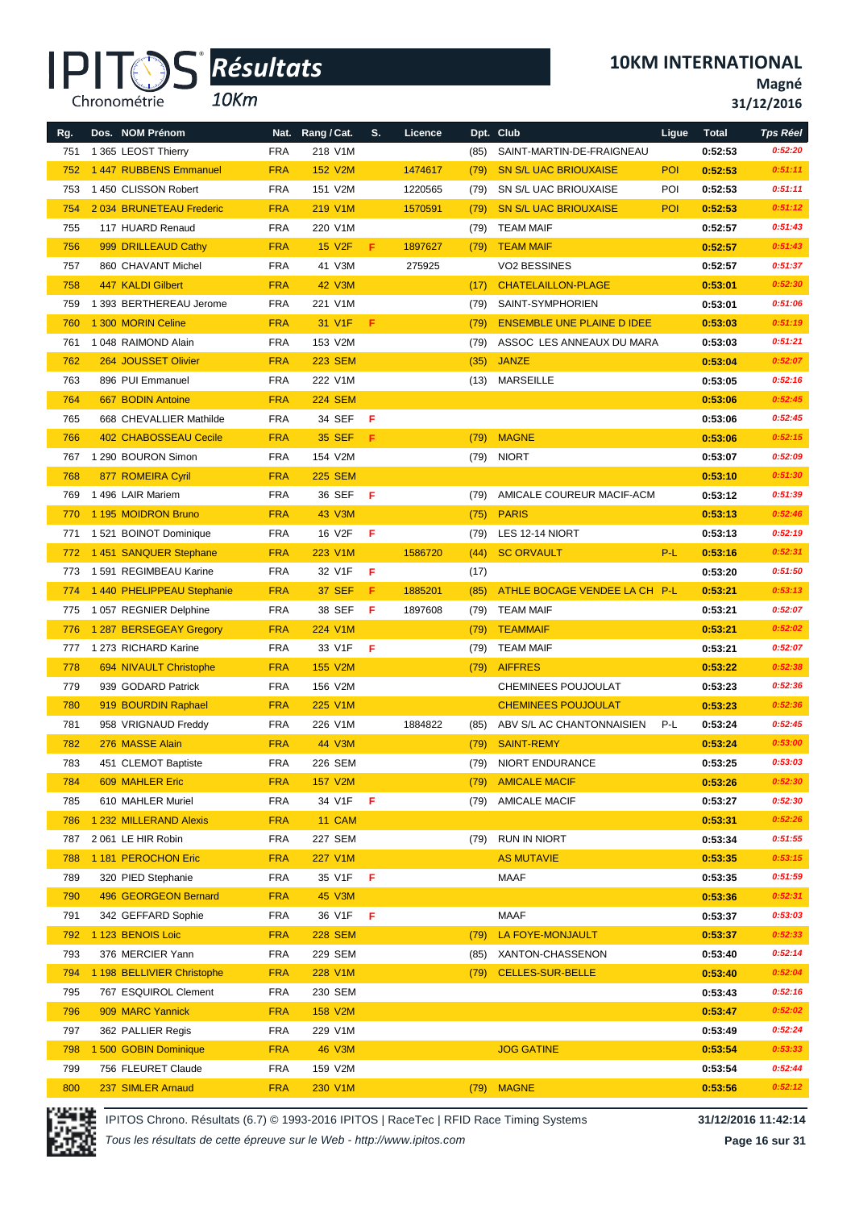# 10KM INTERNATIONAL

**Magné**

**31/12/2016**

*Résultats* *10Km*

| Rg. | Dos. | NOM Prénom | Nat. | Rang / Cat. | S. | Licence | Dpt. | Club | Ligue | Total | Tps Réel |
|---|---|---|---|---|---|---|---|---|---|---|---|
| 751 | 1 365 | LEOST Thierry | FRA | 218 V1M | | | (85) | SAINT-MARTIN-DE-FRAIGNEAU | | 0:52:53 | 0:52:20 |
| 752 | 1 447 | RUBBENS Emmanuel | FRA | 152 V2M | | 1474617 | (79) | SN S/L UAC BRIOUXAISE | POI | 0:52:53 | 0:51:11 |
| 753 | 1 450 | CLISSON Robert | FRA | 151 V2M | | 1220565 | (79) | SN S/L UAC BRIOUXAISE | POI | 0:52:53 | 0:51:11 |
| 754 | 2 034 | BRUNETEAU Frederic | FRA | 219 V1M | | 1570591 | (79) | SN S/L UAC BRIOUXAISE | POI | 0:52:53 | 0:51:12 |
| 755 | 117 | HUARD Renaud | FRA | 220 V1M | | | (79) | TEAM MAIF | | 0:52:57 | 0:51:43 |
| 756 | 999 | DRILLEAUD Cathy | FRA | 15 V2F | F | 1897627 | (79) | TEAM MAIF | | 0:52:57 | 0:51:43 |
| 757 | 860 | CHAVANT Michel | FRA | 41 V3M | | 275925 | | VO2 BESSINES | | 0:52:57 | 0:51:37 |
| 758 | 447 | KALDI Gilbert | FRA | 42 V3M | | | (17) | CHATELAILLON-PLAGE | | 0:53:01 | 0:52:30 |
| 759 | 1 393 | BERTHEREAU Jerome | FRA | 221 V1M | | | (79) | SAINT-SYMPHORIEN | | 0:53:01 | 0:51:06 |
| 760 | 1 300 | MORIN Celine | FRA | 31 V1F | F | | (79) | ENSEMBLE UNE PLAINE D IDEE | | 0:53:03 | 0:51:19 |
| 761 | 1 048 | RAIMOND Alain | FRA | 153 V2M | | | (79) | ASSOC LES ANNEAUX DU MARA | | 0:53:03 | 0:51:21 |
| 762 | 264 | JOUSSET Olivier | FRA | 223 SEM | | | (35) | JANZE | | 0:53:04 | 0:52:07 |
| 763 | 896 | PUI Emmanuel | FRA | 222 V1M | | | (13) | MARSEILLE | | 0:53:05 | 0:52:16 |
| 764 | 667 | BODIN Antoine | FRA | 224 SEM | | | | | | 0:53:06 | 0:52:45 |
| 765 | 668 | CHEVALLIER Mathilde | FRA | 34 SEF | F | | | | | 0:53:06 | 0:52:45 |
| 766 | 402 | CHABOSSEAU Cecile | FRA | 35 SEF | F | | (79) | MAGNE | | 0:53:06 | 0:52:15 |
| 767 | 1 290 | BOURON Simon | FRA | 154 V2M | | | (79) | NIORT | | 0:53:07 | 0:52:09 |
| 768 | 877 | ROMEIRA Cyril | FRA | 225 SEM | | | | | | 0:53:10 | 0:51:30 |
| 769 | 1 496 | LAIR Mariem | FRA | 36 SEF | F | | (79) | AMICALE COUREUR MACIF-ACM | | 0:53:12 | 0:51:39 |
| 770 | 1 195 | MOIDRON Bruno | FRA | 43 V3M | | | (75) | PARIS | | 0:53:13 | 0:52:46 |
| 771 | 1 521 | BOINOT Dominique | FRA | 16 V2F | F | | (79) | LES 12-14 NIORT | | 0:53:13 | 0:52:19 |
| 772 | 1 451 | SANQUER Stephane | FRA | 223 V1M | | 1586720 | (44) | SC ORVAULT | P-L | 0:53:16 | 0:52:31 |
| 773 | 1 591 | REGIMBEAU Karine | FRA | 32 V1F | F | | (17) | | | 0:53:20 | 0:51:50 |
| 774 | 1 440 | PHELIPPEAU Stephanie | FRA | 37 SEF | F | 1885201 | (85) | ATHLE BOCAGE VENDEE LA CH | P-L | 0:53:21 | 0:53:13 |
| 775 | 1 057 | REGNIER Delphine | FRA | 38 SEF | F | 1897608 | (79) | TEAM MAIF | | 0:53:21 | 0:52:07 |
| 776 | 1 287 | BERSEGEAY Gregory | FRA | 224 V1M | | | (79) | TEAMMAIF | | 0:53:21 | 0:52:02 |
| 777 | 1 273 | RICHARD Karine | FRA | 33 V1F | F | | (79) | TEAM MAIF | | 0:53:21 | 0:52:07 |
| 778 | 694 | NIVAULT Christophe | FRA | 155 V2M | | | (79) | AIFFRES | | 0:53:22 | 0:52:38 |
| 779 | 939 | GODARD Patrick | FRA | 156 V2M | | | | CHEMINEES POUJOULAT | | 0:53:23 | 0:52:36 |
| 780 | 919 | BOURDIN Raphael | FRA | 225 V1M | | | | CHEMINEES POUJOULAT | | 0:53:23 | 0:52:36 |
| 781 | 958 | VRIGNAUD Freddy | FRA | 226 V1M | | 1884822 | (85) | ABV S/L AC CHANTONNAISIEN | P-L | 0:53:24 | 0:52:45 |
| 782 | 276 | MASSE Alain | FRA | 44 V3M | | | (79) | SAINT-REMY | | 0:53:24 | 0:53:00 |
| 783 | 451 | CLEMOT Baptiste | FRA | 226 SEM | | | (79) | NIORT ENDURANCE | | 0:53:25 | 0:53:03 |
| 784 | 609 | MAHLER Eric | FRA | 157 V2M | | | (79) | AMICALE MACIF | | 0:53:26 | 0:52:30 |
| 785 | 610 | MAHLER Muriel | FRA | 34 V1F | F | | (79) | AMICALE MACIF | | 0:53:27 | 0:52:30 |
| 786 | 1 232 | MILLERAND Alexis | FRA | 11 CAM | | | | | | 0:53:31 | 0:52:26 |
| 787 | 2 061 | LE HIR Robin | FRA | 227 SEM | | | (79) | RUN IN NIORT | | 0:53:34 | 0:51:55 |
| 788 | 1 181 | PEROCHON Eric | FRA | 227 V1M | | | | AS MUTAVIE | | 0:53:35 | 0:53:15 |
| 789 | 320 | PIED Stephanie | FRA | 35 V1F | F | | | MAAF | | 0:53:35 | 0:51:59 |
| 790 | 496 | GEORGEON Bernard | FRA | 45 V3M | | | | | | 0:53:36 | 0:52:31 |
| 791 | 342 | GEFFARD Sophie | FRA | 36 V1F | F | | | MAAF | | 0:53:37 | 0:53:03 |
| 792 | 1 123 | BENOIS Loic | FRA | 228 SEM | | | (79) | LA FOYE-MONJAULT | | 0:53:37 | 0:52:33 |
| 793 | 376 | MERCIER Yann | FRA | 229 SEM | | | (85) | XANTON-CHASSENON | | 0:53:40 | 0:52:14 |
| 794 | 1 198 | BELLIVIER Christophe | FRA | 228 V1M | | | (79) | CELLES-SUR-BELLE | | 0:53:40 | 0:52:04 |
| 795 | 767 | ESQUIROL Clement | FRA | 230 SEM | | | | | | 0:53:43 | 0:52:16 |
| 796 | 909 | MARC Yannick | FRA | 158 V2M | | | | | | 0:53:47 | 0:52:02 |
| 797 | 362 | PALLIER Regis | FRA | 229 V1M | | | | | | 0:53:49 | 0:52:24 |
| 798 | 1 500 | GOBIN Dominique | FRA | 46 V3M | | | | JOG GATINE | | 0:53:54 | 0:53:33 |
| 799 | 756 | FLEURET Claude | FRA | 159 V2M | | | | | | 0:53:54 | 0:52:44 |
| 800 | 237 | SIMLER Arnaud | FRA | 230 V1M | | | (79) | MAGNE | | 0:53:56 | 0:52:12 |

IPITOS Chrono. Résultats (6.7) © 1993-2016 IPITOS | RaceTec | RFID Race Timing Systems — 31/12/2016 11:42:14

*Tous les résultats de cette épreuve sur le Web - http://www.ipitos.com*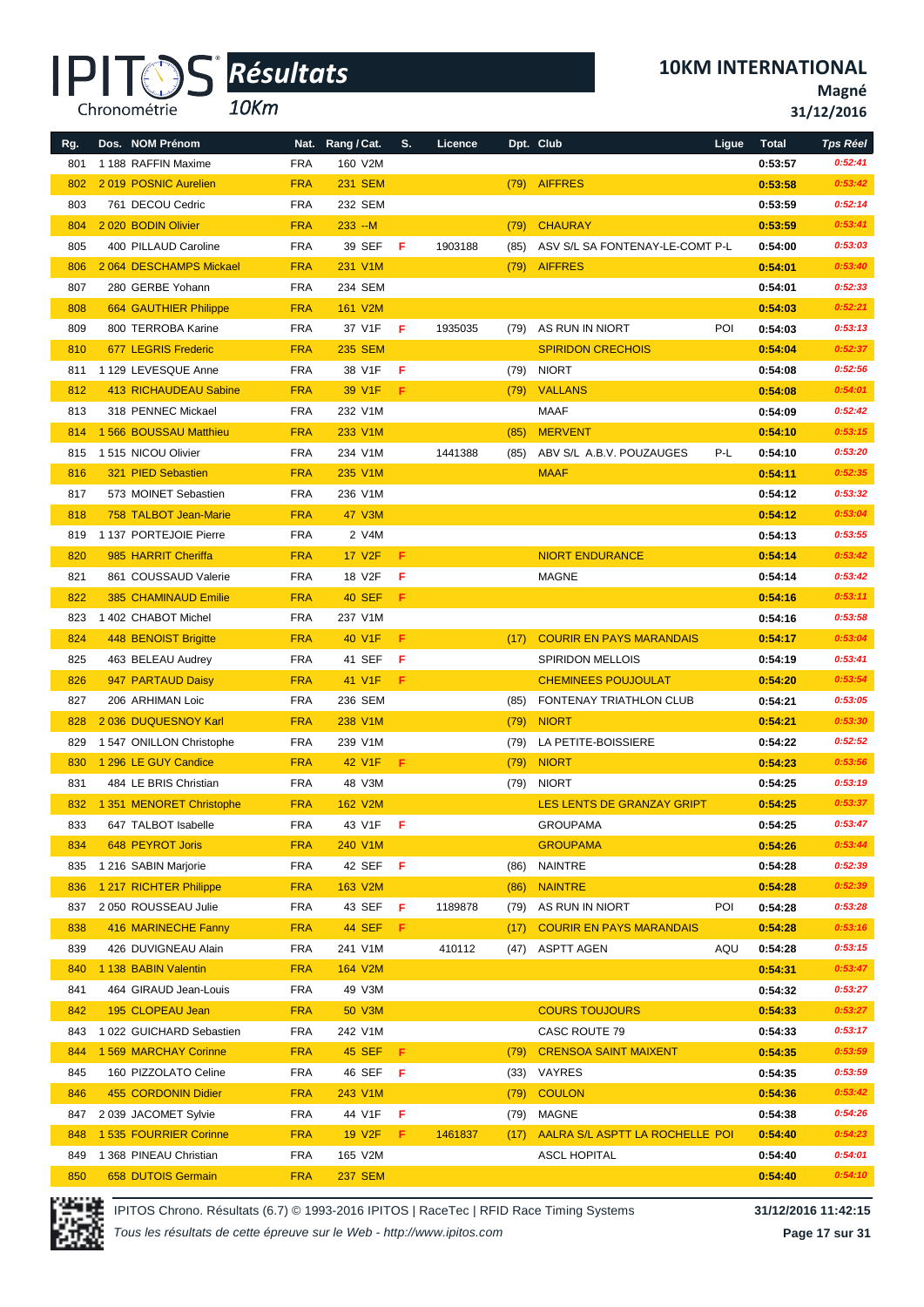# IPITOS Résultats 10Km

## 10KM INTERNATIONAL

**Magné**

**31/12/2016**

| Rg. | Dos. | NOM Prénom | Nat. | Rang / Cat. | S. | Licence | Dpt. | Club | Ligue | Total | Tps Réel |
|---|---|---|---|---|---|---|---|---|---|---|---|
| 801 | 1 188 | RAFFIN Maxime | FRA | 160 V2M | | | | | | 0:53:57 | 0:52:41 |
| 802 | 2 019 | POSNIC Aurelien | FRA | 231 SEM | | | (79) | AIFFRES | | 0:53:58 | 0:53:42 |
| 803 | 761 | DECOU Cedric | FRA | 232 SEM | | | | | | 0:53:59 | 0:52:14 |
| 804 | 2 020 | BODIN Olivier | FRA | 233 --M | | | (79) | CHAURAY | | 0:53:59 | 0:53:41 |
| 805 | 400 | PILLAUD Caroline | FRA | 39 SEF | F | 1903188 | (85) | ASV S/L SA FONTENAY-LE-COMT | P-L | 0:54:00 | 0:53:03 |
| 806 | 2 064 | DESCHAMPS Mickael | FRA | 231 V1M | | | (79) | AIFFRES | | 0:54:01 | 0:53:40 |
| 807 | 280 | GERBE Yohann | FRA | 234 SEM | | | | | | 0:54:01 | 0:52:33 |
| 808 | 664 | GAUTHIER Philippe | FRA | 161 V2M | | | | | | 0:54:03 | 0:52:21 |
| 809 | 800 | TERROBA Karine | FRA | 37 V1F | F | 1935035 | (79) | AS RUN IN NIORT | POI | 0:54:03 | 0:53:13 |
| 810 | 677 | LEGRIS Frederic | FRA | 235 SEM | | | | SPIRIDON CRECHOIS | | 0:54:04 | 0:52:37 |
| 811 | 1 129 | LEVESQUE Anne | FRA | 38 V1F | F | | (79) | NIORT | | 0:54:08 | 0:52:56 |
| 812 | 413 | RICHAUDEAU Sabine | FRA | 39 V1F | F | | (79) | VALLANS | | 0:54:08 | 0:54:01 |
| 813 | 318 | PENNEC Mickael | FRA | 232 V1M | | | | MAAF | | 0:54:09 | 0:52:42 |
| 814 | 1 566 | BOUSSAU Matthieu | FRA | 233 V1M | | | (85) | MERVENT | | 0:54:10 | 0:53:15 |
| 815 | 1 515 | NICOU Olivier | FRA | 234 V1M | | 1441388 | (85) | ABV S/L A.B.V. POUZAUGES | P-L | 0:54:10 | 0:53:20 |
| 816 | 321 | PIED Sebastien | FRA | 235 V1M | | | | MAAF | | 0:54:11 | 0:52:35 |
| 817 | 573 | MOINET Sebastien | FRA | 236 V1M | | | | | | 0:54:12 | 0:53:32 |
| 818 | 758 | TALBOT Jean-Marie | FRA | 47 V3M | | | | | | 0:54:12 | 0:53:04 |
| 819 | 1 137 | PORTEJOIE Pierre | FRA | 2 V4M | | | | | | 0:54:13 | 0:53:55 |
| 820 | 985 | HARRIT Cheriffa | FRA | 17 V2F | F | | | NIORT ENDURANCE | | 0:54:14 | 0:53:42 |
| 821 | 861 | COUSSAUD Valerie | FRA | 18 V2F | F | | | MAGNE | | 0:54:14 | 0:53:42 |
| 822 | 385 | CHAMINAUD Emilie | FRA | 40 SEF | F | | | | | 0:54:16 | 0:53:11 |
| 823 | 1 402 | CHABOT Michel | FRA | 237 V1M | | | | | | 0:54:16 | 0:53:58 |
| 824 | 448 | BENOIST Brigitte | FRA | 40 V1F | F | | (17) | COURIR EN PAYS MARANDAIS | | 0:54:17 | 0:53:04 |
| 825 | 463 | BELEAU Audrey | FRA | 41 SEF | F | | | SPIRIDON MELLOIS | | 0:54:19 | 0:53:41 |
| 826 | 947 | PARTAUD Daisy | FRA | 41 V1F | F | | | CHEMINEES POUJOULAT | | 0:54:20 | 0:53:54 |
| 827 | 206 | ARHIMAN Loic | FRA | 236 SEM | | | (85) | FONTENAY TRIATHLON CLUB | | 0:54:21 | 0:53:05 |
| 828 | 2 036 | DUQUESNOY Karl | FRA | 238 V1M | | | (79) | NIORT | | 0:54:21 | 0:53:30 |
| 829 | 1 547 | ONILLON Christophe | FRA | 239 V1M | | | (79) | LA PETITE-BOISSIERE | | 0:54:22 | 0:52:52 |
| 830 | 1 296 | LE GUY Candice | FRA | 42 V1F | F | | (79) | NIORT | | 0:54:23 | 0:53:56 |
| 831 | 484 | LE BRIS Christian | FRA | 48 V3M | | | (79) | NIORT | | 0:54:25 | 0:53:19 |
| 832 | 1 351 | MENORET Christophe | FRA | 162 V2M | | | | LES LENTS DE GRANZAY GRIPT | | 0:54:25 | 0:53:37 |
| 833 | 647 | TALBOT Isabelle | FRA | 43 V1F | F | | | GROUPAMA | | 0:54:25 | 0:53:47 |
| 834 | 648 | PEYROT Joris | FRA | 240 V1M | | | | GROUPAMA | | 0:54:26 | 0:53:44 |
| 835 | 1 216 | SABIN Marjorie | FRA | 42 SEF | F | | (86) | NAINTRE | | 0:54:28 | 0:52:39 |
| 836 | 1 217 | RICHTER Philippe | FRA | 163 V2M | | | (86) | NAINTRE | | 0:54:28 | 0:52:39 |
| 837 | 2 050 | ROUSSEAU Julie | FRA | 43 SEF | F | 1189878 | (79) | AS RUN IN NIORT | POI | 0:54:28 | 0:53:28 |
| 838 | 416 | MARINECHE Fanny | FRA | 44 SEF | F | | (17) | COURIR EN PAYS MARANDAIS | | 0:54:28 | 0:53:16 |
| 839 | 426 | DUVIGNEAU Alain | FRA | 241 V1M | | 410112 | (47) | ASPTT AGEN | AQU | 0:54:28 | 0:53:15 |
| 840 | 1 138 | BABIN Valentin | FRA | 164 V2M | | | | | | 0:54:31 | 0:53:47 |
| 841 | 464 | GIRAUD Jean-Louis | FRA | 49 V3M | | | | | | 0:54:32 | 0:53:27 |
| 842 | 195 | CLOPEAU Jean | FRA | 50 V3M | | | | COURS TOUJOURS | | 0:54:33 | 0:53:27 |
| 843 | 1 022 | GUICHARD Sebastien | FRA | 242 V1M | | | | CASC ROUTE 79 | | 0:54:33 | 0:53:17 |
| 844 | 1 569 | MARCHAY Corinne | FRA | 45 SEF | F | | (79) | CRENSOA SAINT MAIXENT | | 0:54:35 | 0:53:59 |
| 845 | 160 | PIZZOLATO Celine | FRA | 46 SEF | F | | (33) | VAYRES | | 0:54:35 | 0:53:59 |
| 846 | 455 | CORDONIN Didier | FRA | 243 V1M | | | (79) | COULON | | 0:54:36 | 0:53:42 |
| 847 | 2 039 | JACOMET Sylvie | FRA | 44 V1F | F | | (79) | MAGNE | | 0:54:38 | 0:54:26 |
| 848 | 1 535 | FOURRIER Corinne | FRA | 19 V2F | F | 1461837 | (17) | AALRA S/L ASPTT LA ROCHELLE | POI | 0:54:40 | 0:54:23 |
| 849 | 1 368 | PINEAU Christian | FRA | 165 V2M | | | | ASCL HOPITAL | | 0:54:40 | 0:54:01 |
| 850 | 658 | DUTOIS Germain | FRA | 237 SEM | | | | | | 0:54:40 | 0:54:10 |

IPITOS Chrono. Résultats (6.7) © 1993-2016 IPITOS | RaceTec | RFID Race Timing Systems — 31/12/2016 11:42:15

*Tous les résultats de cette épreuve sur le Web - http://www.ipitos.com*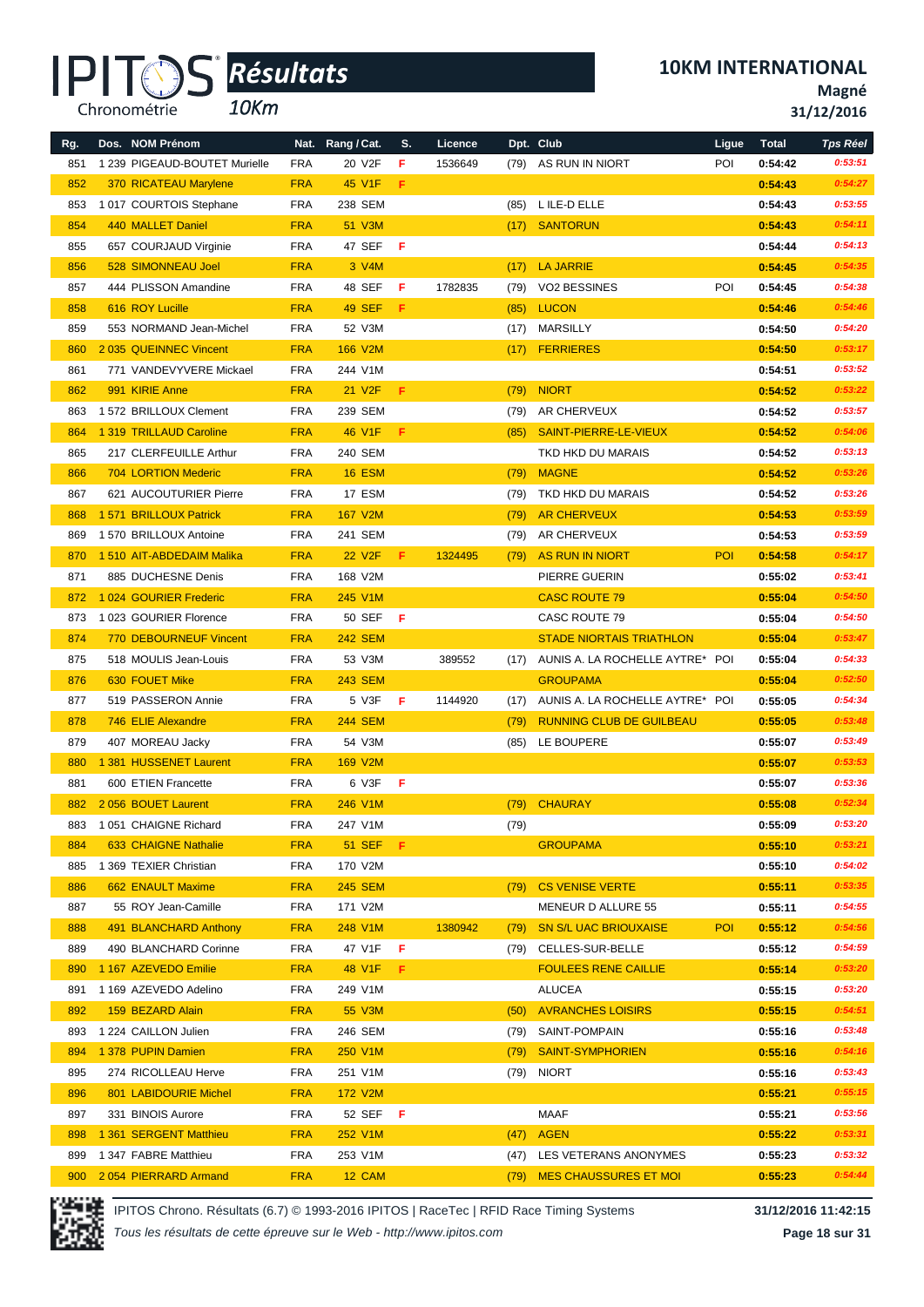# IPITOS Résultats 10Km

## 10KM INTERNATIONAL

**Magné**

**31/12/2016**

| Rg. | Dos. | NOM Prénom | Nat. | Rang / Cat. | S. | Licence | Dpt. | Club | Ligue | Total | Tps Réel |
|---|---|---|---|---|---|---|---|---|---|---|---|
| 851 | 1 239 | PIGEAUD-BOUTET Murielle | FRA | 20 V2F | F | 1536649 | (79) | AS RUN IN NIORT | POI | 0:54:42 | 0:53:51 |
| 852 | 370 | RICATEAU Marylene | FRA | 45 V1F | F | | | | | 0:54:43 | 0:54:27 |
| 853 | 1 017 | COURTOIS Stephane | FRA | 238 SEM | | | (85) | L ILE-D ELLE | | 0:54:43 | 0:53:55 |
| 854 | 440 | MALLET Daniel | FRA | 51 V3M | | | (17) | SANTORUN | | 0:54:43 | 0:54:11 |
| 855 | 657 | COURJAUD Virginie | FRA | 47 SEF | F | | | | | 0:54:44 | 0:54:13 |
| 856 | 528 | SIMONNEAU Joel | FRA | 3 V4M | | | (17) | LA JARRIE | | 0:54:45 | 0:54:35 |
| 857 | 444 | PLISSON Amandine | FRA | 48 SEF | F | 1782835 | (79) | VO2 BESSINES | POI | 0:54:45 | 0:54:38 |
| 858 | 616 | ROY Lucille | FRA | 49 SEF | F | | (85) | LUCON | | 0:54:46 | 0:54:46 |
| 859 | 553 | NORMAND Jean-Michel | FRA | 52 V3M | | | (17) | MARSILLY | | 0:54:50 | 0:54:20 |
| 860 | 2 035 | QUEINNEC Vincent | FRA | 166 V2M | | | (17) | FERRIERES | | 0:54:50 | 0:53:17 |
| 861 | 771 | VANDEVYVERE Mickael | FRA | 244 V1M | | | | | | 0:54:51 | 0:53:52 |
| 862 | 991 | KIRIE Anne | FRA | 21 V2F | F | | (79) | NIORT | | 0:54:52 | 0:53:22 |
| 863 | 1 572 | BRILLOUX Clement | FRA | 239 SEM | | | (79) | AR CHERVEUX | | 0:54:52 | 0:53:57 |
| 864 | 1 319 | TRILLAUD Caroline | FRA | 46 V1F | F | | (85) | SAINT-PIERRE-LE-VIEUX | | 0:54:52 | 0:54:06 |
| 865 | 217 | CLERFEUILLE Arthur | FRA | 240 SEM | | | | TKD HKD DU MARAIS | | 0:54:52 | 0:53:13 |
| 866 | 704 | LORTION Mederic | FRA | 16 ESM | | | (79) | MAGNE | | 0:54:52 | 0:53:26 |
| 867 | 621 | AUCOUTURIER Pierre | FRA | 17 ESM | | | (79) | TKD HKD DU MARAIS | | 0:54:52 | 0:53:26 |
| 868 | 1 571 | BRILLOUX Patrick | FRA | 167 V2M | | | (79) | AR CHERVEUX | | 0:54:53 | 0:53:59 |
| 869 | 1 570 | BRILLOUX Antoine | FRA | 241 SEM | | | (79) | AR CHERVEUX | | 0:54:53 | 0:53:59 |
| 870 | 1 510 | AIT-ABDEDAIM Malika | FRA | 22 V2F | F | 1324495 | (79) | AS RUN IN NIORT | POI | 0:54:58 | 0:54:17 |
| 871 | 885 | DUCHESNE Denis | FRA | 168 V2M | | | | PIERRE GUERIN | | 0:55:02 | 0:53:41 |
| 872 | 1 024 | GOURIER Frederic | FRA | 245 V1M | | | | CASC ROUTE 79 | | 0:55:04 | 0:54:50 |
| 873 | 1 023 | GOURIER Florence | FRA | 50 SEF | F | | | CASC ROUTE 79 | | 0:55:04 | 0:54:50 |
| 874 | 770 | DEBOURNEUF Vincent | FRA | 242 SEM | | | | STADE NIORTAIS TRIATHLON | | 0:55:04 | 0:53:47 |
| 875 | 518 | MOULIS Jean-Louis | FRA | 53 V3M | | 389552 | (17) | AUNIS A. LA ROCHELLE AYTRE* | POI | 0:55:04 | 0:54:33 |
| 876 | 630 | FOUET Mike | FRA | 243 SEM | | | | GROUPAMA | | 0:55:04 | 0:52:50 |
| 877 | 519 | PASSERON Annie | FRA | 5 V3F | F | 1144920 | (17) | AUNIS A. LA ROCHELLE AYTRE* | POI | 0:55:05 | 0:54:34 |
| 878 | 746 | ELIE Alexandre | FRA | 244 SEM | | | (79) | RUNNING CLUB DE GUILBEAU | | 0:55:05 | 0:53:48 |
| 879 | 407 | MOREAU Jacky | FRA | 54 V3M | | | (85) | LE BOUPERE | | 0:55:07 | 0:53:49 |
| 880 | 1 381 | HUSSENET Laurent | FRA | 169 V2M | | | | | | 0:55:07 | 0:53:53 |
| 881 | 600 | ETIEN Francette | FRA | 6 V3F | F | | | | | 0:55:07 | 0:53:36 |
| 882 | 2 056 | BOUET Laurent | FRA | 246 V1M | | | (79) | CHAURAY | | 0:55:08 | 0:52:34 |
| 883 | 1 051 | CHAIGNE Richard | FRA | 247 V1M | | | (79) | | | 0:55:09 | 0:53:20 |
| 884 | 633 | CHAIGNE Nathalie | FRA | 51 SEF | F | | | GROUPAMA | | 0:55:10 | 0:53:21 |
| 885 | 1 369 | TEXIER Christian | FRA | 170 V2M | | | | | | 0:55:10 | 0:54:02 |
| 886 | 662 | ENAULT Maxime | FRA | 245 SEM | | | (79) | CS VENISE VERTE | | 0:55:11 | 0:53:35 |
| 887 | 55 | ROY Jean-Camille | FRA | 171 V2M | | | | MENEUR D ALLURE 55 | | 0:55:11 | 0:54:55 |
| 888 | 491 | BLANCHARD Anthony | FRA | 248 V1M | | 1380942 | (79) | SN S/L UAC BRIOUXAISE | POI | 0:55:12 | 0:54:56 |
| 889 | 490 | BLANCHARD Corinne | FRA | 47 V1F | F | | (79) | CELLES-SUR-BELLE | | 0:55:12 | 0:54:59 |
| 890 | 1 167 | AZEVEDO Emilie | FRA | 48 V1F | F | | | FOULEES RENE CAILLIE | | 0:55:14 | 0:53:20 |
| 891 | 1 169 | AZEVEDO Adelino | FRA | 249 V1M | | | | ALUCEA | | 0:55:15 | 0:53:20 |
| 892 | 159 | BEZARD Alain | FRA | 55 V3M | | | (50) | AVRANCHES LOISIRS | | 0:55:15 | 0:54:51 |
| 893 | 1 224 | CAILLON Julien | FRA | 246 SEM | | | (79) | SAINT-POMPAIN | | 0:55:16 | 0:53:48 |
| 894 | 1 378 | PUPIN Damien | FRA | 250 V1M | | | (79) | SAINT-SYMPHORIEN | | 0:55:16 | 0:54:16 |
| 895 | 274 | RICOLLEAU Herve | FRA | 251 V1M | | | (79) | NIORT | | 0:55:16 | 0:53:43 |
| 896 | 801 | LABIDOURIE Michel | FRA | 172 V2M | | | | | | 0:55:21 | 0:55:15 |
| 897 | 331 | BINOIS Aurore | FRA | 52 SEF | F | | | MAAF | | 0:55:21 | 0:53:56 |
| 898 | 1 361 | SERGENT Matthieu | FRA | 252 V1M | | | (47) | AGEN | | 0:55:22 | 0:53:31 |
| 899 | 1 347 | FABRE Matthieu | FRA | 253 V1M | | | (47) | LES VETERANS ANONYMES | | 0:55:23 | 0:53:32 |
| 900 | 2 054 | PIERRARD Armand | FRA | 12 CAM | | | (79) | MES CHAUSSURES ET MOI | | 0:55:23 | 0:54:44 |

IPITOS Chrono. Résultats (6.7) © 1993-2016 IPITOS | RaceTec | RFID Race Timing Systems

*Tous les résultats de cette épreuve sur le Web - http://www.ipitos.com*

31/12/2016 11:42:15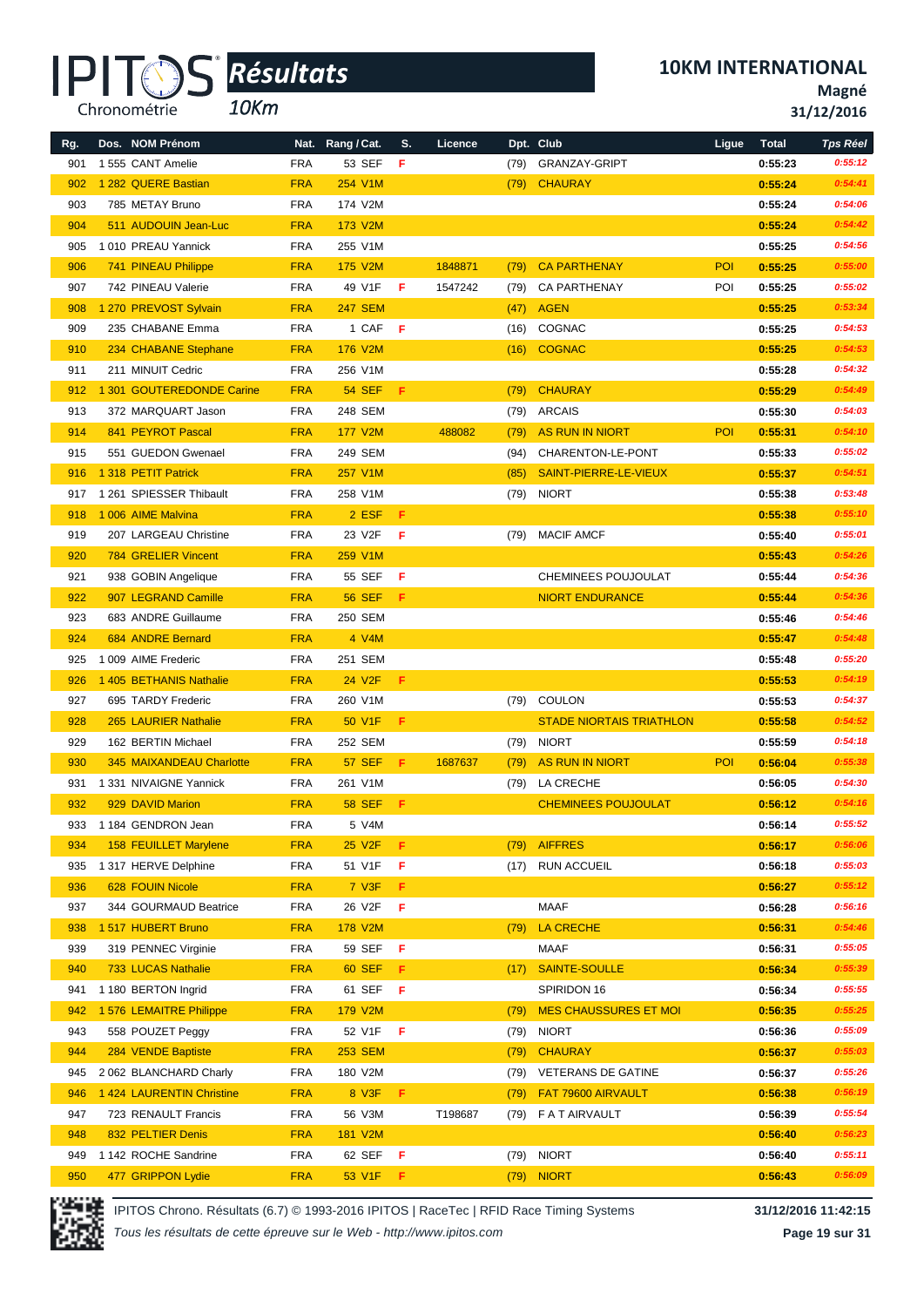# Résultats 10Km

## 10KM INTERNATIONAL

**Magné**

**31/12/2016**

| Rg. | Dos. | NOM Prénom | Nat. | Rang / Cat. | S. | Licence | Dpt. | Club | Ligue | Total | Tps Réel |
|---|---|---|---|---|---|---|---|---|---|---|---|
| 901 | 1 555 | CANT Amelie | FRA | 53 SEF | F | | (79) | GRANZAY-GRIPT | | 0:55:23 | 0:55:12 |
| 902 | 1 282 | QUERE Bastian | FRA | 254 V1M | | | (79) | CHAURAY | | 0:55:24 | 0:54:41 |
| 903 | 785 | METAY Bruno | FRA | 174 V2M | | | | | | 0:55:24 | 0:54:06 |
| 904 | 511 | AUDOUIN Jean-Luc | FRA | 173 V2M | | | | | | 0:55:24 | 0:54:42 |
| 905 | 1 010 | PREAU Yannick | FRA | 255 V1M | | | | | | 0:55:25 | 0:54:56 |
| 906 | 741 | PINEAU Philippe | FRA | 175 V2M | | 1848871 | (79) | CA PARTHENAY | POI | 0:55:25 | 0:55:00 |
| 907 | 742 | PINEAU Valerie | FRA | 49 V1F | F | 1547242 | (79) | CA PARTHENAY | POI | 0:55:25 | 0:55:02 |
| 908 | 1 270 | PREVOST Sylvain | FRA | 247 SEM | | | (47) | AGEN | | 0:55:25 | 0:53:34 |
| 909 | 235 | CHABANE Emma | FRA | 1 CAF | F | | (16) | COGNAC | | 0:55:25 | 0:54:53 |
| 910 | 234 | CHABANE Stephane | FRA | 176 V2M | | | (16) | COGNAC | | 0:55:25 | 0:54:53 |
| 911 | 211 | MINUIT Cedric | FRA | 256 V1M | | | | | | 0:55:28 | 0:54:32 |
| 912 | 1 301 | GOUTEREDONDE Carine | FRA | 54 SEF | F | | (79) | CHAURAY | | 0:55:29 | 0:54:49 |
| 913 | 372 | MARQUART Jason | FRA | 248 SEM | | | (79) | ARCAIS | | 0:55:30 | 0:54:03 |
| 914 | 841 | PEYROT Pascal | FRA | 177 V2M | | 488082 | (79) | AS RUN IN NIORT | POI | 0:55:31 | 0:54:10 |
| 915 | 551 | GUEDON Gwenael | FRA | 249 SEM | | | (94) | CHARENTON-LE-PONT | | 0:55:33 | 0:55:02 |
| 916 | 1 318 | PETIT Patrick | FRA | 257 V1M | | | (85) | SAINT-PIERRE-LE-VIEUX | | 0:55:37 | 0:54:51 |
| 917 | 1 261 | SPIESSER Thibault | FRA | 258 V1M | | | (79) | NIORT | | 0:55:38 | 0:53:48 |
| 918 | 1 006 | AIME Malvina | FRA | 2 ESF | F | | | | | 0:55:38 | 0:55:10 |
| 919 | 207 | LARGEAU Christine | FRA | 23 V2F | F | | (79) | MACIF AMCF | | 0:55:40 | 0:55:01 |
| 920 | 784 | GRELIER Vincent | FRA | 259 V1M | | | | | | 0:55:43 | 0:54:26 |
| 921 | 938 | GOBIN Angelique | FRA | 55 SEF | F | | | CHEMINEES POUJOULAT | | 0:55:44 | 0:54:36 |
| 922 | 907 | LEGRAND Camille | FRA | 56 SEF | F | | | NIORT ENDURANCE | | 0:55:44 | 0:54:36 |
| 923 | 683 | ANDRE Guillaume | FRA | 250 SEM | | | | | | 0:55:46 | 0:54:46 |
| 924 | 684 | ANDRE Bernard | FRA | 4 V4M | | | | | | 0:55:47 | 0:54:48 |
| 925 | 1 009 | AIME Frederic | FRA | 251 SEM | | | | | | 0:55:48 | 0:55:20 |
| 926 | 1 405 | BETHANIS Nathalie | FRA | 24 V2F | F | | | | | 0:55:53 | 0:54:19 |
| 927 | 695 | TARDY Frederic | FRA | 260 V1M | | | (79) | COULON | | 0:55:53 | 0:54:37 |
| 928 | 265 | LAURIER Nathalie | FRA | 50 V1F | F | | | STADE NIORTAIS TRIATHLON | | 0:55:58 | 0:54:52 |
| 929 | 162 | BERTIN Michael | FRA | 252 SEM | | | (79) | NIORT | | 0:55:59 | 0:54:18 |
| 930 | 345 | MAIXANDEAU Charlotte | FRA | 57 SEF | F | 1687637 | (79) | AS RUN IN NIORT | POI | 0:56:04 | 0:55:38 |
| 931 | 1 331 | NIVAIGNE Yannick | FRA | 261 V1M | | | (79) | LA CRECHE | | 0:56:05 | 0:54:30 |
| 932 | 929 | DAVID Marion | FRA | 58 SEF | F | | | CHEMINEES POUJOULAT | | 0:56:12 | 0:54:16 |
| 933 | 1 184 | GENDRON Jean | FRA | 5 V4M | | | | | | 0:56:14 | 0:55:52 |
| 934 | 158 | FEUILLET Marylene | FRA | 25 V2F | F | | (79) | AIFFRES | | 0:56:17 | 0:56:06 |
| 935 | 1 317 | HERVE Delphine | FRA | 51 V1F | F | | (17) | RUN ACCUEIL | | 0:56:18 | 0:55:03 |
| 936 | 628 | FOUIN Nicole | FRA | 7 V3F | F | | | | | 0:56:27 | 0:55:12 |
| 937 | 344 | GOURMAUD Beatrice | FRA | 26 V2F | F | | | MAAF | | 0:56:28 | 0:56:16 |
| 938 | 1 517 | HUBERT Bruno | FRA | 178 V2M | | | (79) | LA CRECHE | | 0:56:31 | 0:54:46 |
| 939 | 319 | PENNEC Virginie | FRA | 59 SEF | F | | | MAAF | | 0:56:31 | 0:55:05 |
| 940 | 733 | LUCAS Nathalie | FRA | 60 SEF | F | | (17) | SAINTE-SOULLE | | 0:56:34 | 0:55:39 |
| 941 | 1 180 | BERTON Ingrid | FRA | 61 SEF | F | | | SPIRIDON 16 | | 0:56:34 | 0:55:55 |
| 942 | 1 576 | LEMAITRE Philippe | FRA | 179 V2M | | | (79) | MES CHAUSSURES ET MOI | | 0:56:35 | 0:55:25 |
| 943 | 558 | POUZET Peggy | FRA | 52 V1F | F | | (79) | NIORT | | 0:56:36 | 0:55:09 |
| 944 | 284 | VENDE Baptiste | FRA | 253 SEM | | | (79) | CHAURAY | | 0:56:37 | 0:55:03 |
| 945 | 2 062 | BLANCHARD Charly | FRA | 180 V2M | | | (79) | VETERANS DE GATINE | | 0:56:37 | 0:55:26 |
| 946 | 1 424 | LAURENTIN Christine | FRA | 8 V3F | F | | (79) | FAT 79600 AIRVAULT | | 0:56:38 | 0:56:19 |
| 947 | 723 | RENAULT Francis | FRA | 56 V3M | | T198687 | (79) | F A T AIRVAULT | | 0:56:39 | 0:55:54 |
| 948 | 832 | PELTIER Denis | FRA | 181 V2M | | | | | | 0:56:40 | 0:56:23 |
| 949 | 1 142 | ROCHE Sandrine | FRA | 62 SEF | F | | (79) | NIORT | | 0:56:40 | 0:55:11 |
| 950 | 477 | GRIPPON Lydie | FRA | 53 V1F | F | | (79) | NIORT | | 0:56:43 | 0:56:09 |

IPITOS Chrono. Résultats (6.7) © 1993-2016 IPITOS | RaceTec | RFID Race Timing Systems — 31/12/2016 11:42:15

*Tous les résultats de cette épreuve sur le Web - http://www.ipitos.com*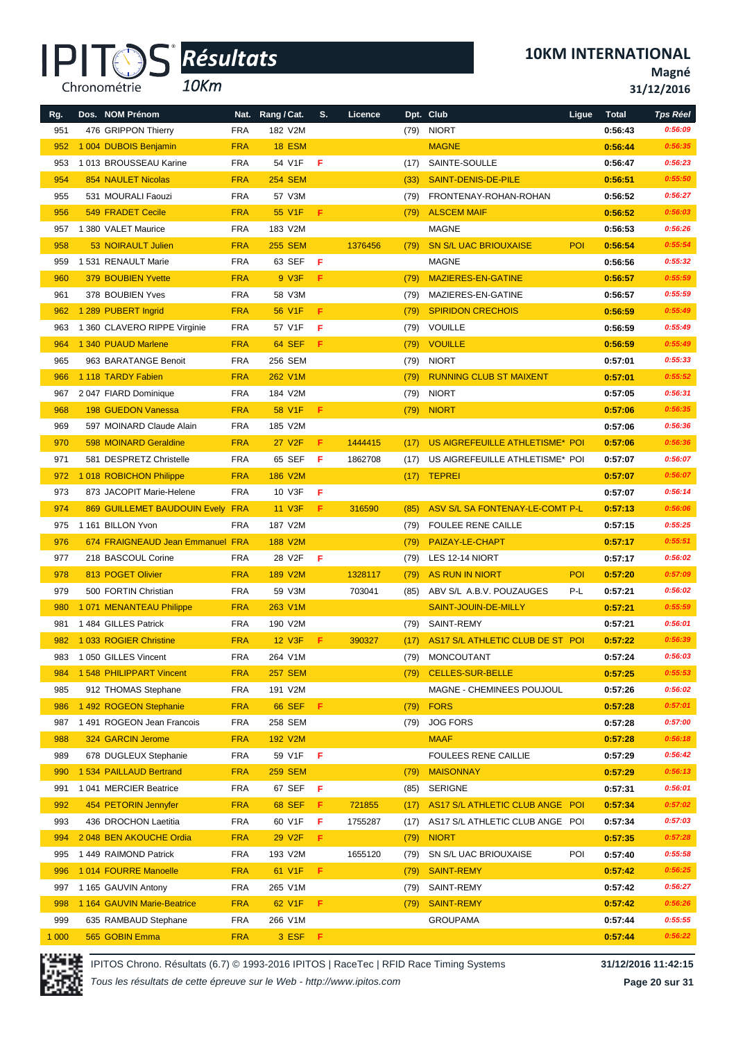# 10KM INTERNATIONAL

**Magné**

**31/12/2016**

| Rg. | Dos. | NOM Prénom | Nat. | Rang / Cat. | S. | Licence | Dpt. | Club | Ligue | Total | Tps Réel |
|---|---|---|---|---|---|---|---|---|---|---|---|
| 951 | 476 | GRIPPON Thierry | FRA | 182 V2M | | | (79) | NIORT | | 0:56:43 | 0:56:09 |
| 952 | 1 004 | DUBOIS Benjamin | FRA | 18 ESM | | | | MAGNE | | 0:56:44 | 0:56:35 |
| 953 | 1 013 | BROUSSEAU Karine | FRA | 54 V1F | F | | (17) | SAINTE-SOULLE | | 0:56:47 | 0:56:23 |
| 954 | 854 | NAULET Nicolas | FRA | 254 SEM | | | (33) | SAINT-DENIS-DE-PILE | | 0:56:51 | 0:55:50 |
| 955 | 531 | MOURALI Faouzi | FRA | 57 V3M | | | (79) | FRONTENAY-ROHAN-ROHAN | | 0:56:52 | 0:56:27 |
| 956 | 549 | FRADET Cecile | FRA | 55 V1F | F | | (79) | ALSCEM MAIF | | 0:56:52 | 0:56:03 |
| 957 | 1 380 | VALET Maurice | FRA | 183 V2M | | | | MAGNE | | 0:56:53 | 0:56:26 |
| 958 | 53 | NOIRAULT Julien | FRA | 255 SEM | | 1376456 | (79) | SN S/L UAC BRIOUXAISE | POI | 0:56:54 | 0:55:54 |
| 959 | 1 531 | RENAULT Marie | FRA | 63 SEF | F | | | MAGNE | | 0:56:56 | 0:55:32 |
| 960 | 379 | BOUBIEN Yvette | FRA | 9 V3F | F | | (79) | MAZIERES-EN-GATINE | | 0:56:57 | 0:55:59 |
| 961 | 378 | BOUBIEN Yves | FRA | 58 V3M | | | (79) | MAZIERES-EN-GATINE | | 0:56:57 | 0:55:59 |
| 962 | 1 289 | PUBERT Ingrid | FRA | 56 V1F | F | | (79) | SPIRIDON CRECHOIS | | 0:56:59 | 0:55:49 |
| 963 | 1 360 | CLAVERO RIPPE Virginie | FRA | 57 V1F | F | | (79) | VOUILLE | | 0:56:59 | 0:55:49 |
| 964 | 1 340 | PUAUD Marlene | FRA | 64 SEF | F | | (79) | VOUILLE | | 0:56:59 | 0:55:49 |
| 965 | 963 | BARATANGE Benoit | FRA | 256 SEM | | | (79) | NIORT | | 0:57:01 | 0:55:33 |
| 966 | 1 118 | TARDY Fabien | FRA | 262 V1M | | | (79) | RUNNING CLUB ST MAIXENT | | 0:57:01 | 0:55:52 |
| 967 | 2 047 | FIARD Dominique | FRA | 184 V2M | | | (79) | NIORT | | 0:57:05 | 0:56:31 |
| 968 | 198 | GUEDON Vanessa | FRA | 58 V1F | F | | (79) | NIORT | | 0:57:06 | 0:56:35 |
| 969 | 597 | MOINARD Claude Alain | FRA | 185 V2M | | | | | | 0:57:06 | 0:56:36 |
| 970 | 598 | MOINARD Geraldine | FRA | 27 V2F | F | 1444415 | (17) | US AIGREFEUILLE ATHLETISME* | POI | 0:57:06 | 0:56:36 |
| 971 | 581 | DESPRETZ Christelle | FRA | 65 SEF | F | 1862708 | (17) | US AIGREFEUILLE ATHLETISME* | POI | 0:57:07 | 0:56:07 |
| 972 | 1 018 | ROBICHON Philippe | FRA | 186 V2M | | | (17) | TEPREI | | 0:57:07 | 0:56:07 |
| 973 | 873 | JACOPIT Marie-Helene | FRA | 10 V3F | F | | | | | 0:57:07 | 0:56:14 |
| 974 | 869 | GUILLEMET BAUDOUIN Evely | FRA | 11 V3F | F | 316590 | (85) | ASV S/L SA FONTENAY-LE-COMT | P-L | 0:57:13 | 0:56:06 |
| 975 | 1 161 | BILLON Yvon | FRA | 187 V2M | | | (79) | FOULEE RENE CAILLE | | 0:57:15 | 0:56:25 |
| 976 | 674 | FRAIGNEAUD Jean Emmanuel | FRA | 188 V2M | | | (79) | PAIZAY-LE-CHAPT | | 0:57:17 | 0:55:51 |
| 977 | 218 | BASCOUL Corine | FRA | 28 V2F | F | | (79) | LES 12-14 NIORT | | 0:57:17 | 0:56:02 |
| 978 | 813 | POGET Olivier | FRA | 189 V2M | | 1328117 | (79) | AS RUN IN NIORT | POI | 0:57:20 | 0:57:09 |
| 979 | 500 | FORTIN Christian | FRA | 59 V3M | | 703041 | (85) | ABV S/L A.B.V. POUZAUGES | P-L | 0:57:21 | 0:56:02 |
| 980 | 1 071 | MENANTEAU Philippe | FRA | 263 V1M | | | | SAINT-JOUIN-DE-MILLY | | 0:57:21 | 0:55:59 |
| 981 | 1 484 | GILLES Patrick | FRA | 190 V2M | | | (79) | SAINT-REMY | | 0:57:21 | 0:56:01 |
| 982 | 1 033 | ROGIER Christine | FRA | 12 V3F | F | 390327 | (17) | AS17 S/L ATHLETIC CLUB DE ST | POI | 0:57:22 | 0:56:39 |
| 983 | 1 050 | GILLES Vincent | FRA | 264 V1M | | | (79) | MONCOUTANT | | 0:57:24 | 0:56:03 |
| 984 | 1 548 | PHILIPPART Vincent | FRA | 257 SEM | | | (79) | CELLES-SUR-BELLE | | 0:57:25 | 0:55:53 |
| 985 | 912 | THOMAS Stephane | FRA | 191 V2M | | | | MAGNE - CHEMINEES POUJOUL | | 0:57:26 | 0:56:02 |
| 986 | 1 492 | ROGEON Stephanie | FRA | 66 SEF | F | | (79) | FORS | | 0:57:28 | 0:57:01 |
| 987 | 1 491 | ROGEON Jean Francois | FRA | 258 SEM | | | (79) | JOG FORS | | 0:57:28 | 0:57:00 |
| 988 | 324 | GARCIN Jerome | FRA | 192 V2M | | | | MAAF | | 0:57:28 | 0:56:18 |
| 989 | 678 | DUGLEUX Stephanie | FRA | 59 V1F | F | | | FOULEES RENE CAILLIE | | 0:57:29 | 0:56:42 |
| 990 | 1 534 | PAILLAUD Bertrand | FRA | 259 SEM | | | (79) | MAISONNAY | | 0:57:29 | 0:56:13 |
| 991 | 1 041 | MERCIER Beatrice | FRA | 67 SEF | F | | (85) | SERIGNE | | 0:57:31 | 0:56:01 |
| 992 | 454 | PETORIN Jennyfer | FRA | 68 SEF | F | 721855 | (17) | AS17 S/L ATHLETIC CLUB ANGE | POI | 0:57:34 | 0:57:02 |
| 993 | 436 | DROCHON Laetitia | FRA | 60 V1F | F | 1755287 | (17) | AS17 S/L ATHLETIC CLUB ANGE | POI | 0:57:34 | 0:57:03 |
| 994 | 2 048 | BEN AKOUCHE Ordia | FRA | 29 V2F | F | | (79) | NIORT | | 0:57:35 | 0:57:28 |
| 995 | 1 449 | RAIMOND Patrick | FRA | 193 V2M | | 1655120 | (79) | SN S/L UAC BRIOUXAISE | POI | 0:57:40 | 0:55:58 |
| 996 | 1 014 | FOURRE Manoelle | FRA | 61 V1F | F | | (79) | SAINT-REMY | | 0:57:42 | 0:56:25 |
| 997 | 1 165 | GAUVIN Antony | FRA | 265 V1M | | | (79) | SAINT-REMY | | 0:57:42 | 0:56:27 |
| 998 | 1 164 | GAUVIN Marie-Beatrice | FRA | 62 V1F | F | | (79) | SAINT-REMY | | 0:57:42 | 0:56:26 |
| 999 | 635 | RAMBAUD Stephane | FRA | 266 V1M | | | | GROUPAMA | | 0:57:44 | 0:55:55 |
| 1 000 | 565 | GOBIN Emma | FRA | 3 ESF | F | | | | | 0:57:44 | 0:56:22 |

IPITOS Chrono. Résultats (6.7) © 1993-2016 IPITOS | RaceTec | RFID Race Timing Systems — 31/12/2016 11:42:15

*Tous les résultats de cette épreuve sur le Web - http://www.ipitos.com*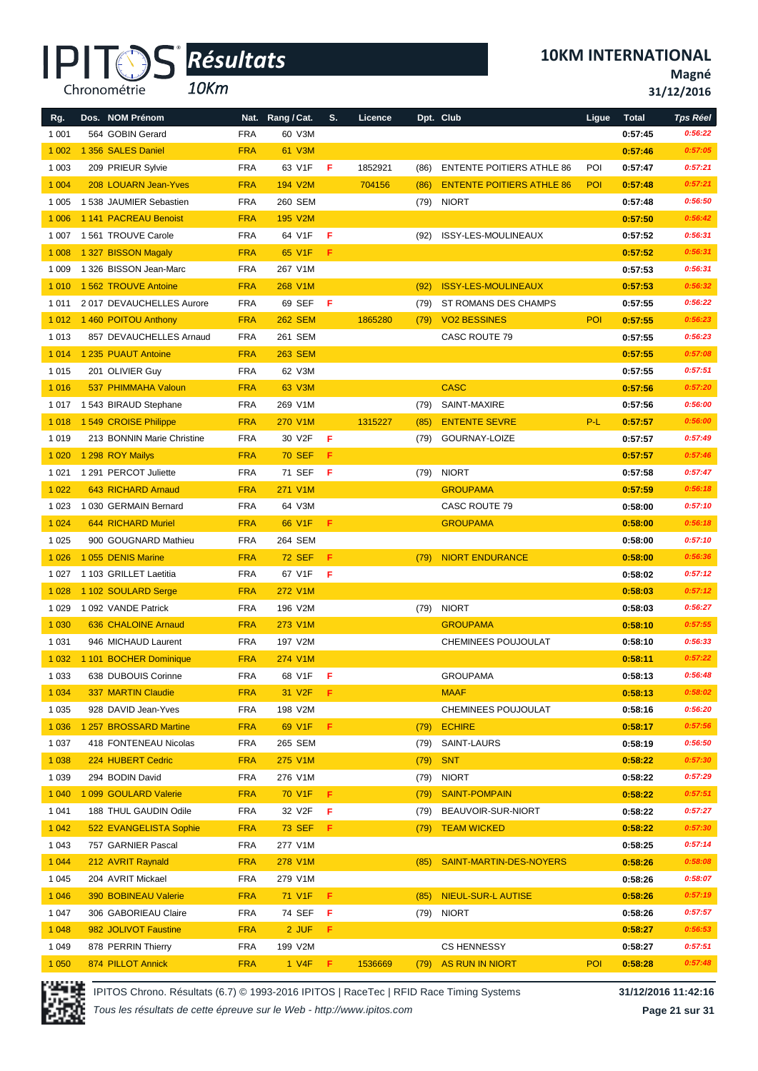# 10KM INTERNATIONAL

**Magné**

**31/12/2016**

IPITOS Résultats 10Km

| Rg. | Dos. | NOM Prénom | Nat. | Rang / Cat. | S. | Licence | Dpt. | Club | Ligue | Total | Tps Réel |
|---|---|---|---|---|---|---|---|---|---|---|---|
| 1 001 | 564 | GOBIN Gerard | FRA | 60 V3M | | | | | | 0:57:45 | 0:56:22 |
| 1 002 | 1 356 | SALES Daniel | FRA | 61 V3M | | | | | | 0:57:46 | 0:57:05 |
| 1 003 | 209 | PRIEUR Sylvie | FRA | 63 V1F | F | 1852921 | (86) | ENTENTE POITIERS ATHLE 86 | POI | 0:57:47 | 0:57:21 |
| 1 004 | 208 | LOUARN Jean-Yves | FRA | 194 V2M | | 704156 | (86) | ENTENTE POITIERS ATHLE 86 | POI | 0:57:48 | 0:57:21 |
| 1 005 | 1 538 | JAUMIER Sebastien | FRA | 260 SEM | | | (79) | NIORT | | 0:57:48 | 0:56:50 |
| 1 006 | 1 141 | PACREAU Benoist | FRA | 195 V2M | | | | | | 0:57:50 | 0:56:42 |
| 1 007 | 1 561 | TROUVE Carole | FRA | 64 V1F | F | | (92) | ISSY-LES-MOULINEAUX | | 0:57:52 | 0:56:31 |
| 1 008 | 1 327 | BISSON Magaly | FRA | 65 V1F | F | | | | | 0:57:52 | 0:56:31 |
| 1 009 | 1 326 | BISSON Jean-Marc | FRA | 267 V1M | | | | | | 0:57:53 | 0:56:31 |
| 1 010 | 1 562 | TROUVE Antoine | FRA | 268 V1M | | | (92) | ISSY-LES-MOULINEAUX | | 0:57:53 | 0:56:32 |
| 1 011 | 2 017 | DEVAUCHELLES Aurore | FRA | 69 SEF | F | | (79) | ST ROMANS DES CHAMPS | | 0:57:55 | 0:56:22 |
| 1 012 | 1 460 | POITOU Anthony | FRA | 262 SEM | | 1865280 | (79) | VO2 BESSINES | POI | 0:57:55 | 0:56:23 |
| 1 013 | 857 | DEVAUCHELLES Arnaud | FRA | 261 SEM | | | | CASC ROUTE 79 | | 0:57:55 | 0:56:23 |
| 1 014 | 1 235 | PUAUT Antoine | FRA | 263 SEM | | | | | | 0:57:55 | 0:57:08 |
| 1 015 | 201 | OLIVIER Guy | FRA | 62 V3M | | | | | | 0:57:55 | 0:57:51 |
| 1 016 | 537 | PHIMMAHA Valoun | FRA | 63 V3M | | | | CASC | | 0:57:56 | 0:57:20 |
| 1 017 | 1 543 | BIRAUD Stephane | FRA | 269 V1M | | | (79) | SAINT-MAXIRE | | 0:57:56 | 0:56:00 |
| 1 018 | 1 549 | CROISE Philippe | FRA | 270 V1M | | 1315227 | (85) | ENTENTE SEVRE | P-L | 0:57:57 | 0:56:00 |
| 1 019 | 213 | BONNIN Marie Christine | FRA | 30 V2F | F | | (79) | GOURNAY-LOIZE | | 0:57:57 | 0:57:49 |
| 1 020 | 1 298 | ROY Mailys | FRA | 70 SEF | F | | | | | 0:57:57 | 0:57:46 |
| 1 021 | 1 291 | PERCOT Juliette | FRA | 71 SEF | F | | (79) | NIORT | | 0:57:58 | 0:57:47 |
| 1 022 | 643 | RICHARD Arnaud | FRA | 271 V1M | | | | GROUPAMA | | 0:57:59 | 0:56:18 |
| 1 023 | 1 030 | GERMAIN Bernard | FRA | 64 V3M | | | | CASC ROUTE 79 | | 0:58:00 | 0:57:10 |
| 1 024 | 644 | RICHARD Muriel | FRA | 66 V1F | F | | | GROUPAMA | | 0:58:00 | 0:56:18 |
| 1 025 | 900 | GOUGNARD Mathieu | FRA | 264 SEM | | | | | | 0:58:00 | 0:57:10 |
| 1 026 | 1 055 | DENIS Marine | FRA | 72 SEF | F | | (79) | NIORT ENDURANCE | | 0:58:00 | 0:56:36 |
| 1 027 | 1 103 | GRILLET Laetitia | FRA | 67 V1F | F | | | | | 0:58:02 | 0:57:12 |
| 1 028 | 1 102 | SOULARD Serge | FRA | 272 V1M | | | | | | 0:58:03 | 0:57:12 |
| 1 029 | 1 092 | VANDE Patrick | FRA | 196 V2M | | | (79) | NIORT | | 0:58:03 | 0:56:27 |
| 1 030 | 636 | CHALOINE Arnaud | FRA | 273 V1M | | | | GROUPAMA | | 0:58:10 | 0:57:55 |
| 1 031 | 946 | MICHAUD Laurent | FRA | 197 V2M | | | | CHEMINEES POUJOULAT | | 0:58:10 | 0:56:33 |
| 1 032 | 1 101 | BOCHER Dominique | FRA | 274 V1M | | | | | | 0:58:11 | 0:57:22 |
| 1 033 | 638 | DUBOUIS Corinne | FRA | 68 V1F | F | | | GROUPAMA | | 0:58:13 | 0:56:48 |
| 1 034 | 337 | MARTIN Claudie | FRA | 31 V2F | F | | | MAAF | | 0:58:13 | 0:58:02 |
| 1 035 | 928 | DAVID Jean-Yves | FRA | 198 V2M | | | | CHEMINEES POUJOULAT | | 0:58:16 | 0:56:20 |
| 1 036 | 1 257 | BROSSARD Martine | FRA | 69 V1F | F | | (79) | ECHIRE | | 0:58:17 | 0:57:56 |
| 1 037 | 418 | FONTENEAU Nicolas | FRA | 265 SEM | | | (79) | SAINT-LAURS | | 0:58:19 | 0:56:50 |
| 1 038 | 224 | HUBERT Cedric | FRA | 275 V1M | | | (79) | SNT | | 0:58:22 | 0:57:30 |
| 1 039 | 294 | BODIN David | FRA | 276 V1M | | | (79) | NIORT | | 0:58:22 | 0:57:29 |
| 1 040 | 1 099 | GOULARD Valerie | FRA | 70 V1F | F | | (79) | SAINT-POMPAIN | | 0:58:22 | 0:57:51 |
| 1 041 | 188 | THUL GAUDIN Odile | FRA | 32 V2F | F | | (79) | BEAUVOIR-SUR-NIORT | | 0:58:22 | 0:57:27 |
| 1 042 | 522 | EVANGELISTA Sophie | FRA | 73 SEF | F | | (79) | TEAM WICKED | | 0:58:22 | 0:57:30 |
| 1 043 | 757 | GARNIER Pascal | FRA | 277 V1M | | | | | | 0:58:25 | 0:57:14 |
| 1 044 | 212 | AVRIT Raynald | FRA | 278 V1M | | | (85) | SAINT-MARTIN-DES-NOYERS | | 0:58:26 | 0:58:08 |
| 1 045 | 204 | AVRIT Mickael | FRA | 279 V1M | | | | | | 0:58:26 | 0:58:07 |
| 1 046 | 390 | BOBINEAU Valerie | FRA | 71 V1F | F | | (85) | NIEUL-SUR-L AUTISE | | 0:58:26 | 0:57:19 |
| 1 047 | 306 | GABORIEAU Claire | FRA | 74 SEF | F | | (79) | NIORT | | 0:58:26 | 0:57:57 |
| 1 048 | 982 | JOLIVOT Faustine | FRA | 2 JUF | F | | | | | 0:58:27 | 0:56:53 |
| 1 049 | 878 | PERRIN Thierry | FRA | 199 V2M | | | | CS HENNESSY | | 0:58:27 | 0:57:51 |
| 1 050 | 874 | PILLOT Annick | FRA | 1 V4F | F | 1536669 | (79) | AS RUN IN NIORT | POI | 0:58:28 | 0:57:48 |

IPITOS Chrono. Résultats (6.7) © 1993-2016 IPITOS | RaceTec | RFID Race Timing Systems — 31/12/2016 11:42:16

*Tous les résultats de cette épreuve sur le Web - http://www.ipitos.com*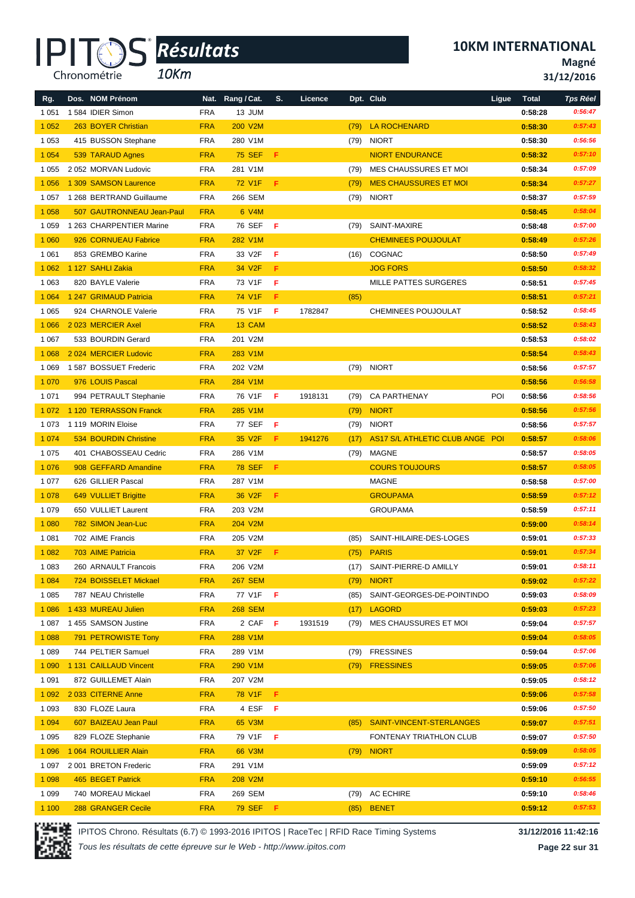# 10KM INTERNATIONAL

**Magné**
**31/12/2016**

*Résultats* *10Km*

| Rg. | Dos. | NOM Prénom | Nat. | Rang / Cat. | S. | Licence | Dpt. | Club | Ligue | Total | Tps Réel |
|---|---|---|---|---|---|---|---|---|---|---|---|
| 1 051 | 1 584 | IDIER Simon | FRA | 13 JUM | | | | | | 0:58:28 | 0:56:47 |
| 1 052 | 263 | BOYER Christian | FRA | 200 V2M | | | (79) | LA ROCHENARD | | 0:58:30 | 0:57:43 |
| 1 053 | 415 | BUSSON Stephane | FRA | 280 V1M | | | (79) | NIORT | | 0:58:30 | 0:56:56 |
| 1 054 | 539 | TARAUD Agnes | FRA | 75 SEF | F | | | NIORT ENDURANCE | | 0:58:32 | 0:57:10 |
| 1 055 | 2 052 | MORVAN Ludovic | FRA | 281 V1M | | | (79) | MES CHAUSSURES ET MOI | | 0:58:34 | 0:57:09 |
| 1 056 | 1 309 | SAMSON Laurence | FRA | 72 V1F | F | | (79) | MES CHAUSSURES ET MOI | | 0:58:34 | 0:57:27 |
| 1 057 | 1 268 | BERTRAND Guillaume | FRA | 266 SEM | | | (79) | NIORT | | 0:58:37 | 0:57:59 |
| 1 058 | 507 | GAUTRONNEAU Jean-Paul | FRA | 6 V4M | | | | | | 0:58:45 | 0:58:04 |
| 1 059 | 1 263 | CHARPENTIER Marine | FRA | 76 SEF | F | | (79) | SAINT-MAXIRE | | 0:58:48 | 0:57:00 |
| 1 060 | 926 | CORNUEAU Fabrice | FRA | 282 V1M | | | | CHEMINEES POUJOULAT | | 0:58:49 | 0:57:26 |
| 1 061 | 853 | GREMBO Karine | FRA | 33 V2F | F | | (16) | COGNAC | | 0:58:50 | 0:57:49 |
| 1 062 | 1 127 | SAHLI Zakia | FRA | 34 V2F | F | | | JOG FORS | | 0:58:50 | 0:58:32 |
| 1 063 | 820 | BAYLE Valerie | FRA | 73 V1F | F | | | MILLE PATTES SURGERES | | 0:58:51 | 0:57:45 |
| 1 064 | 1 247 | GRIMAUD Patricia | FRA | 74 V1F | F | | (85) | | | 0:58:51 | 0:57:21 |
| 1 065 | 924 | CHARNOLE Valerie | FRA | 75 V1F | F | 1782847 | | CHEMINEES POUJOULAT | | 0:58:52 | 0:58:45 |
| 1 066 | 2 023 | MERCIER Axel | FRA | 13 CAM | | | | | | 0:58:52 | 0:58:43 |
| 1 067 | 533 | BOURDIN Gerard | FRA | 201 V2M | | | | | | 0:58:53 | 0:58:02 |
| 1 068 | 2 024 | MERCIER Ludovic | FRA | 283 V1M | | | | | | 0:58:54 | 0:58:43 |
| 1 069 | 1 587 | BOSSUET Frederic | FRA | 202 V2M | | | (79) | NIORT | | 0:58:56 | 0:57:57 |
| 1 070 | 976 | LOUIS Pascal | FRA | 284 V1M | | | | | | 0:58:56 | 0:56:58 |
| 1 071 | 994 | PETRAULT Stephanie | FRA | 76 V1F | F | 1918131 | (79) | CA PARTHENAY | POI | 0:58:56 | 0:58:56 |
| 1 072 | 1 120 | TERRASSON Franck | FRA | 285 V1M | | | (79) | NIORT | | 0:58:56 | 0:57:56 |
| 1 073 | 1 119 | MORIN Eloise | FRA | 77 SEF | F | | (79) | NIORT | | 0:58:56 | 0:57:57 |
| 1 074 | 534 | BOURDIN Christine | FRA | 35 V2F | F | 1941276 | (17) | AS17 S/L ATHLETIC CLUB ANGE | POI | 0:58:57 | 0:58:06 |
| 1 075 | 401 | CHABOSSEAU Cedric | FRA | 286 V1M | | | (79) | MAGNE | | 0:58:57 | 0:58:05 |
| 1 076 | 908 | GEFFARD Amandine | FRA | 78 SEF | F | | | COURS TOUJOURS | | 0:58:57 | 0:58:05 |
| 1 077 | 626 | GILLIER Pascal | FRA | 287 V1M | | | | MAGNE | | 0:58:58 | 0:57:00 |
| 1 078 | 649 | VULLIET Brigitte | FRA | 36 V2F | F | | | GROUPAMA | | 0:58:59 | 0:57:12 |
| 1 079 | 650 | VULLIET Laurent | FRA | 203 V2M | | | | GROUPAMA | | 0:58:59 | 0:57:11 |
| 1 080 | 782 | SIMON Jean-Luc | FRA | 204 V2M | | | | | | 0:59:00 | 0:58:14 |
| 1 081 | 702 | AIME Francis | FRA | 205 V2M | | | (85) | SAINT-HILAIRE-DES-LOGES | | 0:59:01 | 0:57:33 |
| 1 082 | 703 | AIME Patricia | FRA | 37 V2F | F | | (75) | PARIS | | 0:59:01 | 0:57:34 |
| 1 083 | 260 | ARNAULT Francois | FRA | 206 V2M | | | (17) | SAINT-PIERRE-D AMILLY | | 0:59:01 | 0:58:11 |
| 1 084 | 724 | BOISSELET Mickael | FRA | 267 SEM | | | (79) | NIORT | | 0:59:02 | 0:57:22 |
| 1 085 | 787 | NEAU Christelle | FRA | 77 V1F | F | | (85) | SAINT-GEORGES-DE-POINTINDO | | 0:59:03 | 0:58:09 |
| 1 086 | 1 433 | MUREAU Julien | FRA | 268 SEM | | | (17) | LAGORD | | 0:59:03 | 0:57:23 |
| 1 087 | 1 455 | SAMSON Justine | FRA | 2 CAF | F | 1931519 | (79) | MES CHAUSSURES ET MOI | | 0:59:04 | 0:57:57 |
| 1 088 | 791 | PETROWISTE Tony | FRA | 288 V1M | | | | | | 0:59:04 | 0:58:05 |
| 1 089 | 744 | PELTIER Samuel | FRA | 289 V1M | | | (79) | FRESSINES | | 0:59:04 | 0:57:06 |
| 1 090 | 1 131 | CAILLAUD Vincent | FRA | 290 V1M | | | (79) | FRESSINES | | 0:59:05 | 0:57:06 |
| 1 091 | 872 | GUILLEMET Alain | FRA | 207 V2M | | | | | | 0:59:05 | 0:58:12 |
| 1 092 | 2 033 | CITERNE Anne | FRA | 78 V1F | F | | | | | 0:59:06 | 0:57:58 |
| 1 093 | 830 | FLOZE Laura | FRA | 4 ESF | F | | | | | 0:59:06 | 0:57:50 |
| 1 094 | 607 | BAIZEAU Jean Paul | FRA | 65 V3M | | | (85) | SAINT-VINCENT-STERLANGES | | 0:59:07 | 0:57:51 |
| 1 095 | 829 | FLOZE Stephanie | FRA | 79 V1F | F | | | FONTENAY TRIATHLON CLUB | | 0:59:07 | 0:57:50 |
| 1 096 | 1 064 | ROUILLIER Alain | FRA | 66 V3M | | | (79) | NIORT | | 0:59:09 | 0:58:05 |
| 1 097 | 2 001 | BRETON Frederic | FRA | 291 V1M | | | | | | 0:59:09 | 0:57:12 |
| 1 098 | 465 | BEGET Patrick | FRA | 208 V2M | | | | | | 0:59:10 | 0:56:55 |
| 1 099 | 740 | MOREAU Mickael | FRA | 269 SEM | | | (79) | AC ECHIRE | | 0:59:10 | 0:58:46 |
| 1 100 | 288 | GRANGER Cecile | FRA | 79 SEF | F | | (85) | BENET | | 0:59:12 | 0:57:53 |

IPITOS Chrono. Résultats (6.7) © 1993-2016 IPITOS | RaceTec | RFID Race Timing Systems — 31/12/2016 11:42:16

*Tous les résultats de cette épreuve sur le Web - http://www.ipitos.com*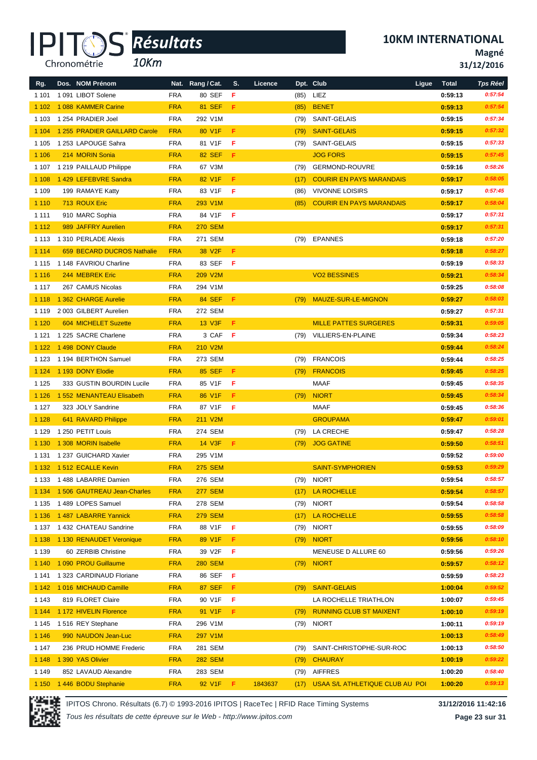# IPITOS Résultats 10Km

## 10KM INTERNATIONAL

**Magné**

**31/12/2016**

| Rg. | Dos. | NOM Prénom | Nat. | Rang / Cat. | S. | Licence | Dpt. | Club | Ligue | Total | Tps Réel |
|---|---|---|---|---|---|---|---|---|---|---|---|
| 1 101 | 1 091 | LIBOT Solene | FRA | 80 SEF | F | | (85) | LIEZ | | 0:59:13 | 0:57:54 |
| 1 102 | 1 088 | KAMMER Carine | FRA | 81 SEF | F | | (85) | BENET | | 0:59:13 | 0:57:54 |
| 1 103 | 1 254 | PRADIER Joel | FRA | 292 V1M | | | (79) | SAINT-GELAIS | | 0:59:15 | 0:57:34 |
| 1 104 | 1 255 | PRADIER GAILLARD Carole | FRA | 80 V1F | F | | (79) | SAINT-GELAIS | | 0:59:15 | 0:57:32 |
| 1 105 | 1 253 | LAPOUGE Sahra | FRA | 81 V1F | F | | (79) | SAINT-GELAIS | | 0:59:15 | 0:57:33 |
| 1 106 | 214 | MORIN Sonia | FRA | 82 SEF | F | | | JOG FORS | | 0:59:15 | 0:57:45 |
| 1 107 | 1 219 | PAILLAUD Philippe | FRA | 67 V3M | | | (79) | GERMOND-ROUVRE | | 0:59:16 | 0:58:26 |
| 1 108 | 1 429 | LEFEBVRE Sandra | FRA | 82 V1F | F | | (17) | COURIR EN PAYS MARANDAIS | | 0:59:17 | 0:58:05 |
| 1 109 | 199 | RAMAYE Katty | FRA | 83 V1F | F | | (86) | VIVONNE LOISIRS | | 0:59:17 | 0:57:45 |
| 1 110 | 713 | ROUX Eric | FRA | 293 V1M | | | (85) | COURIR EN PAYS MARANDAIS | | 0:59:17 | 0:58:04 |
| 1 111 | 910 | MARC Sophia | FRA | 84 V1F | F | | | | | 0:59:17 | 0:57:31 |
| 1 112 | 989 | JAFFRY Aurelien | FRA | 270 SEM | | | | | | 0:59:17 | 0:57:31 |
| 1 113 | 1 310 | PERLADE Alexis | FRA | 271 SEM | | | (79) | EPANNES | | 0:59:18 | 0:57:20 |
| 1 114 | 659 | BECARD DUCROS Nathalie | FRA | 38 V2F | F | | | | | 0:59:18 | 0:58:27 |
| 1 115 | 1 148 | FAVRIOU Charline | FRA | 83 SEF | F | | | | | 0:59:19 | 0:58:33 |
| 1 116 | 244 | MEBREK Eric | FRA | 209 V2M | | | | VO2 BESSINES | | 0:59:21 | 0:58:34 |
| 1 117 | 267 | CAMUS Nicolas | FRA | 294 V1M | | | | | | 0:59:25 | 0:58:08 |
| 1 118 | 1 362 | CHARGE Aurelie | FRA | 84 SEF | F | | (79) | MAUZE-SUR-LE-MIGNON | | 0:59:27 | 0:58:03 |
| 1 119 | 2 003 | GILBERT Aurelien | FRA | 272 SEM | | | | | | 0:59:27 | 0:57:31 |
| 1 120 | 604 | MICHELET Suzette | FRA | 13 V3F | F | | | MILLE PATTES SURGERES | | 0:59:31 | 0:59:05 |
| 1 121 | 1 225 | SACRE Charlene | FRA | 3 CAF | F | | (79) | VILLIERS-EN-PLAINE | | 0:59:34 | 0:58:23 |
| 1 122 | 1 498 | DONY Claude | FRA | 210 V2M | | | | | | 0:59:44 | 0:58:24 |
| 1 123 | 1 194 | BERTHON Samuel | FRA | 273 SEM | | | (79) | FRANCOIS | | 0:59:44 | 0:58:25 |
| 1 124 | 1 193 | DONY Elodie | FRA | 85 SEF | F | | (79) | FRANCOIS | | 0:59:45 | 0:58:25 |
| 1 125 | 333 | GUSTIN BOURDIN Lucile | FRA | 85 V1F | F | | | MAAF | | 0:59:45 | 0:58:35 |
| 1 126 | 1 552 | MENANTEAU Elisabeth | FRA | 86 V1F | F | | (79) | NIORT | | 0:59:45 | 0:58:34 |
| 1 127 | 323 | JOLY Sandrine | FRA | 87 V1F | F | | | MAAF | | 0:59:45 | 0:58:36 |
| 1 128 | 641 | RAVARD Philippe | FRA | 211 V2M | | | | GROUPAMA | | 0:59:47 | 0:59:01 |
| 1 129 | 1 250 | PETIT Louis | FRA | 274 SEM | | | (79) | LA CRECHE | | 0:59:47 | 0:58:28 |
| 1 130 | 1 308 | MORIN Isabelle | FRA | 14 V3F | F | | (79) | JOG GATINE | | 0:59:50 | 0:58:51 |
| 1 131 | 1 237 | GUICHARD Xavier | FRA | 295 V1M | | | | | | 0:59:52 | 0:59:00 |
| 1 132 | 1 512 | ECALLE Kevin | FRA | 275 SEM | | | | SAINT-SYMPHORIEN | | 0:59:53 | 0:59:29 |
| 1 133 | 1 488 | LABARRE Damien | FRA | 276 SEM | | | (79) | NIORT | | 0:59:54 | 0:58:57 |
| 1 134 | 1 506 | GAUTREAU Jean-Charles | FRA | 277 SEM | | | (17) | LA ROCHELLE | | 0:59:54 | 0:58:57 |
| 1 135 | 1 489 | LOPES Samuel | FRA | 278 SEM | | | (79) | NIORT | | 0:59:54 | 0:58:58 |
| 1 136 | 1 487 | LABARRE Yannick | FRA | 279 SEM | | | (17) | LA ROCHELLE | | 0:59:55 | 0:58:58 |
| 1 137 | 1 432 | CHATEAU Sandrine | FRA | 88 V1F | F | | (79) | NIORT | | 0:59:55 | 0:58:09 |
| 1 138 | 1 130 | RENAUDET Veronique | FRA | 89 V1F | F | | (79) | NIORT | | 0:59:56 | 0:58:10 |
| 1 139 | 60 | ZERBIB Christine | FRA | 39 V2F | F | | | MENEUSE D ALLURE 60 | | 0:59:56 | 0:59:26 |
| 1 140 | 1 090 | PROU Guillaume | FRA | 280 SEM | | | (79) | NIORT | | 0:59:57 | 0:58:12 |
| 1 141 | 1 323 | CARDINAUD Floriane | FRA | 86 SEF | F | | | | | 0:59:59 | 0:58:23 |
| 1 142 | 1 016 | MICHAUD Camille | FRA | 87 SEF | F | | (79) | SAINT-GELAIS | | 1:00:04 | 0:59:52 |
| 1 143 | 819 | FLORET Claire | FRA | 90 V1F | F | | | LA ROCHELLE TRIATHLON | | 1:00:07 | 0:59:45 |
| 1 144 | 1 172 | HIVELIN Florence | FRA | 91 V1F | F | | (79) | RUNNING CLUB ST MAIXENT | | 1:00:10 | 0:59:19 |
| 1 145 | 1 516 | REY Stephane | FRA | 296 V1M | | | (79) | NIORT | | 1:00:11 | 0:59:19 |
| 1 146 | 990 | NAUDON Jean-Luc | FRA | 297 V1M | | | | | | 1:00:13 | 0:58:49 |
| 1 147 | 236 | PRUD HOMME Frederic | FRA | 281 SEM | | | (79) | SAINT-CHRISTOPHE-SUR-ROC | | 1:00:13 | 0:58:50 |
| 1 148 | 1 390 | YAS Olivier | FRA | 282 SEM | | | (79) | CHAURAY | | 1:00:19 | 0:59:22 |
| 1 149 | 852 | LAVAUD Alexandre | FRA | 283 SEM | | | (79) | AIFFRES | | 1:00:20 | 0:58:40 |
| 1 150 | 1 446 | BODU Stephanie | FRA | 92 V1F | F | 1843637 | (17) | USA S/L ATHLETIQUE CLUB AU POI | | 1:00:20 | 0:59:13 |

IPITOS Chrono. Résultats (6.7) © 1993-2016 IPITOS | RaceTec | RFID Race Timing Systems — 31/12/2016 11:42:16

*Tous les résultats de cette épreuve sur le Web - http://www.ipitos.com*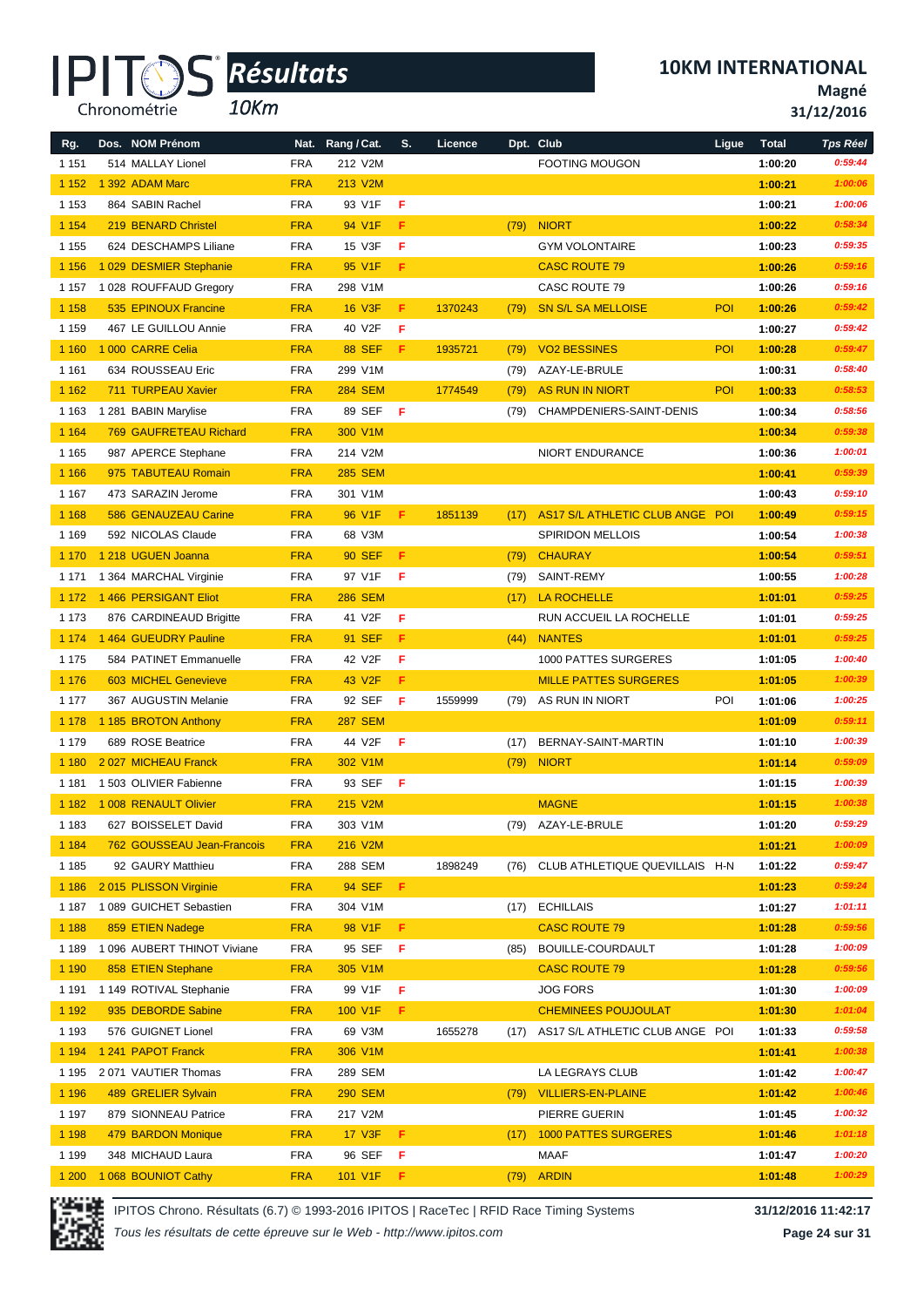# IPITOS Résultats 10Km

## 10KM INTERNATIONAL

**Magné**

**31/12/2016**

| Rg. | Dos. | NOM Prénom | Nat. | Rang / Cat. | S. | Licence | Dpt. | Club | Ligue | Total | Tps Réel |
|---|---|---|---|---|---|---|---|---|---|---|---|
| 1 151 | 514 | MALLAY Lionel | FRA | 212 V2M | | | | FOOTING MOUGON | | 1:00:20 | 0:59:44 |
| 1 152 | 1 392 | ADAM Marc | FRA | 213 V2M | | | | | | 1:00:21 | 1:00:06 |
| 1 153 | 864 | SABIN Rachel | FRA | 93 V1F | F | | | | | 1:00:21 | 1:00:06 |
| 1 154 | 219 | BENARD Christel | FRA | 94 V1F | F | | (79) | NIORT | | 1:00:22 | 0:58:34 |
| 1 155 | 624 | DESCHAMPS Liliane | FRA | 15 V3F | F | | | GYM VOLONTAIRE | | 1:00:23 | 0:59:35 |
| 1 156 | 1 029 | DESMIER Stephanie | FRA | 95 V1F | F | | | CASC ROUTE 79 | | 1:00:26 | 0:59:16 |
| 1 157 | 1 028 | ROUFFAUD Gregory | FRA | 298 V1M | | | | CASC ROUTE 79 | | 1:00:26 | 0:59:16 |
| 1 158 | 535 | EPINOUX Francine | FRA | 16 V3F | F | 1370243 | (79) | SN S/L SA MELLOISE | POI | 1:00:26 | 0:59:42 |
| 1 159 | 467 | LE GUILLOU Annie | FRA | 40 V2F | F | | | | | 1:00:27 | 0:59:42 |
| 1 160 | 1 000 | CARRE Celia | FRA | 88 SEF | F | 1935721 | (79) | VO2 BESSINES | POI | 1:00:28 | 0:59:47 |
| 1 161 | 634 | ROUSSEAU Eric | FRA | 299 V1M | | | (79) | AZAY-LE-BRULE | | 1:00:31 | 0:58:40 |
| 1 162 | 711 | TURPEAU Xavier | FRA | 284 SEM | | 1774549 | (79) | AS RUN IN NIORT | POI | 1:00:33 | 0:58:53 |
| 1 163 | 1 281 | BABIN Marylise | FRA | 89 SEF | F | | (79) | CHAMPDENIERS-SAINT-DENIS | | 1:00:34 | 0:58:56 |
| 1 164 | 769 | GAUFRETEAU Richard | FRA | 300 V1M | | | | | | 1:00:34 | 0:59:38 |
| 1 165 | 987 | APERCE Stephane | FRA | 214 V2M | | | | NIORT ENDURANCE | | 1:00:36 | 1:00:01 |
| 1 166 | 975 | TABUTEAU Romain | FRA | 285 SEM | | | | | | 1:00:41 | 0:59:39 |
| 1 167 | 473 | SARAZIN Jerome | FRA | 301 V1M | | | | | | 1:00:43 | 0:59:10 |
| 1 168 | 586 | GENAUZEAU Carine | FRA | 96 V1F | F | 1851139 | (17) | AS17 S/L ATHLETIC CLUB ANGE | POI | 1:00:49 | 0:59:15 |
| 1 169 | 592 | NICOLAS Claude | FRA | 68 V3M | | | | SPIRIDON MELLOIS | | 1:00:54 | 1:00:38 |
| 1 170 | 1 218 | UGUEN Joanna | FRA | 90 SEF | F | | (79) | CHAURAY | | 1:00:54 | 0:59:51 |
| 1 171 | 1 364 | MARCHAL Virginie | FRA | 97 V1F | F | | (79) | SAINT-REMY | | 1:00:55 | 1:00:28 |
| 1 172 | 1 466 | PERSIGANT Eliot | FRA | 286 SEM | | | (17) | LA ROCHELLE | | 1:01:01 | 0:59:25 |
| 1 173 | 876 | CARDINEAUD Brigitte | FRA | 41 V2F | F | | | RUN ACCUEIL LA ROCHELLE | | 1:01:01 | 0:59:25 |
| 1 174 | 1 464 | GUEUDRY Pauline | FRA | 91 SEF | F | | (44) | NANTES | | 1:01:01 | 0:59:25 |
| 1 175 | 584 | PATINET Emmanuelle | FRA | 42 V2F | F | | | 1000 PATTES SURGERES | | 1:01:05 | 1:00:40 |
| 1 176 | 603 | MICHEL Genevieve | FRA | 43 V2F | F | | | MILLE PATTES SURGERES | | 1:01:05 | 1:00:39 |
| 1 177 | 367 | AUGUSTIN Melanie | FRA | 92 SEF | F | 1559999 | (79) | AS RUN IN NIORT | POI | 1:01:06 | 1:00:25 |
| 1 178 | 1 185 | BROTON Anthony | FRA | 287 SEM | | | | | | 1:01:09 | 0:59:11 |
| 1 179 | 689 | ROSE Beatrice | FRA | 44 V2F | F | | (17) | BERNAY-SAINT-MARTIN | | 1:01:10 | 1:00:39 |
| 1 180 | 2 027 | MICHEAU Franck | FRA | 302 V1M | | | (79) | NIORT | | 1:01:14 | 0:59:09 |
| 1 181 | 1 503 | OLIVIER Fabienne | FRA | 93 SEF | F | | | | | 1:01:15 | 1:00:39 |
| 1 182 | 1 008 | RENAULT Olivier | FRA | 215 V2M | | | | MAGNE | | 1:01:15 | 1:00:38 |
| 1 183 | 627 | BOISSELET David | FRA | 303 V1M | | | (79) | AZAY-LE-BRULE | | 1:01:20 | 0:59:29 |
| 1 184 | 762 | GOUSSEAU Jean-Francois | FRA | 216 V2M | | | | | | 1:01:21 | 1:00:09 |
| 1 185 | 92 | GAURY Matthieu | FRA | 288 SEM | | 1898249 | (76) | CLUB ATHLETIQUE QUEVILLAIS | H-N | 1:01:22 | 0:59:47 |
| 1 186 | 2 015 | PLISSON Virginie | FRA | 94 SEF | F | | | | | 1:01:23 | 0:59:24 |
| 1 187 | 1 089 | GUICHET Sebastien | FRA | 304 V1M | | | (17) | ECHILLAIS | | 1:01:27 | 1:01:11 |
| 1 188 | 859 | ETIEN Nadege | FRA | 98 V1F | F | | | CASC ROUTE 79 | | 1:01:28 | 0:59:56 |
| 1 189 | 1 096 | AUBERT THINOT Viviane | FRA | 95 SEF | F | | (85) | BOUILLE-COURDAULT | | 1:01:28 | 1:00:09 |
| 1 190 | 858 | ETIEN Stephane | FRA | 305 V1M | | | | CASC ROUTE 79 | | 1:01:28 | 0:59:56 |
| 1 191 | 1 149 | ROTIVAL Stephanie | FRA | 99 V1F | F | | | JOG FORS | | 1:01:30 | 1:00:09 |
| 1 192 | 935 | DEBORDE Sabine | FRA | 100 V1F | F | | | CHEMINEES POUJOULAT | | 1:01:30 | 1:01:04 |
| 1 193 | 576 | GUIGNET Lionel | FRA | 69 V3M | | 1655278 | (17) | AS17 S/L ATHLETIC CLUB ANGE | POI | 1:01:33 | 0:59:58 |
| 1 194 | 1 241 | PAPOT Franck | FRA | 306 V1M | | | | | | 1:01:41 | 1:00:38 |
| 1 195 | 2 071 | VAUTIER Thomas | FRA | 289 SEM | | | | LA LEGRAYS CLUB | | 1:01:42 | 1:00:47 |
| 1 196 | 489 | GRELIER Sylvain | FRA | 290 SEM | | | (79) | VILLIERS-EN-PLAINE | | 1:01:42 | 1:00:46 |
| 1 197 | 879 | SIONNEAU Patrice | FRA | 217 V2M | | | | PIERRE GUERIN | | 1:01:45 | 1:00:32 |
| 1 198 | 479 | BARDON Monique | FRA | 17 V3F | F | | (17) | 1000 PATTES SURGERES | | 1:01:46 | 1:01:18 |
| 1 199 | 348 | MICHAUD Laura | FRA | 96 SEF | F | | | MAAF | | 1:01:47 | 1:00:20 |
| 1 200 | 1 068 | BOUNIOT Cathy | FRA | 101 V1F | F | | (79) | ARDIN | | 1:01:48 | 1:00:29 |

IPITOS Chrono. Résultats (6.7) © 1993-2016 IPITOS | RaceTec | RFID Race Timing Systems — 31/12/2016 11:42:17

*Tous les résultats de cette épreuve sur le Web - http://www.ipitos.com*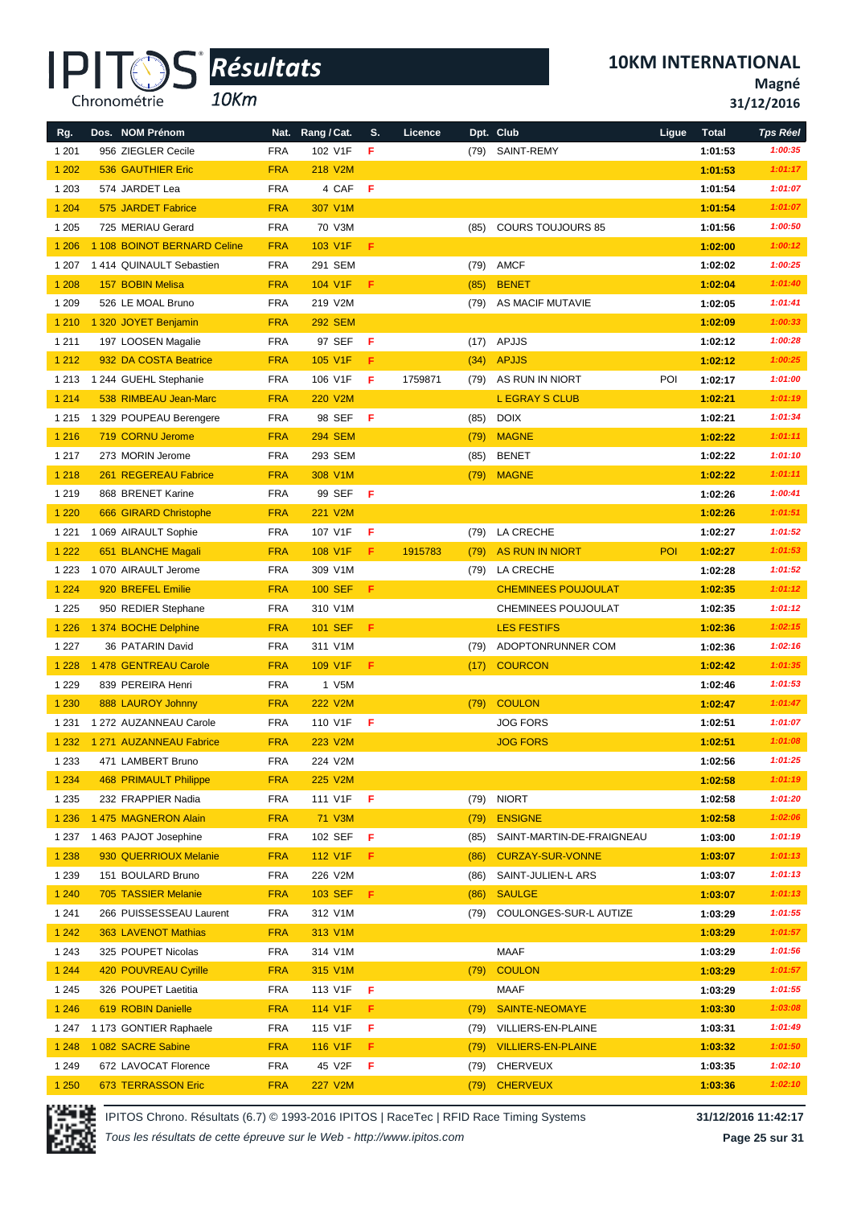# IPITOS Résultats 10Km

## 10KM INTERNATIONAL

**Magné**

**31/12/2016**

| Rg. | Dos. | NOM Prénom | Nat. | Rang / Cat. | S. | Licence | Dpt. | Club | Ligue | Total | Tps Réel |
|---|---|---|---|---|---|---|---|---|---|---|---|
| 1 201 | 956 | ZIEGLER Cecile | FRA | 102 V1F | F | | (79) | SAINT-REMY | | 1:01:53 | 1:00:35 |
| 1 202 | 536 | GAUTHIER Eric | FRA | 218 V2M | | | | | | 1:01:53 | 1:01:17 |
| 1 203 | 574 | JARDET Lea | FRA | 4 CAF | F | | | | | 1:01:54 | 1:01:07 |
| 1 204 | 575 | JARDET Fabrice | FRA | 307 V1M | | | | | | 1:01:54 | 1:01:07 |
| 1 205 | 725 | MERIAU Gerard | FRA | 70 V3M | | | (85) | COURS TOUJOURS 85 | | 1:01:56 | 1:00:50 |
| 1 206 | 1 108 | BOINOT BERNARD Celine | FRA | 103 V1F | F | | | | | 1:02:00 | 1:00:12 |
| 1 207 | 1 414 | QUINAULT Sebastien | FRA | 291 SEM | | | (79) | AMCF | | 1:02:02 | 1:00:25 |
| 1 208 | 157 | BOBIN Melisa | FRA | 104 V1F | F | | (85) | BENET | | 1:02:04 | 1:01:40 |
| 1 209 | 526 | LE MOAL Bruno | FRA | 219 V2M | | | (79) | AS MACIF MUTAVIE | | 1:02:05 | 1:01:41 |
| 1 210 | 1 320 | JOYET Benjamin | FRA | 292 SEM | | | | | | 1:02:09 | 1:00:33 |
| 1 211 | 197 | LOOSEN Magalie | FRA | 97 SEF | F | | (17) | APJJS | | 1:02:12 | 1:00:28 |
| 1 212 | 932 | DA COSTA Beatrice | FRA | 105 V1F | F | | (34) | APJJS | | 1:02:12 | 1:00:25 |
| 1 213 | 1 244 | GUEHL Stephanie | FRA | 106 V1F | F | 1759871 | (79) | AS RUN IN NIORT | POI | 1:02:17 | 1:01:00 |
| 1 214 | 538 | RIMBEAU Jean-Marc | FRA | 220 V2M | | | | L EGRAY S CLUB | | 1:02:21 | 1:01:19 |
| 1 215 | 1 329 | POUPEAU Berengere | FRA | 98 SEF | F | | (85) | DOIX | | 1:02:21 | 1:01:34 |
| 1 216 | 719 | CORNU Jerome | FRA | 294 SEM | | | (79) | MAGNE | | 1:02:22 | 1:01:11 |
| 1 217 | 273 | MORIN Jerome | FRA | 293 SEM | | | (85) | BENET | | 1:02:22 | 1:01:10 |
| 1 218 | 261 | REGEREAU Fabrice | FRA | 308 V1M | | | (79) | MAGNE | | 1:02:22 | 1:01:11 |
| 1 219 | 868 | BRENET Karine | FRA | 99 SEF | F | | | | | 1:02:26 | 1:00:41 |
| 1 220 | 666 | GIRARD Christophe | FRA | 221 V2M | | | | | | 1:02:26 | 1:01:51 |
| 1 221 | 1 069 | AIRAULT Sophie | FRA | 107 V1F | F | | (79) | LA CRECHE | | 1:02:27 | 1:01:52 |
| 1 222 | 651 | BLANCHE Magali | FRA | 108 V1F | F | 1915783 | (79) | AS RUN IN NIORT | POI | 1:02:27 | 1:01:53 |
| 1 223 | 1 070 | AIRAULT Jerome | FRA | 309 V1M | | | (79) | LA CRECHE | | 1:02:28 | 1:01:52 |
| 1 224 | 920 | BREFEL Emilie | FRA | 100 SEF | F | | | CHEMINEES POUJOULAT | | 1:02:35 | 1:01:12 |
| 1 225 | 950 | REDIER Stephane | FRA | 310 V1M | | | | CHEMINEES POUJOULAT | | 1:02:35 | 1:01:12 |
| 1 226 | 1 374 | BOCHE Delphine | FRA | 101 SEF | F | | | LES FESTIFS | | 1:02:36 | 1:02:15 |
| 1 227 | 36 | PATARIN David | FRA | 311 V1M | | | (79) | ADOPTONRUNNER COM | | 1:02:36 | 1:02:16 |
| 1 228 | 1 478 | GENTREAU Carole | FRA | 109 V1F | F | | (17) | COURCON | | 1:02:42 | 1:01:35 |
| 1 229 | 839 | PEREIRA Henri | FRA | 1 V5M | | | | | | 1:02:46 | 1:01:53 |
| 1 230 | 888 | LAUROY Johnny | FRA | 222 V2M | | | (79) | COULON | | 1:02:47 | 1:01:47 |
| 1 231 | 1 272 | AUZANNEAU Carole | FRA | 110 V1F | F | | | JOG FORS | | 1:02:51 | 1:01:07 |
| 1 232 | 1 271 | AUZANNEAU Fabrice | FRA | 223 V2M | | | | JOG FORS | | 1:02:51 | 1:01:08 |
| 1 233 | 471 | LAMBERT Bruno | FRA | 224 V2M | | | | | | 1:02:56 | 1:01:25 |
| 1 234 | 468 | PRIMAULT Philippe | FRA | 225 V2M | | | | | | 1:02:58 | 1:01:19 |
| 1 235 | 232 | FRAPPIER Nadia | FRA | 111 V1F | F | | (79) | NIORT | | 1:02:58 | 1:01:20 |
| 1 236 | 1 475 | MAGNERON Alain | FRA | 71 V3M | | | (79) | ENSIGNE | | 1:02:58 | 1:02:06 |
| 1 237 | 1 463 | PAJOT Josephine | FRA | 102 SEF | F | | (85) | SAINT-MARTIN-DE-FRAIGNEAU | | 1:03:00 | 1:01:19 |
| 1 238 | 930 | QUERRIOUX Melanie | FRA | 112 V1F | F | | (86) | CURZAY-SUR-VONNE | | 1:03:07 | 1:01:13 |
| 1 239 | 151 | BOULARD Bruno | FRA | 226 V2M | | | (86) | SAINT-JULIEN-L ARS | | 1:03:07 | 1:01:13 |
| 1 240 | 705 | TASSIER Melanie | FRA | 103 SEF | F | | (86) | SAULGE | | 1:03:07 | 1:01:13 |
| 1 241 | 266 | PUISSESSEAU Laurent | FRA | 312 V1M | | | (79) | COULONGES-SUR-L AUTIZE | | 1:03:29 | 1:01:55 |
| 1 242 | 363 | LAVENOT Mathias | FRA | 313 V1M | | | | | | 1:03:29 | 1:01:57 |
| 1 243 | 325 | POUPET Nicolas | FRA | 314 V1M | | | | MAAF | | 1:03:29 | 1:01:56 |
| 1 244 | 420 | POUVREAU Cyrille | FRA | 315 V1M | | | (79) | COULON | | 1:03:29 | 1:01:57 |
| 1 245 | 326 | POUPET Laetitia | FRA | 113 V1F | F | | | MAAF | | 1:03:29 | 1:01:55 |
| 1 246 | 619 | ROBIN Danielle | FRA | 114 V1F | F | | (79) | SAINTE-NEOMAYE | | 1:03:30 | 1:03:08 |
| 1 247 | 1 173 | GONTIER Raphaele | FRA | 115 V1F | F | | (79) | VILLIERS-EN-PLAINE | | 1:03:31 | 1:01:49 |
| 1 248 | 1 082 | SACRE Sabine | FRA | 116 V1F | F | | (79) | VILLIERS-EN-PLAINE | | 1:03:32 | 1:01:50 |
| 1 249 | 672 | LAVOCAT Florence | FRA | 45 V2F | F | | (79) | CHERVEUX | | 1:03:35 | 1:02:10 |
| 1 250 | 673 | TERRASSON Eric | FRA | 227 V2M | | | (79) | CHERVEUX | | 1:03:36 | 1:02:10 |

IPITOS Chrono. Résultats (6.7) © 1993-2016 IPITOS | RaceTec | RFID Race Timing Systems — 31/12/2016 11:42:17

*Tous les résultats de cette épreuve sur le Web - http://www.ipitos.com*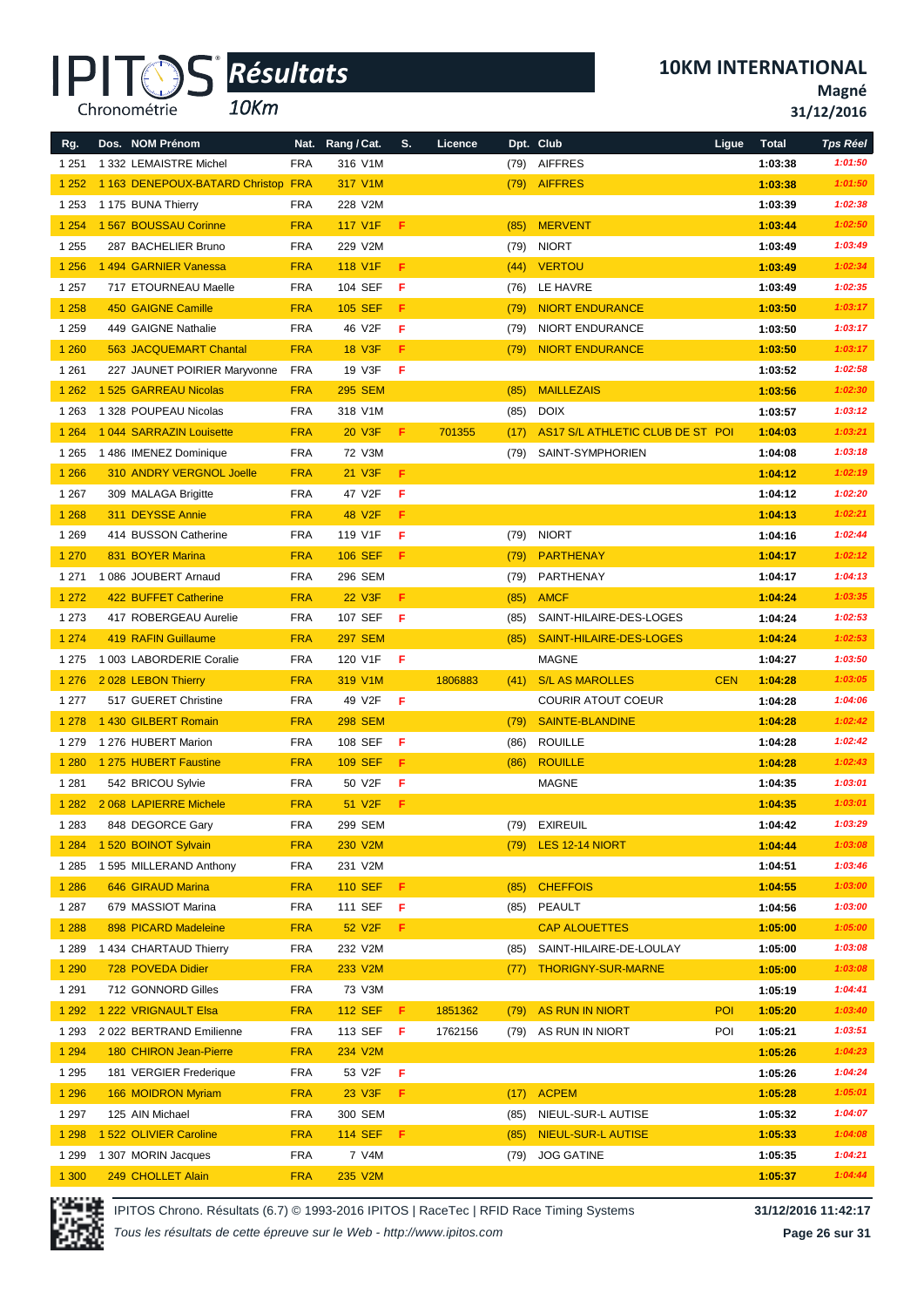# IPITOS Résultats 10Km

## 10KM INTERNATIONAL

**Magné**

**31/12/2016**

| Rg. | Dos. | NOM Prénom | Nat. | Rang / Cat. | S. | Licence | Dpt. | Club | Ligue | Total | Tps Réel |
|---|---|---|---|---|---|---|---|---|---|---|---|
| 1 251 | 1 332 | LEMAISTRE Michel | FRA | 316 V1M | | | (79) | AIFFRES | | 1:03:38 | 1:01:50 |
| 1 252 | 1 163 | DENEPOUX-BATARD Christop | FRA | 317 V1M | | | (79) | AIFFRES | | 1:03:38 | 1:01:50 |
| 1 253 | 1 175 | BUNA Thierry | FRA | 228 V2M | | | | | | 1:03:39 | 1:02:38 |
| 1 254 | 1 567 | BOUSSAU Corinne | FRA | 117 V1F | F | | (85) | MERVENT | | 1:03:44 | 1:02:50 |
| 1 255 | 287 | BACHELIER Bruno | FRA | 229 V2M | | | (79) | NIORT | | 1:03:49 | 1:03:49 |
| 1 256 | 1 494 | GARNIER Vanessa | FRA | 118 V1F | F | | (44) | VERTOU | | 1:03:49 | 1:02:34 |
| 1 257 | 717 | ETOURNEAU Maelle | FRA | 104 SEF | F | | (76) | LE HAVRE | | 1:03:49 | 1:02:35 |
| 1 258 | 450 | GAIGNE Camille | FRA | 105 SEF | F | | (79) | NIORT ENDURANCE | | 1:03:50 | 1:03:17 |
| 1 259 | 449 | GAIGNE Nathalie | FRA | 46 V2F | F | | (79) | NIORT ENDURANCE | | 1:03:50 | 1:03:17 |
| 1 260 | 563 | JACQUEMART Chantal | FRA | 18 V3F | F | | (79) | NIORT ENDURANCE | | 1:03:50 | 1:03:17 |
| 1 261 | 227 | JAUNET POIRIER Maryvonne | FRA | 19 V3F | F | | | | | 1:03:52 | 1:02:58 |
| 1 262 | 1 525 | GARREAU Nicolas | FRA | 295 SEM | | | (85) | MAILLEZAIS | | 1:03:56 | 1:02:30 |
| 1 263 | 1 328 | POUPEAU Nicolas | FRA | 318 V1M | | | (85) | DOIX | | 1:03:57 | 1:03:12 |
| 1 264 | 1 044 | SARRAZIN Louisette | FRA | 20 V3F | F | 701355 | (17) | AS17 S/L ATHLETIC CLUB DE ST | POI | 1:04:03 | 1:03:21 |
| 1 265 | 1 486 | IMENEZ Dominique | FRA | 72 V3M | | | (79) | SAINT-SYMPHORIEN | | 1:04:08 | 1:03:18 |
| 1 266 | 310 | ANDRY VERGNOL Joelle | FRA | 21 V3F | F | | | | | 1:04:12 | 1:02:19 |
| 1 267 | 309 | MALAGA Brigitte | FRA | 47 V2F | F | | | | | 1:04:12 | 1:02:20 |
| 1 268 | 311 | DEYSSE Annie | FRA | 48 V2F | F | | | | | 1:04:13 | 1:02:21 |
| 1 269 | 414 | BUSSON Catherine | FRA | 119 V1F | F | | (79) | NIORT | | 1:04:16 | 1:02:44 |
| 1 270 | 831 | BOYER Marina | FRA | 106 SEF | F | | (79) | PARTHENAY | | 1:04:17 | 1:02:12 |
| 1 271 | 1 086 | JOUBERT Arnaud | FRA | 296 SEM | | | (79) | PARTHENAY | | 1:04:17 | 1:04:13 |
| 1 272 | 422 | BUFFET Catherine | FRA | 22 V3F | F | | (85) | AMCF | | 1:04:24 | 1:03:35 |
| 1 273 | 417 | ROBERGEAU Aurelie | FRA | 107 SEF | F | | (85) | SAINT-HILAIRE-DES-LOGES | | 1:04:24 | 1:02:53 |
| 1 274 | 419 | RAFIN Guillaume | FRA | 297 SEM | | | (85) | SAINT-HILAIRE-DES-LOGES | | 1:04:24 | 1:02:53 |
| 1 275 | 1 003 | LABORDERIE Coralie | FRA | 120 V1F | F | | | MAGNE | | 1:04:27 | 1:03:50 |
| 1 276 | 2 028 | LEBON Thierry | FRA | 319 V1M | | 1806883 | (41) | S/L AS MAROLLES | CEN | 1:04:28 | 1:03:05 |
| 1 277 | 517 | GUERET Christine | FRA | 49 V2F | F | | | COURIR ATOUT COEUR | | 1:04:28 | 1:04:06 |
| 1 278 | 1 430 | GILBERT Romain | FRA | 298 SEM | | | (79) | SAINTE-BLANDINE | | 1:04:28 | 1:02:42 |
| 1 279 | 1 276 | HUBERT Marion | FRA | 108 SEF | F | | (86) | ROUILLE | | 1:04:28 | 1:02:42 |
| 1 280 | 1 275 | HUBERT Faustine | FRA | 109 SEF | F | | (86) | ROUILLE | | 1:04:28 | 1:02:43 |
| 1 281 | 542 | BRICOU Sylvie | FRA | 50 V2F | F | | | MAGNE | | 1:04:35 | 1:03:01 |
| 1 282 | 2 068 | LAPIERRE Michele | FRA | 51 V2F | F | | | | | 1:04:35 | 1:03:01 |
| 1 283 | 848 | DEGORCE Gary | FRA | 299 SEM | | | (79) | EXIREUIL | | 1:04:42 | 1:03:29 |
| 1 284 | 1 520 | BOINOT Sylvain | FRA | 230 V2M | | | (79) | LES 12-14 NIORT | | 1:04:44 | 1:03:08 |
| 1 285 | 1 595 | MILLERAND Anthony | FRA | 231 V2M | | | | | | 1:04:51 | 1:03:46 |
| 1 286 | 646 | GIRAUD Marina | FRA | 110 SEF | F | | (85) | CHEFFOIS | | 1:04:55 | 1:03:00 |
| 1 287 | 679 | MASSIOT Marina | FRA | 111 SEF | F | | (85) | PEAULT | | 1:04:56 | 1:03:00 |
| 1 288 | 898 | PICARD Madeleine | FRA | 52 V2F | F | | | CAP ALOUETTES | | 1:05:00 | 1:05:00 |
| 1 289 | 1 434 | CHARTAUD Thierry | FRA | 232 V2M | | | (85) | SAINT-HILAIRE-DE-LOULAY | | 1:05:00 | 1:03:08 |
| 1 290 | 728 | POVEDA Didier | FRA | 233 V2M | | | (77) | THORIGNY-SUR-MARNE | | 1:05:00 | 1:03:08 |
| 1 291 | 712 | GONNORD Gilles | FRA | 73 V3M | | | | | | 1:05:19 | 1:04:41 |
| 1 292 | 1 222 | VRIGNAULT Elsa | FRA | 112 SEF | F | 1851362 | (79) | AS RUN IN NIORT | POI | 1:05:20 | 1:03:40 |
| 1 293 | 2 022 | BERTRAND Emilienne | FRA | 113 SEF | F | 1762156 | (79) | AS RUN IN NIORT | POI | 1:05:21 | 1:03:51 |
| 1 294 | 180 | CHIRON Jean-Pierre | FRA | 234 V2M | | | | | | 1:05:26 | 1:04:23 |
| 1 295 | 181 | VERGIER Frederique | FRA | 53 V2F | F | | | | | 1:05:26 | 1:04:24 |
| 1 296 | 166 | MOIDRON Myriam | FRA | 23 V3F | F | | (17) | ACPEM | | 1:05:28 | 1:05:01 |
| 1 297 | 125 | AIN Michael | FRA | 300 SEM | | | (85) | NIEUL-SUR-L AUTISE | | 1:05:32 | 1:04:07 |
| 1 298 | 1 522 | OLIVIER Caroline | FRA | 114 SEF | F | | (85) | NIEUL-SUR-L AUTISE | | 1:05:33 | 1:04:08 |
| 1 299 | 1 307 | MORIN Jacques | FRA | 7 V4M | | | (79) | JOG GATINE | | 1:05:35 | 1:04:21 |
| 1 300 | 249 | CHOLLET Alain | FRA | 235 V2M | | | | | | 1:05:37 | 1:04:44 |

IPITOS Chrono. Résultats (6.7) © 1993-2016 IPITOS | RaceTec | RFID Race Timing Systems — 31/12/2016 11:42:17

*Tous les résultats de cette épreuve sur le Web - http://www.ipitos.com*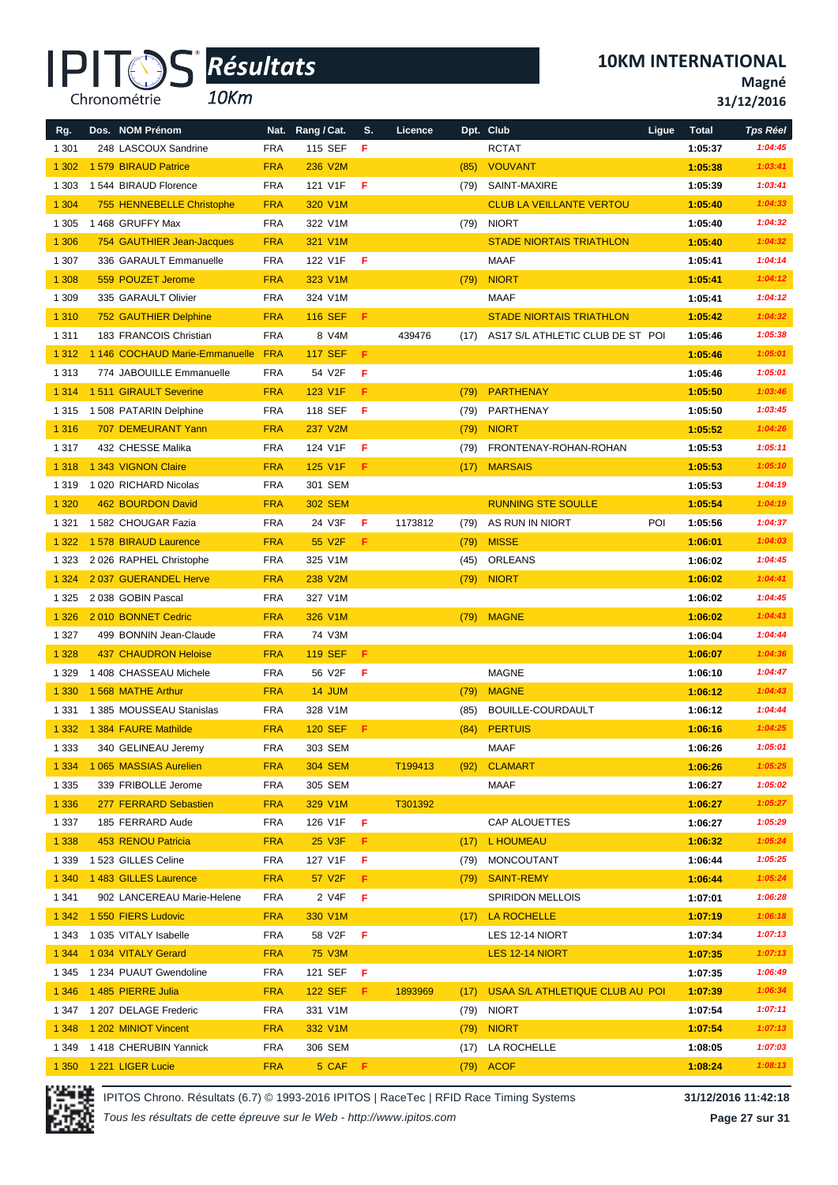# IPITOS Résultats 10Km

## 10KM INTERNATIONAL

**Magné**

**31/12/2016**

| Rg. | Dos. | NOM Prénom | Nat. | Rang / Cat. | S. | Licence | Dpt. | Club | Ligue | Total | Tps Réel |
|---|---|---|---|---|---|---|---|---|---|---|---|
| 1 301 | 248 | LASCOUX Sandrine | FRA | 115 SEF | F | | | RCTAT | | 1:05:37 | 1:04:45 |
| 1 302 | 1 579 | BIRAUD Patrice | FRA | 236 V2M | | | (85) | VOUVANT | | 1:05:38 | 1:03:41 |
| 1 303 | 1 544 | BIRAUD Florence | FRA | 121 V1F | F | | (79) | SAINT-MAXIRE | | 1:05:39 | 1:03:41 |
| 1 304 | 755 | HENNEBELLE Christophe | FRA | 320 V1M | | | | CLUB LA VEILLANTE VERTOU | | 1:05:40 | 1:04:33 |
| 1 305 | 1 468 | GRUFFY Max | FRA | 322 V1M | | | (79) | NIORT | | 1:05:40 | 1:04:32 |
| 1 306 | 754 | GAUTHIER Jean-Jacques | FRA | 321 V1M | | | | STADE NIORTAIS TRIATHLON | | 1:05:40 | 1:04:32 |
| 1 307 | 336 | GARAULT Emmanuelle | FRA | 122 V1F | F | | | MAAF | | 1:05:41 | 1:04:14 |
| 1 308 | 559 | POUZET Jerome | FRA | 323 V1M | | | (79) | NIORT | | 1:05:41 | 1:04:12 |
| 1 309 | 335 | GARAULT Olivier | FRA | 324 V1M | | | | MAAF | | 1:05:41 | 1:04:12 |
| 1 310 | 752 | GAUTHIER Delphine | FRA | 116 SEF | F | | | STADE NIORTAIS TRIATHLON | | 1:05:42 | 1:04:32 |
| 1 311 | 183 | FRANCOIS Christian | FRA | 8 V4M | | 439476 | (17) | AS17 S/L ATHLETIC CLUB DE ST | POI | 1:05:46 | 1:05:38 |
| 1 312 | 1 146 | COCHAUD Marie-Emmanuelle | FRA | 117 SEF | F | | | | | 1:05:46 | 1:05:01 |
| 1 313 | 774 | JABOUILLE Emmanuelle | FRA | 54 V2F | F | | | | | 1:05:46 | 1:05:01 |
| 1 314 | 1 511 | GIRAULT Severine | FRA | 123 V1F | F | | (79) | PARTHENAY | | 1:05:50 | 1:03:46 |
| 1 315 | 1 508 | PATARIN Delphine | FRA | 118 SEF | F | | (79) | PARTHENAY | | 1:05:50 | 1:03:45 |
| 1 316 | 707 | DEMEURANT Yann | FRA | 237 V2M | | | (79) | NIORT | | 1:05:52 | 1:04:26 |
| 1 317 | 432 | CHESSE Malika | FRA | 124 V1F | F | | (79) | FRONTENAY-ROHAN-ROHAN | | 1:05:53 | 1:05:11 |
| 1 318 | 1 343 | VIGNON Claire | FRA | 125 V1F | F | | (17) | MARSAIS | | 1:05:53 | 1:05:10 |
| 1 319 | 1 020 | RICHARD Nicolas | FRA | 301 SEM | | | | | | 1:05:53 | 1:04:19 |
| 1 320 | 462 | BOURDON David | FRA | 302 SEM | | | | RUNNING STE SOULLE | | 1:05:54 | 1:04:19 |
| 1 321 | 1 582 | CHOUGAR Fazia | FRA | 24 V3F | F | 1173812 | (79) | AS RUN IN NIORT | POI | 1:05:56 | 1:04:37 |
| 1 322 | 1 578 | BIRAUD Laurence | FRA | 55 V2F | F | | (79) | MISSE | | 1:06:01 | 1:04:03 |
| 1 323 | 2 026 | RAPHEL Christophe | FRA | 325 V1M | | | (45) | ORLEANS | | 1:06:02 | 1:04:45 |
| 1 324 | 2 037 | GUERANDEL Herve | FRA | 238 V2M | | | (79) | NIORT | | 1:06:02 | 1:04:41 |
| 1 325 | 2 038 | GOBIN Pascal | FRA | 327 V1M | | | | | | 1:06:02 | 1:04:45 |
| 1 326 | 2 010 | BONNET Cedric | FRA | 326 V1M | | | (79) | MAGNE | | 1:06:02 | 1:04:43 |
| 1 327 | 499 | BONNIN Jean-Claude | FRA | 74 V3M | | | | | | 1:06:04 | 1:04:44 |
| 1 328 | 437 | CHAUDRON Heloise | FRA | 119 SEF | F | | | | | 1:06:07 | 1:04:36 |
| 1 329 | 1 408 | CHASSEAU Michele | FRA | 56 V2F | F | | | MAGNE | | 1:06:10 | 1:04:47 |
| 1 330 | 1 568 | MATHE Arthur | FRA | 14 JUM | | | (79) | MAGNE | | 1:06:12 | 1:04:43 |
| 1 331 | 1 385 | MOUSSEAU Stanislas | FRA | 328 V1M | | | (85) | BOUILLE-COURDAULT | | 1:06:12 | 1:04:44 |
| 1 332 | 1 384 | FAURE Mathilde | FRA | 120 SEF | F | | (84) | PERTUIS | | 1:06:16 | 1:04:25 |
| 1 333 | 340 | GELINEAU Jeremy | FRA | 303 SEM | | | | MAAF | | 1:06:26 | 1:05:01 |
| 1 334 | 1 065 | MASSIAS Aurelien | FRA | 304 SEM | | T199413 | (92) | CLAMART | | 1:06:26 | 1:05:25 |
| 1 335 | 339 | FRIBOLLE Jerome | FRA | 305 SEM | | | | MAAF | | 1:06:27 | 1:05:02 |
| 1 336 | 277 | FERRARD Sebastien | FRA | 329 V1M | | T301392 | | | | 1:06:27 | 1:05:27 |
| 1 337 | 185 | FERRARD Aude | FRA | 126 V1F | F | | | CAP ALOUETTES | | 1:06:27 | 1:05:29 |
| 1 338 | 453 | RENOU Patricia | FRA | 25 V3F | F | | (17) | L HOUMEAU | | 1:06:32 | 1:05:24 |
| 1 339 | 1 523 | GILLES Celine | FRA | 127 V1F | F | | (79) | MONCOUTANT | | 1:06:44 | 1:05:25 |
| 1 340 | 1 483 | GILLES Laurence | FRA | 57 V2F | F | | (79) | SAINT-REMY | | 1:06:44 | 1:05:24 |
| 1 341 | 902 | LANCEREAU Marie-Helene | FRA | 2 V4F | F | | | SPIRIDON MELLOIS | | 1:07:01 | 1:06:28 |
| 1 342 | 1 550 | FIERS Ludovic | FRA | 330 V1M | | | (17) | LA ROCHELLE | | 1:07:19 | 1:06:18 |
| 1 343 | 1 035 | VITALY Isabelle | FRA | 58 V2F | F | | | LES 12-14 NIORT | | 1:07:34 | 1:07:13 |
| 1 344 | 1 034 | VITALY Gerard | FRA | 75 V3M | | | | LES 12-14 NIORT | | 1:07:35 | 1:07:13 |
| 1 345 | 1 234 | PUAUT Gwendoline | FRA | 121 SEF | F | | | | | 1:07:35 | 1:06:49 |
| 1 346 | 1 485 | PIERRE Julia | FRA | 122 SEF | F | 1893969 | (17) | USAA S/L ATHLETIQUE CLUB AU | POI | 1:07:39 | 1:06:34 |
| 1 347 | 1 207 | DELAGE Frederic | FRA | 331 V1M | | | (79) | NIORT | | 1:07:54 | 1:07:11 |
| 1 348 | 1 202 | MINIOT Vincent | FRA | 332 V1M | | | (79) | NIORT | | 1:07:54 | 1:07:13 |
| 1 349 | 1 418 | CHERUBIN Yannick | FRA | 306 SEM | | | (17) | LA ROCHELLE | | 1:08:05 | 1:07:03 |
| 1 350 | 1 221 | LIGER Lucie | FRA | 5 CAF | F | | (79) | ACOF | | 1:08:24 | 1:08:13 |

IPITOS Chrono. Résultats (6.7) © 1993-2016 IPITOS | RaceTec | RFID Race Timing Systems — 31/12/2016 11:42:18

*Tous les résultats de cette épreuve sur le Web - http://www.ipitos.com*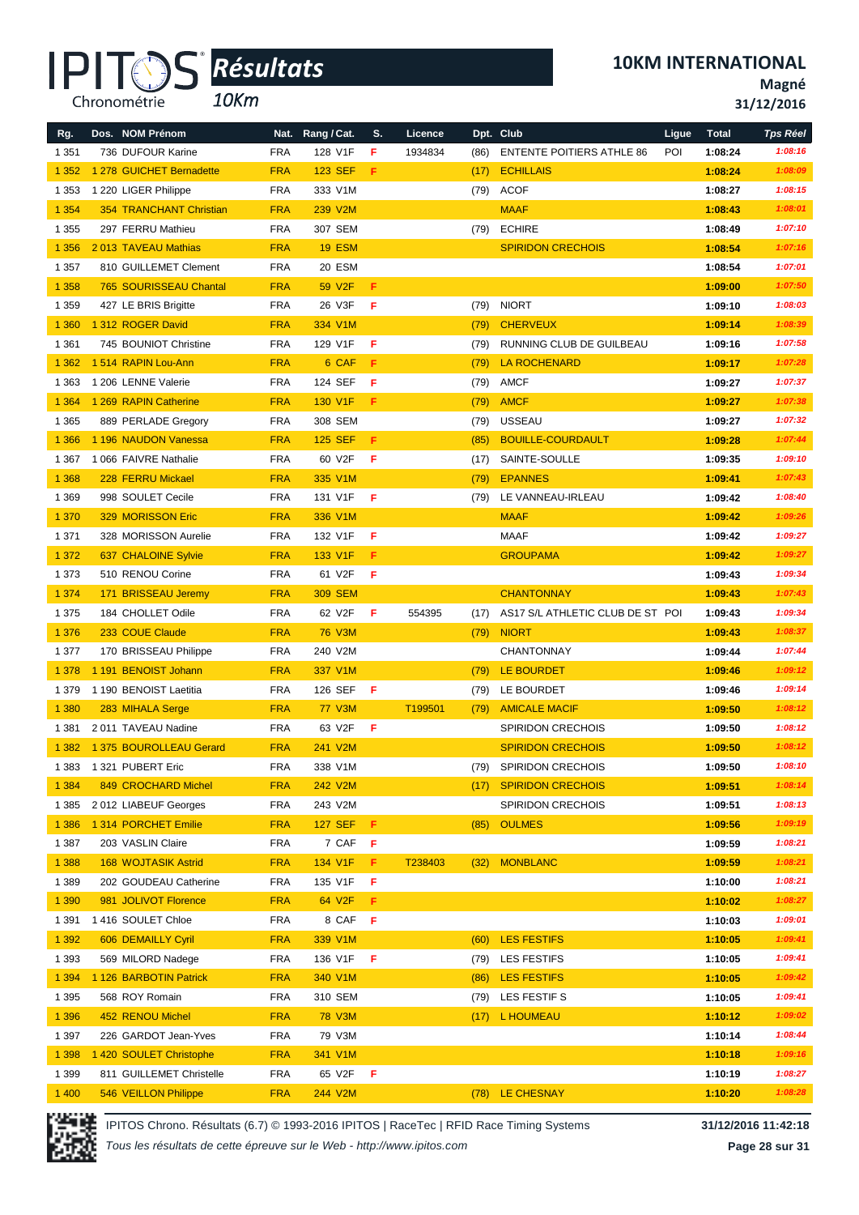# 10KM INTERNATIONAL

**Magné**

**31/12/2016**

IPITOS Résultats 10Km

| Rg. | Dos. | NOM Prénom | Nat. | Rang / Cat. | S. | Licence | Dpt. | Club | Ligue | Total | Tps Réel |
|---|---|---|---|---|---|---|---|---|---|---|---|
| 1 351 | 736 | DUFOUR Karine | FRA | 128 V1F | F | 1934834 | (86) | ENTENTE POITIERS ATHLE 86 | POI | 1:08:24 | 1:08:16 |
| 1 352 | 1 278 | GUICHET Bernadette | FRA | 123 SEF | F | | (17) | ECHILLAIS | | 1:08:24 | 1:08:09 |
| 1 353 | 1 220 | LIGER Philippe | FRA | 333 V1M | | | (79) | ACOF | | 1:08:27 | 1:08:15 |
| 1 354 | 354 | TRANCHANT Christian | FRA | 239 V2M | | | | MAAF | | 1:08:43 | 1:08:01 |
| 1 355 | 297 | FERRU Mathieu | FRA | 307 SEM | | | (79) | ECHIRE | | 1:08:49 | 1:07:10 |
| 1 356 | 2 013 | TAVEAU Mathias | FRA | 19 ESM | | | | SPIRIDON CRECHOIS | | 1:08:54 | 1:07:16 |
| 1 357 | 810 | GUILLEMET Clement | FRA | 20 ESM | | | | | | 1:08:54 | 1:07:01 |
| 1 358 | 765 | SOURISSEAU Chantal | FRA | 59 V2F | F | | | | | 1:09:00 | 1:07:50 |
| 1 359 | 427 | LE BRIS Brigitte | FRA | 26 V3F | F | | (79) | NIORT | | 1:09:10 | 1:08:03 |
| 1 360 | 1 312 | ROGER David | FRA | 334 V1M | | | (79) | CHERVEUX | | 1:09:14 | 1:08:39 |
| 1 361 | 745 | BOUNIOT Christine | FRA | 129 V1F | F | | (79) | RUNNING CLUB DE GUILBEAU | | 1:09:16 | 1:07:58 |
| 1 362 | 1 514 | RAPIN Lou-Ann | FRA | 6 CAF | F | | (79) | LA ROCHENARD | | 1:09:17 | 1:07:28 |
| 1 363 | 1 206 | LENNE Valerie | FRA | 124 SEF | F | | (79) | AMCF | | 1:09:27 | 1:07:37 |
| 1 364 | 1 269 | RAPIN Catherine | FRA | 130 V1F | F | | (79) | AMCF | | 1:09:27 | 1:07:38 |
| 1 365 | 889 | PERLADE Gregory | FRA | 308 SEM | | | (79) | USSEAU | | 1:09:27 | 1:07:32 |
| 1 366 | 1 196 | NAUDON Vanessa | FRA | 125 SEF | F | | (85) | BOUILLE-COURDAULT | | 1:09:28 | 1:07:44 |
| 1 367 | 1 066 | FAIVRE Nathalie | FRA | 60 V2F | F | | (17) | SAINTE-SOULLE | | 1:09:35 | 1:09:10 |
| 1 368 | 228 | FERRU Mickael | FRA | 335 V1M | | | (79) | EPANNES | | 1:09:41 | 1:07:43 |
| 1 369 | 998 | SOULET Cecile | FRA | 131 V1F | F | | (79) | LE VANNEAU-IRLEAU | | 1:09:42 | 1:08:40 |
| 1 370 | 329 | MORISSON Eric | FRA | 336 V1M | | | | MAAF | | 1:09:42 | 1:09:26 |
| 1 371 | 328 | MORISSON Aurelie | FRA | 132 V1F | F | | | MAAF | | 1:09:42 | 1:09:27 |
| 1 372 | 637 | CHALOINE Sylvie | FRA | 133 V1F | F | | | GROUPAMA | | 1:09:42 | 1:09:27 |
| 1 373 | 510 | RENOU Corine | FRA | 61 V2F | F | | | | | 1:09:43 | 1:09:34 |
| 1 374 | 171 | BRISSEAU Jeremy | FRA | 309 SEM | | | | CHANTONNAY | | 1:09:43 | 1:07:43 |
| 1 375 | 184 | CHOLLET Odile | FRA | 62 V2F | F | 554395 | (17) | AS17 S/L ATHLETIC CLUB DE ST | POI | 1:09:43 | 1:09:34 |
| 1 376 | 233 | COUE Claude | FRA | 76 V3M | | | (79) | NIORT | | 1:09:43 | 1:08:37 |
| 1 377 | 170 | BRISSEAU Philippe | FRA | 240 V2M | | | | CHANTONNAY | | 1:09:44 | 1:07:44 |
| 1 378 | 1 191 | BENOIST Johann | FRA | 337 V1M | | | (79) | LE BOURDET | | 1:09:46 | 1:09:12 |
| 1 379 | 1 190 | BENOIST Laetitia | FRA | 126 SEF | F | | (79) | LE BOURDET | | 1:09:46 | 1:09:14 |
| 1 380 | 283 | MIHALA Serge | FRA | 77 V3M | | T199501 | (79) | AMICALE MACIF | | 1:09:50 | 1:08:12 |
| 1 381 | 2 011 | TAVEAU Nadine | FRA | 63 V2F | F | | | SPIRIDON CRECHOIS | | 1:09:50 | 1:08:12 |
| 1 382 | 1 375 | BOUROLLEAU Gerard | FRA | 241 V2M | | | | SPIRIDON CRECHOIS | | 1:09:50 | 1:08:12 |
| 1 383 | 1 321 | PUBERT Eric | FRA | 338 V1M | | | (79) | SPIRIDON CRECHOIS | | 1:09:50 | 1:08:10 |
| 1 384 | 849 | CROCHARD Michel | FRA | 242 V2M | | | (17) | SPIRIDON CRECHOIS | | 1:09:51 | 1:08:14 |
| 1 385 | 2 012 | LIABEUF Georges | FRA | 243 V2M | | | | SPIRIDON CRECHOIS | | 1:09:51 | 1:08:13 |
| 1 386 | 1 314 | PORCHET Emilie | FRA | 127 SEF | F | | (85) | OULMES | | 1:09:56 | 1:09:19 |
| 1 387 | 203 | VASLIN Claire | FRA | 7 CAF | F | | | | | 1:09:59 | 1:08:21 |
| 1 388 | 168 | WOJTASIK Astrid | FRA | 134 V1F | F | T238403 | (32) | MONBLANC | | 1:09:59 | 1:08:21 |
| 1 389 | 202 | GOUDEAU Catherine | FRA | 135 V1F | F | | | | | 1:10:00 | 1:08:21 |
| 1 390 | 981 | JOLIVOT Florence | FRA | 64 V2F | F | | | | | 1:10:02 | 1:08:27 |
| 1 391 | 1 416 | SOULET Chloe | FRA | 8 CAF | F | | | | | 1:10:03 | 1:09:01 |
| 1 392 | 606 | DEMAILLY Cyril | FRA | 339 V1M | | | (60) | LES FESTIFS | | 1:10:05 | 1:09:41 |
| 1 393 | 569 | MILORD Nadege | FRA | 136 V1F | F | | (79) | LES FESTIFS | | 1:10:05 | 1:09:41 |
| 1 394 | 1 126 | BARBOTIN Patrick | FRA | 340 V1M | | | (86) | LES FESTIFS | | 1:10:05 | 1:09:42 |
| 1 395 | 568 | ROY Romain | FRA | 310 SEM | | | (79) | LES FESTIF S | | 1:10:05 | 1:09:41 |
| 1 396 | 452 | RENOU Michel | FRA | 78 V3M | | | (17) | L HOUMEAU | | 1:10:12 | 1:09:02 |
| 1 397 | 226 | GARDOT Jean-Yves | FRA | 79 V3M | | | | | | 1:10:14 | 1:08:44 |
| 1 398 | 1 420 | SOULET Christophe | FRA | 341 V1M | | | | | | 1:10:18 | 1:09:16 |
| 1 399 | 811 | GUILLEMET Christelle | FRA | 65 V2F | F | | | | | 1:10:19 | 1:08:27 |
| 1 400 | 546 | VEILLON Philippe | FRA | 244 V2M | | | (78) | LE CHESNAY | | 1:10:20 | 1:08:28 |

IPITOS Chrono. Résultats (6.7) © 1993-2016 IPITOS | RaceTec | RFID Race Timing Systems — 31/12/2016 11:42:18

*Tous les résultats de cette épreuve sur le Web - http://www.ipitos.com*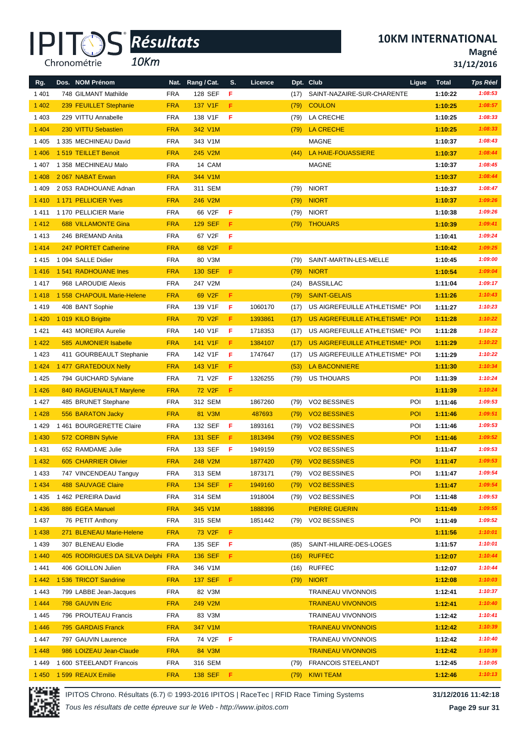# IPITOS Résultats 10Km

## 10KM INTERNATIONAL

**Magné**

**31/12/2016**

| Rg. | Dos. | NOM Prénom | Nat. | Rang / Cat. | S. | Licence | Dpt. | Club | Ligue | Total | Tps Réel |
|---|---|---|---|---|---|---|---|---|---|---|---|
| 1 401 | 748 | GILMANT Mathilde | FRA | 128 SEF | F | | (17) | SAINT-NAZAIRE-SUR-CHARENTE | | 1:10:22 | 1:08:53 |
| 1 402 | 239 | FEUILLET Stephanie | FRA | 137 V1F | F | | (79) | COULON | | 1:10:25 | 1:08:57 |
| 1 403 | 229 | VITTU Annabelle | FRA | 138 V1F | F | | (79) | LA CRECHE | | 1:10:25 | 1:08:33 |
| 1 404 | 230 | VITTU Sebastien | FRA | 342 V1M | | | (79) | LA CRECHE | | 1:10:25 | 1:08:33 |
| 1 405 | 1 335 | MECHINEAU David | FRA | 343 V1M | | | | MAGNE | | 1:10:37 | 1:08:43 |
| 1 406 | 1 519 | TEILLET Benoit | FRA | 245 V2M | | | (44) | LA HAIE-FOUASSIERE | | 1:10:37 | 1:08:44 |
| 1 407 | 1 358 | MECHINEAU Malo | FRA | 14 CAM | | | | MAGNE | | 1:10:37 | 1:08:45 |
| 1 408 | 2 067 | NABAT Erwan | FRA | 344 V1M | | | | | | 1:10:37 | 1:08:44 |
| 1 409 | 2 053 | RADHOUANE Adnan | FRA | 311 SEM | | | (79) | NIORT | | 1:10:37 | 1:08:47 |
| 1 410 | 1 171 | PELLICIER Yves | FRA | 246 V2M | | | (79) | NIORT | | 1:10:37 | 1:09:26 |
| 1 411 | 1 170 | PELLICIER Marie | FRA | 66 V2F | F | | (79) | NIORT | | 1:10:38 | 1:09:26 |
| 1 412 | 688 | VILLAMONTE Gina | FRA | 129 SEF | F | | (79) | THOUARS | | 1:10:39 | 1:09:41 |
| 1 413 | 246 | BREMAND Anita | FRA | 67 V2F | F | | | | | 1:10:41 | 1:09:24 |
| 1 414 | 247 | PORTET Catherine | FRA | 68 V2F | F | | | | | 1:10:42 | 1:09:25 |
| 1 415 | 1 094 | SALLE Didier | FRA | 80 V3M | | | (79) | SAINT-MARTIN-LES-MELLE | | 1:10:45 | 1:09:00 |
| 1 416 | 1 541 | RADHOUANE Ines | FRA | 130 SEF | F | | (79) | NIORT | | 1:10:54 | 1:09:04 |
| 1 417 | 968 | LAROUDIE Alexis | FRA | 247 V2M | | | (24) | BASSILLAC | | 1:11:04 | 1:09:17 |
| 1 418 | 1 558 | CHAPOUIL Marie-Helene | FRA | 69 V2F | F | | (79) | SAINT-GELAIS | | 1:11:26 | 1:10:43 |
| 1 419 | 408 | BANT Sophie | FRA | 139 V1F | F | 1060170 | (17) | US AIGREFEUILLE ATHLETISME* | POI | 1:11:27 | 1:10:23 |
| 1 420 | 1 019 | KILO Brigitte | FRA | 70 V2F | F | 1393861 | (17) | US AIGREFEUILLE ATHLETISME* | POI | 1:11:28 | 1:10:22 |
| 1 421 | 443 | MOREIRA Aurelie | FRA | 140 V1F | F | 1718353 | (17) | US AIGREFEUILLE ATHLETISME* | POI | 1:11:28 | 1:10:22 |
| 1 422 | 585 | AUMONIER Isabelle | FRA | 141 V1F | F | 1384107 | (17) | US AIGREFEUILLE ATHLETISME* | POI | 1:11:29 | 1:10:22 |
| 1 423 | 411 | GOURBEAULT Stephanie | FRA | 142 V1F | F | 1747647 | (17) | US AIGREFEUILLE ATHLETISME* | POI | 1:11:29 | 1:10:22 |
| 1 424 | 1 477 | GRATEDOUX Nelly | FRA | 143 V1F | F | | (53) | LA BACONNIERE | | 1:11:30 | 1:10:34 |
| 1 425 | 794 | GUICHARD Sylviane | FRA | 71 V2F | F | 1326255 | (79) | US THOUARS | POI | 1:11:39 | 1:10:24 |
| 1 426 | 840 | RAGUENAULT Marylene | FRA | 72 V2F | F | | | | | 1:11:39 | 1:10:24 |
| 1 427 | 485 | BRUNET Stephane | FRA | 312 SEM | | 1867260 | (79) | VO2 BESSINES | POI | 1:11:46 | 1:09:53 |
| 1 428 | 556 | BARATON Jacky | FRA | 81 V3M | | 487693 | (79) | VO2 BESSINES | POI | 1:11:46 | 1:09:51 |
| 1 429 | 1 461 | BOURGERETTE Claire | FRA | 132 SEF | F | 1893161 | (79) | VO2 BESSINES | POI | 1:11:46 | 1:09:53 |
| 1 430 | 572 | CORBIN Sylvie | FRA | 131 SEF | F | 1813494 | (79) | VO2 BESSINES | POI | 1:11:46 | 1:09:52 |
| 1 431 | 652 | RAMDAME Julie | FRA | 133 SEF | F | 1949159 | | VO2 BESSINES | | 1:11:47 | 1:09:53 |
| 1 432 | 605 | CHARRIER Olivier | FRA | 248 V2M | | 1877420 | (79) | VO2 BESSINES | POI | 1:11:47 | 1:09:53 |
| 1 433 | 747 | VINCENDEAU Tanguy | FRA | 313 SEM | | 1873171 | (79) | VO2 BESSINES | POI | 1:11:47 | 1:09:54 |
| 1 434 | 488 | SAUVAGE Claire | FRA | 134 SEF | F | 1949160 | (79) | VO2 BESSINES | | 1:11:47 | 1:09:54 |
| 1 435 | 1 462 | PEREIRA David | FRA | 314 SEM | | 1918004 | (79) | VO2 BESSINES | POI | 1:11:48 | 1:09:53 |
| 1 436 | 886 | EGEA Manuel | FRA | 345 V1M | | 1888396 | | PIERRE GUERIN | | 1:11:49 | 1:09:55 |
| 1 437 | 76 | PETIT Anthony | FRA | 315 SEM | | 1851442 | (79) | VO2 BESSINES | POI | 1:11:49 | 1:09:52 |
| 1 438 | 271 | BLENEAU Marie-Helene | FRA | 73 V2F | F | | | | | 1:11:56 | 1:10:01 |
| 1 439 | 307 | BLENEAU Elodie | FRA | 135 SEF | F | | (85) | SAINT-HILAIRE-DES-LOGES | | 1:11:57 | 1:10:01 |
| 1 440 | 405 | RODRIGUES DA SILVA Delphi | FRA | 136 SEF | F | | (16) | RUFFEC | | 1:12:07 | 1:10:44 |
| 1 441 | 406 | GOILLON Julien | FRA | 346 V1M | | | (16) | RUFFEC | | 1:12:07 | 1:10:44 |
| 1 442 | 1 536 | TRICOT Sandrine | FRA | 137 SEF | F | | (79) | NIORT | | 1:12:08 | 1:10:03 |
| 1 443 | 799 | LABBE Jean-Jacques | FRA | 82 V3M | | | | TRAINEAU VIVONNOIS | | 1:12:41 | 1:10:37 |
| 1 444 | 798 | GAUVIN Eric | FRA | 249 V2M | | | | TRAINEAU VIVONNOIS | | 1:12:41 | 1:10:40 |
| 1 445 | 796 | PROUTEAU Francis | FRA | 83 V3M | | | | TRAINEAU VIVONNOIS | | 1:12:42 | 1:10:41 |
| 1 446 | 795 | GARDAIS Franck | FRA | 347 V1M | | | | TRAINEAU VIVONNOIS | | 1:12:42 | 1:10:39 |
| 1 447 | 797 | GAUVIN Laurence | FRA | 74 V2F | F | | | TRAINEAU VIVONNOIS | | 1:12:42 | 1:10:40 |
| 1 448 | 986 | LOIZEAU Jean-Claude | FRA | 84 V3M | | | | TRAINEAU VIVONNOIS | | 1:12:42 | 1:10:39 |
| 1 449 | 1 600 | STEELANDT Francois | FRA | 316 SEM | | | (79) | FRANCOIS STEELANDT | | 1:12:45 | 1:10:05 |
| 1 450 | 1 599 | REAUX Emilie | FRA | 138 SEF | F | | (79) | KIWI TEAM | | 1:12:46 | 1:10:13 |

IPITOS Chrono. Résultats (6.7) © 1993-2016 IPITOS | RaceTec | RFID Race Timing Systems — 31/12/2016 11:42:18

*Tous les résultats de cette épreuve sur le Web - http://www.ipitos.com*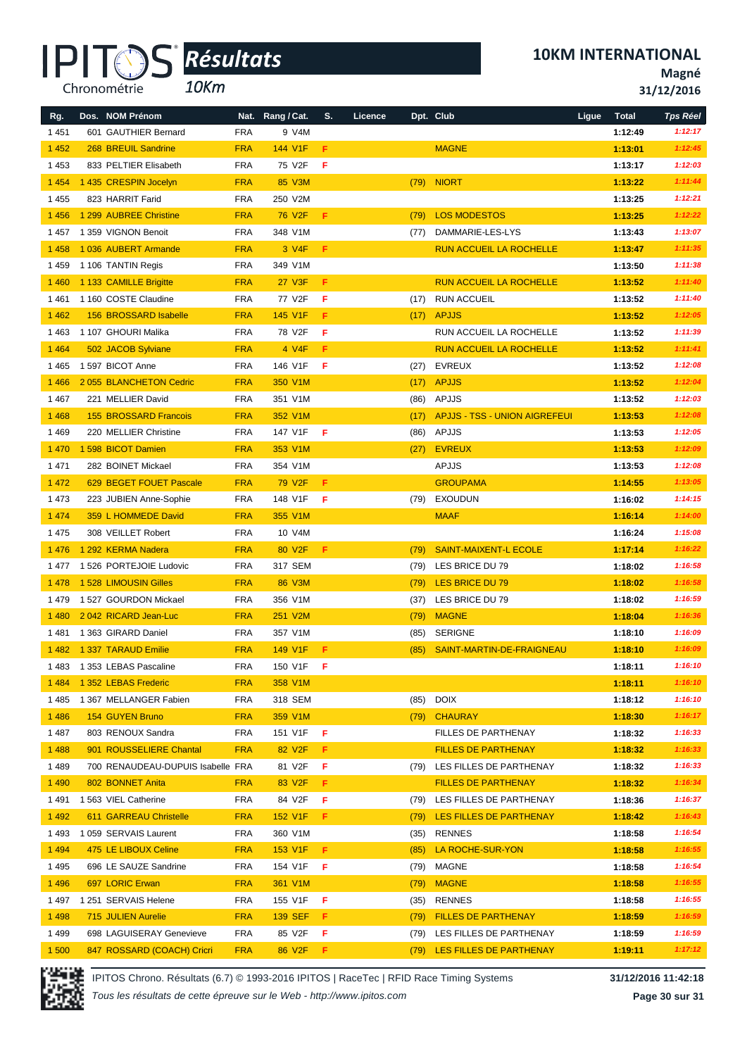# IPITOS Résultats 10Km

**10KM INTERNATIONAL**
**Magné**
**31/12/2016**

| Rg. | Dos. | NOM Prénom | Nat. | Rang / Cat. | S. | Licence | Dpt. | Club | Ligue | Total | Tps Réel |
|---|---|---|---|---|---|---|---|---|---|---|---|
| 1 451 | 601 | GAUTHIER Bernard | FRA | 9 V4M | | | | | | 1:12:49 | 1:12:17 |
| 1 452 | 268 | BREUIL Sandrine | FRA | 144 V1F | F | | | MAGNE | | 1:13:01 | 1:12:45 |
| 1 453 | 833 | PELTIER Elisabeth | FRA | 75 V2F | F | | | | | 1:13:17 | 1:12:03 |
| 1 454 | 1 435 | CRESPIN Jocelyn | FRA | 85 V3M | | | (79) | NIORT | | 1:13:22 | 1:11:44 |
| 1 455 | 823 | HARRIT Farid | FRA | 250 V2M | | | | | | 1:13:25 | 1:12:21 |
| 1 456 | 1 299 | AUBREE Christine | FRA | 76 V2F | F | | (79) | LOS MODESTOS | | 1:13:25 | 1:12:22 |
| 1 457 | 1 359 | VIGNON Benoit | FRA | 348 V1M | | | (77) | DAMMARIE-LES-LYS | | 1:13:43 | 1:13:07 |
| 1 458 | 1 036 | AUBERT Armande | FRA | 3 V4F | F | | | RUN ACCUEIL LA ROCHELLE | | 1:13:47 | 1:11:35 |
| 1 459 | 1 106 | TANTIN Regis | FRA | 349 V1M | | | | | | 1:13:50 | 1:11:38 |
| 1 460 | 1 133 | CAMILLE Brigitte | FRA | 27 V3F | F | | | RUN ACCUEIL LA ROCHELLE | | 1:13:52 | 1:11:40 |
| 1 461 | 1 160 | COSTE Claudine | FRA | 77 V2F | F | | (17) | RUN ACCUEIL | | 1:13:52 | 1:11:40 |
| 1 462 | 156 | BROSSARD Isabelle | FRA | 145 V1F | F | | (17) | APJJS | | 1:13:52 | 1:12:05 |
| 1 463 | 1 107 | GHOURI Malika | FRA | 78 V2F | F | | | RUN ACCUEIL LA ROCHELLE | | 1:13:52 | 1:11:39 |
| 1 464 | 502 | JACOB Sylviane | FRA | 4 V4F | F | | | RUN ACCUEIL LA ROCHELLE | | 1:13:52 | 1:11:41 |
| 1 465 | 1 597 | BICOT Anne | FRA | 146 V1F | F | | (27) | EVREUX | | 1:13:52 | 1:12:08 |
| 1 466 | 2 055 | BLANCHETON Cedric | FRA | 350 V1M | | | (17) | APJJS | | 1:13:52 | 1:12:04 |
| 1 467 | 221 | MELLIER David | FRA | 351 V1M | | | (86) | APJJS | | 1:13:52 | 1:12:03 |
| 1 468 | 155 | BROSSARD Francois | FRA | 352 V1M | | | (17) | APJJS - TSS - UNION AIGREFEUI | | 1:13:53 | 1:12:08 |
| 1 469 | 220 | MELLIER Christine | FRA | 147 V1F | F | | (86) | APJJS | | 1:13:53 | 1:12:05 |
| 1 470 | 1 598 | BICOT Damien | FRA | 353 V1M | | | (27) | EVREUX | | 1:13:53 | 1:12:09 |
| 1 471 | 282 | BOINET Mickael | FRA | 354 V1M | | | | APJJS | | 1:13:53 | 1:12:08 |
| 1 472 | 629 | BEGET FOUET Pascale | FRA | 79 V2F | F | | | GROUPAMA | | 1:14:55 | 1:13:05 |
| 1 473 | 223 | JUBIEN Anne-Sophie | FRA | 148 V1F | F | | (79) | EXOUDUN | | 1:16:02 | 1:14:15 |
| 1 474 | 359 | L HOMMEDE David | FRA | 355 V1M | | | | MAAF | | 1:16:14 | 1:14:00 |
| 1 475 | 308 | VEILLET Robert | FRA | 10 V4M | | | | | | 1:16:24 | 1:15:08 |
| 1 476 | 1 292 | KERMA Nadera | FRA | 80 V2F | F | | (79) | SAINT-MAIXENT-L ECOLE | | 1:17:14 | 1:16:22 |
| 1 477 | 1 526 | PORTEJOIE Ludovic | FRA | 317 SEM | | | (79) | LES BRICE DU 79 | | 1:18:02 | 1:16:58 |
| 1 478 | 1 528 | LIMOUSIN Gilles | FRA | 86 V3M | | | (79) | LES BRICE DU 79 | | 1:18:02 | 1:16:58 |
| 1 479 | 1 527 | GOURDON Mickael | FRA | 356 V1M | | | (37) | LES BRICE DU 79 | | 1:18:02 | 1:16:59 |
| 1 480 | 2 042 | RICARD Jean-Luc | FRA | 251 V2M | | | (79) | MAGNE | | 1:18:04 | 1:16:36 |
| 1 481 | 1 363 | GIRARD Daniel | FRA | 357 V1M | | | (85) | SERIGNE | | 1:18:10 | 1:16:09 |
| 1 482 | 1 337 | TARAUD Emilie | FRA | 149 V1F | F | | (85) | SAINT-MARTIN-DE-FRAIGNEAU | | 1:18:10 | 1:16:09 |
| 1 483 | 1 353 | LEBAS Pascaline | FRA | 150 V1F | F | | | | | 1:18:11 | 1:16:10 |
| 1 484 | 1 352 | LEBAS Frederic | FRA | 358 V1M | | | | | | 1:18:11 | 1:16:10 |
| 1 485 | 1 367 | MELLANGER Fabien | FRA | 318 SEM | | | (85) | DOIX | | 1:18:12 | 1:16:10 |
| 1 486 | 154 | GUYEN Bruno | FRA | 359 V1M | | | (79) | CHAURAY | | 1:18:30 | 1:16:17 |
| 1 487 | 803 | RENOUX Sandra | FRA | 151 V1F | F | | | FILLES DE PARTHENAY | | 1:18:32 | 1:16:33 |
| 1 488 | 901 | ROUSSELIERE Chantal | FRA | 82 V2F | F | | | FILLES DE PARTHENAY | | 1:18:32 | 1:16:33 |
| 1 489 | 700 | RENAUDEAU-DUPUIS Isabelle | FRA | 81 V2F | F | | (79) | LES FILLES DE PARTHENAY | | 1:18:32 | 1:16:33 |
| 1 490 | 802 | BONNET Anita | FRA | 83 V2F | F | | | FILLES DE PARTHENAY | | 1:18:32 | 1:16:34 |
| 1 491 | 1 563 | VIEL Catherine | FRA | 84 V2F | F | | (79) | LES FILLES DE PARTHENAY | | 1:18:36 | 1:16:37 |
| 1 492 | 611 | GARREAU Christelle | FRA | 152 V1F | F | | (79) | LES FILLES DE PARTHENAY | | 1:18:42 | 1:16:43 |
| 1 493 | 1 059 | SERVAIS Laurent | FRA | 360 V1M | | | (35) | RENNES | | 1:18:58 | 1:16:54 |
| 1 494 | 475 | LE LIBOUX Celine | FRA | 153 V1F | F | | (85) | LA ROCHE-SUR-YON | | 1:18:58 | 1:16:55 |
| 1 495 | 696 | LE SAUZE Sandrine | FRA | 154 V1F | F | | (79) | MAGNE | | 1:18:58 | 1:16:54 |
| 1 496 | 697 | LORIC Erwan | FRA | 361 V1M | | | (79) | MAGNE | | 1:18:58 | 1:16:55 |
| 1 497 | 1 251 | SERVAIS Helene | FRA | 155 V1F | F | | (35) | RENNES | | 1:18:58 | 1:16:55 |
| 1 498 | 715 | JULIEN Aurelie | FRA | 139 SEF | F | | (79) | FILLES DE PARTHENAY | | 1:18:59 | 1:16:59 |
| 1 499 | 698 | LAGUISERAY Genevieve | FRA | 85 V2F | F | | (79) | LES FILLES DE PARTHENAY | | 1:18:59 | 1:16:59 |
| 1 500 | 847 | ROSSARD (COACH) Cricri | FRA | 86 V2F | F | | (79) | LES FILLES DE PARTHENAY | | 1:19:11 | 1:17:12 |

IPITOS Chrono. Résultats (6.7) © 1993-2016 IPITOS | RaceTec | RFID Race Timing Systems — 31/12/2016 11:42:18

*Tous les résultats de cette épreuve sur le Web - http://www.ipitos.com*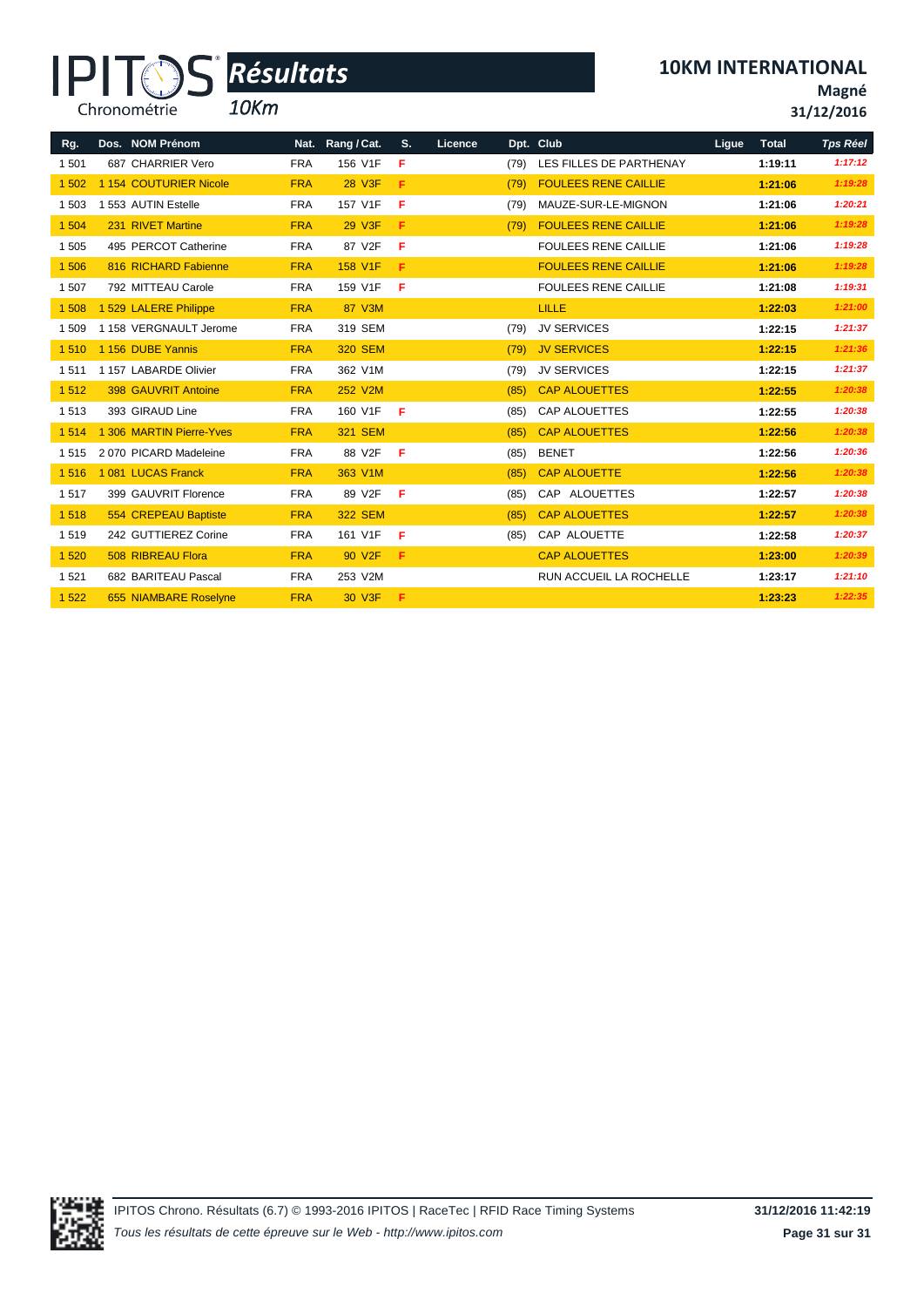# IPITOS Résultats

10Km

**10KM INTERNATIONAL**

**Magné**

**31/12/2016**

| Rg. | Dos. | NOM Prénom | Nat. | Rang / Cat. | S. | Licence | Dpt. | Club | Ligue | Total | Tps Réel |
|---|---|---|---|---|---|---|---|---|---|---|---|
| 1 501 | 687 | CHARRIER Vero | FRA | 156 V1F | F | | (79) | LES FILLES DE PARTHENAY | | 1:19:11 | 1:17:12 |
| 1 502 | 1 154 | COUTURIER Nicole | FRA | 28 V3F | F | | (79) | FOULEES RENE CAILLIE | | 1:21:06 | 1:19:28 |
| 1 503 | 1 553 | AUTIN Estelle | FRA | 157 V1F | F | | (79) | MAUZE-SUR-LE-MIGNON | | 1:21:06 | 1:20:21 |
| 1 504 | 231 | RIVET Martine | FRA | 29 V3F | F | | (79) | FOULEES RENE CAILLIE | | 1:21:06 | 1:19:28 |
| 1 505 | 495 | PERCOT Catherine | FRA | 87 V2F | F | | | FOULEES RENE CAILLIE | | 1:21:06 | 1:19:28 |
| 1 506 | 816 | RICHARD Fabienne | FRA | 158 V1F | F | | | FOULEES RENE CAILLIE | | 1:21:06 | 1:19:28 |
| 1 507 | 792 | MITTEAU Carole | FRA | 159 V1F | F | | | FOULEES RENE CAILLIE | | 1:21:08 | 1:19:31 |
| 1 508 | 1 529 | LALERE Philippe | FRA | 87 V3M | | | | LILLE | | 1:22:03 | 1:21:00 |
| 1 509 | 1 158 | VERGNAULT Jerome | FRA | 319 SEM | | | (79) | JV SERVICES | | 1:22:15 | 1:21:37 |
| 1 510 | 1 156 | DUBE Yannis | FRA | 320 SEM | | | (79) | JV SERVICES | | 1:22:15 | 1:21:36 |
| 1 511 | 1 157 | LABARDE Olivier | FRA | 362 V1M | | | (79) | JV SERVICES | | 1:22:15 | 1:21:37 |
| 1 512 | 398 | GAUVRIT Antoine | FRA | 252 V2M | | | (85) | CAP ALOUETTES | | 1:22:55 | 1:20:38 |
| 1 513 | 393 | GIRAUD Line | FRA | 160 V1F | F | | (85) | CAP ALOUETTES | | 1:22:55 | 1:20:38 |
| 1 514 | 1 306 | MARTIN Pierre-Yves | FRA | 321 SEM | | | (85) | CAP ALOUETTES | | 1:22:56 | 1:20:38 |
| 1 515 | 2 070 | PICARD Madeleine | FRA | 88 V2F | F | | (85) | BENET | | 1:22:56 | 1:20:36 |
| 1 516 | 1 081 | LUCAS Franck | FRA | 363 V1M | | | (85) | CAP ALOUETTE | | 1:22:56 | 1:20:38 |
| 1 517 | 399 | GAUVRIT Florence | FRA | 89 V2F | F | | (85) | CAP ALOUETTES | | 1:22:57 | 1:20:38 |
| 1 518 | 554 | CREPEAU Baptiste | FRA | 322 SEM | | | (85) | CAP ALOUETTES | | 1:22:57 | 1:20:38 |
| 1 519 | 242 | GUTTIERREZ Corine | FRA | 161 V1F | F | | (85) | CAP ALOUETTE | | 1:22:58 | 1:20:37 |
| 1 520 | 508 | RIBREAU Flora | FRA | 90 V2F | F | | | CAP ALOUETTES | | 1:23:00 | 1:20:39 |
| 1 521 | 682 | BARITEAU Pascal | FRA | 253 V2M | | | | RUN ACCUEIL LA ROCHELLE | | 1:23:17 | 1:21:10 |
| 1 522 | 655 | NIAMBARE Roselyne | FRA | 30 V3F | F | | | | | 1:23:23 | 1:22:35 |

IPITOS Chrono. Résultats (6.7) © 1993-2016 IPITOS | RaceTec | RFID Race Timing Systems

*Tous les résultats de cette épreuve sur le Web - http://www.ipitos.com*

**31/12/2016 11:42:19**